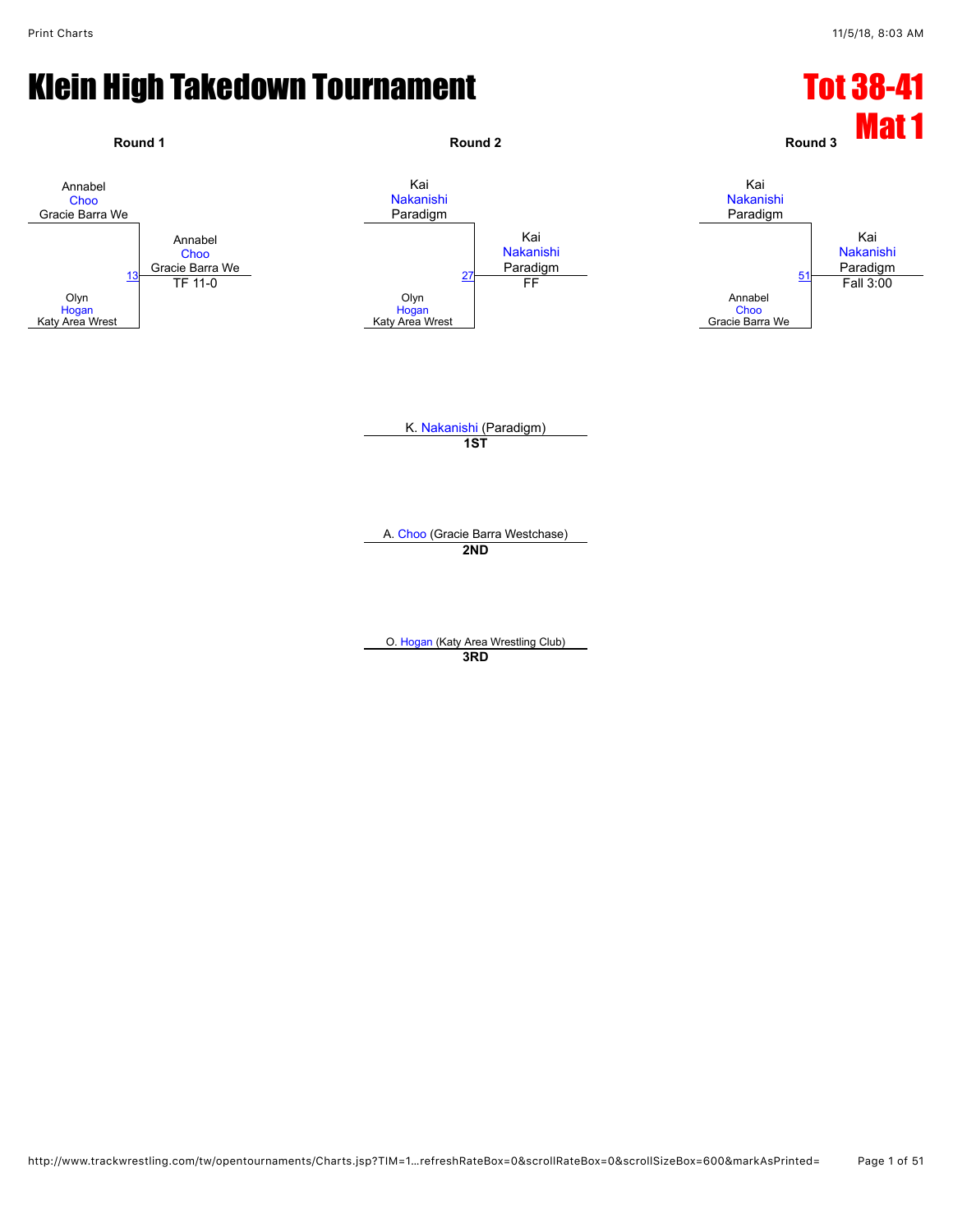# Klein High Takedown Tournament

## Tot 38-41
## Mat 1

### Round 1

| Wrestler 1 | Wrestler 2 | Bout | Winner | Result |
|---|---|---|---|---|
| Annabel Choo (Gracie Barra We) | Olyn Hogan (Katy Area Wrest) | 13 | Annabel Choo (Gracie Barra We) | TF 11-0 |

### Round 2

| Wrestler 1 | Wrestler 2 | Bout | Winner | Result |
|---|---|---|---|---|
| Kai Nakanishi (Paradigm) | Olyn Hogan (Katy Area Wrest) | 27 | Kai Nakanishi (Paradigm) | FF |

### Round 3

| Wrestler 1 | Wrestler 2 | Bout | Winner | Result |
|---|---|---|---|---|
| Kai Nakanishi (Paradigm) | Annabel Choo (Gracie Barra We) | 51 | Kai Nakanishi (Paradigm) | Fall 3:00 |

K. Nakanishi (Paradigm)
**1ST**

A. Choo (Gracie Barra Westchase)
**2ND**

O. Hogan (Katy Area Wrestling Club)
**3RD**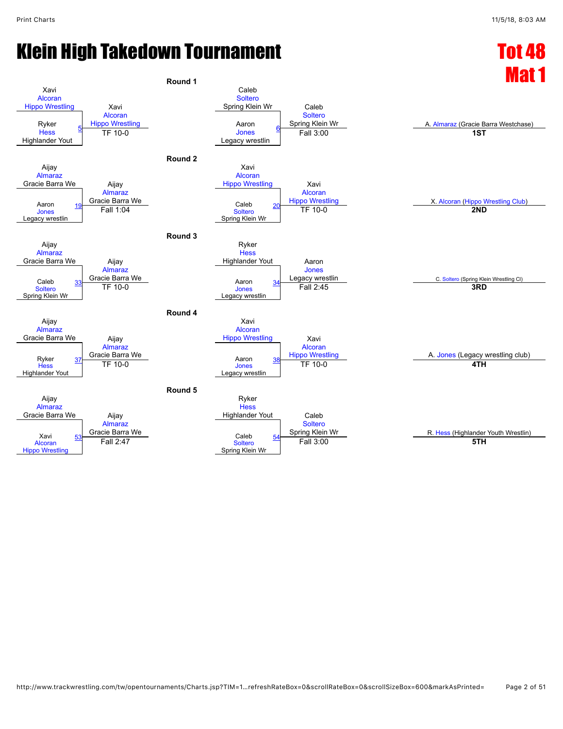# Klein High Takedown Tournament

**Tot 48**
**Mat 1**

## Round 1

| Match | Wrestler 1 | Wrestler 2 | Winner | Result |
|---|---|---|---|---|
| 5 | Xavi Alcoran (Hippo Wrestling) | Ryker Hess (Highlander Yout) | Xavi Alcoran (Hippo Wrestling) | TF 10-0 |
| 6 | Caleb Soltero (Spring Klein Wr) | Aaron Jones (Legacy wrestlin) | Caleb Soltero (Spring Klein Wr) | Fall 3:00 |

## Round 2

| Match | Wrestler 1 | Wrestler 2 | Winner | Result |
|---|---|---|---|---|
| 19 | Aijay Almaraz (Gracie Barra We) | Aaron Jones (Legacy wrestlin) | Aijay Almaraz (Gracie Barra We) | Fall 1:04 |
| 20 | Xavi Alcoran (Hippo Wrestling) | Caleb Soltero (Spring Klein Wr) | Xavi Alcoran (Hippo Wrestling) | TF 10-0 |

## Round 3

| Match | Wrestler 1 | Wrestler 2 | Winner | Result |
|---|---|---|---|---|
| 33 | Aijay Almaraz (Gracie Barra We) | Caleb Soltero (Spring Klein Wr) | Aijay Almaraz (Gracie Barra We) | TF 10-0 |
| 34 | Ryker Hess (Highlander Yout) | Aaron Jones (Legacy wrestlin) | Aaron Jones (Legacy wrestlin) | Fall 2:45 |

## Round 4

| Match | Wrestler 1 | Wrestler 2 | Winner | Result |
|---|---|---|---|---|
| 37 | Aijay Almaraz (Gracie Barra We) | Ryker Hess (Highlander Yout) | Aijay Almaraz (Gracie Barra We) | TF 10-0 |
| 38 | Xavi Alcoran (Hippo Wrestling) | Aaron Jones (Legacy wrestlin) | Xavi Alcoran (Hippo Wrestling) | TF 10-0 |

## Round 5

| Match | Wrestler 1 | Wrestler 2 | Winner | Result |
|---|---|---|---|---|
| 53 | Aijay Almaraz (Gracie Barra We) | Xavi Alcoran (Hippo Wrestling) | Aijay Almaraz (Gracie Barra We) | Fall 2:47 |
| 54 | Ryker Hess (Highlander Yout) | Caleb Soltero (Spring Klein Wr) | Caleb Soltero (Spring Klein Wr) | Fall 3:00 |

## Placements

| Place | Wrestler |
|---|---|
| **1ST** | A. Almaraz (Gracie Barra Westchase) |
| **2ND** | X. Alcoran (Hippo Wrestling Club) |
| **3RD** | C. Soltero (Spring Klein Wrestling Cl) |
| **4TH** | A. Jones (Legacy wrestling club) |
| **5TH** | R. Hess (Highlander Youth Wrestlin) |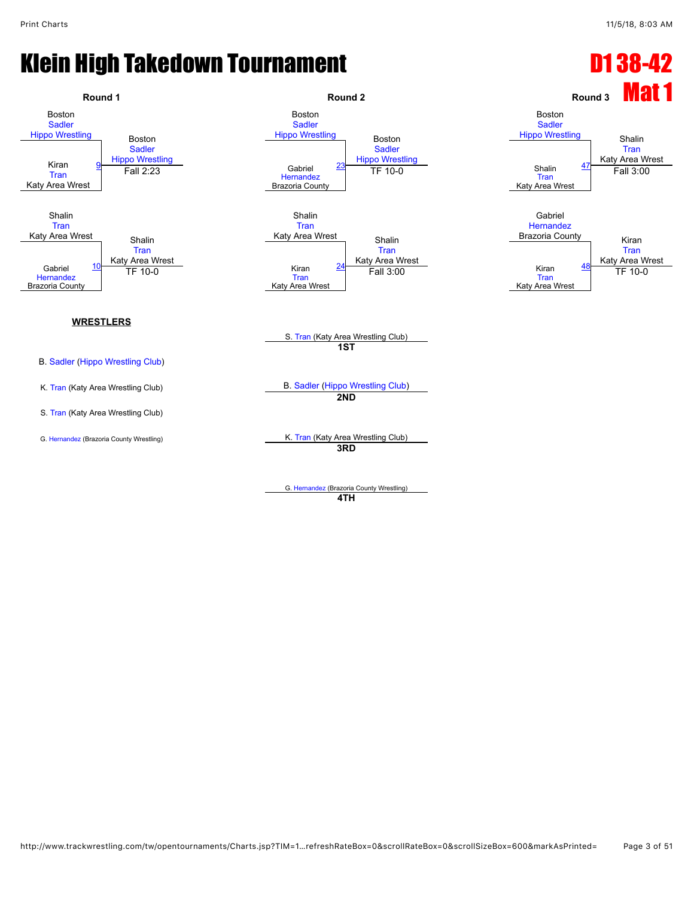# Klein High Takedown Tournament

## D1 38-42
## Mat 1

### Round 1

- Boston Sadler (Hippo Wrestling) vs Kiran Tran (Katy Area Wrest) — Match 9 — Winner: Boston Sadler (Hippo Wrestling), Fall 2:23
- Shalin Tran (Katy Area Wrest) vs Gabriel Hernandez (Brazoria County) — Match 10 — Winner: Shalin Tran (Katy Area Wrest), TF 10-0

### Round 2

- Boston Sadler (Hippo Wrestling) vs Gabriel Hernandez (Brazoria County) — Match 23 — Winner: Boston Sadler (Hippo Wrestling), TF 10-0
- Shalin Tran (Katy Area Wrest) vs Kiran Tran (Katy Area Wrest) — Match 24 — Winner: Shalin Tran (Katy Area Wrest), Fall 3:00

### Round 3

- Boston Sadler (Hippo Wrestling) vs Shalin Tran (Katy Area Wrest) — Match 47 — Winner: Shalin Tran (Katy Area Wrest), Fall 3:00
- Gabriel Hernandez (Brazoria County) vs Kiran Tran (Katy Area Wrest) — Match 48 — Winner: Kiran Tran (Katy Area Wrest), TF 10-0

**WRESTLERS**

- B. Sadler (Hippo Wrestling Club)
- K. Tran (Katy Area Wrestling Club)
- S. Tran (Katy Area Wrestling Club)
- G. Hernandez (Brazoria County Wrestling)

**Placements**

- **1ST**: S. Tran (Katy Area Wrestling Club)
- **2ND**: B. Sadler (Hippo Wrestling Club)
- **3RD**: K. Tran (Katy Area Wrestling Club)
- **4TH**: G. Hernandez (Brazoria County Wrestling)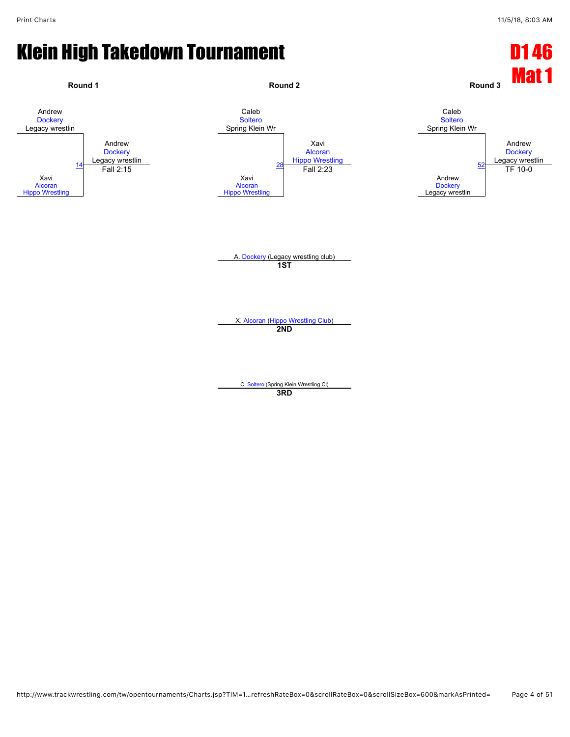# Klein High Takedown Tournament

**D1 46**
**Mat 1**

### Round 1

Andrew Dockery, Legacy wrestlin
vs.
Xavi Alcoran, Hippo Wrestling

Bout 14 — Winner: Andrew Dockery, Legacy wrestlin — Fall 2:15

### Round 2

Caleb Soltero, Spring Klein Wr
vs.
Xavi Alcoran, Hippo Wrestling

Bout 28 — Winner: Xavi Alcoran, Hippo Wrestling — Fall 2:23

### Round 3

Caleb Soltero, Spring Klein Wr
vs.
Andrew Dockery, Legacy wrestlin

Bout 52 — Winner: Andrew Dockery, Legacy wrestlin — TF 10-0

---

A. Dockery (Legacy wrestling club)
**1ST**

X. Alcoran (Hippo Wrestling Club)
**2ND**

C. Soltero (Spring Klein Wrestling Cl)
**3RD**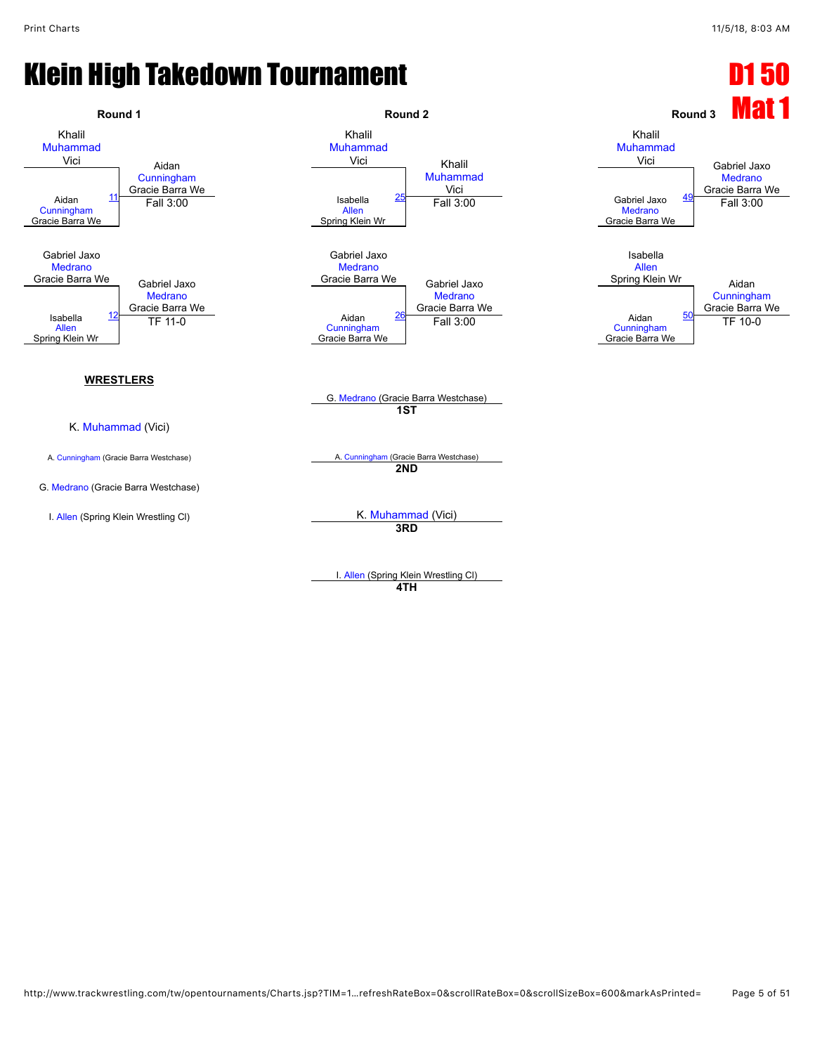# Klein High Takedown Tournament

**D1 50**
**Mat 1**

### Round 1

| Wrestler | Bout | Winner | Result |
|---|---|---|---|
| Khalil Muhammad (Vici) vs Aidan Cunningham (Gracie Barra We) | 11 | Aidan Cunningham (Gracie Barra We) | Fall 3:00 |
| Gabriel Jaxo Medrano (Gracie Barra We) vs Isabella Allen (Spring Klein Wr) | 12 | Gabriel Jaxo Medrano (Gracie Barra We) | TF 11-0 |

### Round 2

| Wrestler | Bout | Winner | Result |
|---|---|---|---|
| Khalil Muhammad (Vici) vs Isabella Allen (Spring Klein Wr) | 25 | Khalil Muhammad (Vici) | Fall 3:00 |
| Gabriel Jaxo Medrano (Gracie Barra We) vs Aidan Cunningham (Gracie Barra We) | 26 | Gabriel Jaxo Medrano (Gracie Barra We) | Fall 3:00 |

### Round 3

| Wrestler | Bout | Winner | Result |
|---|---|---|---|
| Khalil Muhammad (Vici) vs Gabriel Jaxo Medrano (Gracie Barra We) | 49 | Gabriel Jaxo Medrano (Gracie Barra We) | Fall 3:00 |
| Isabella Allen (Spring Klein Wr) vs Aidan Cunningham (Gracie Barra We) | 50 | Aidan Cunningham (Gracie Barra We) | TF 10-0 |

**WRESTLERS**

- K. Muhammad (Vici)
- A. Cunningham (Gracie Barra Westchase)
- G. Medrano (Gracie Barra Westchase)
- I. Allen (Spring Klein Wrestling Cl)

**1ST**: G. Medrano (Gracie Barra Westchase)

**2ND**: A. Cunningham (Gracie Barra Westchase)

**3RD**: K. Muhammad (Vici)

**4TH**: I. Allen (Spring Klein Wrestling Cl)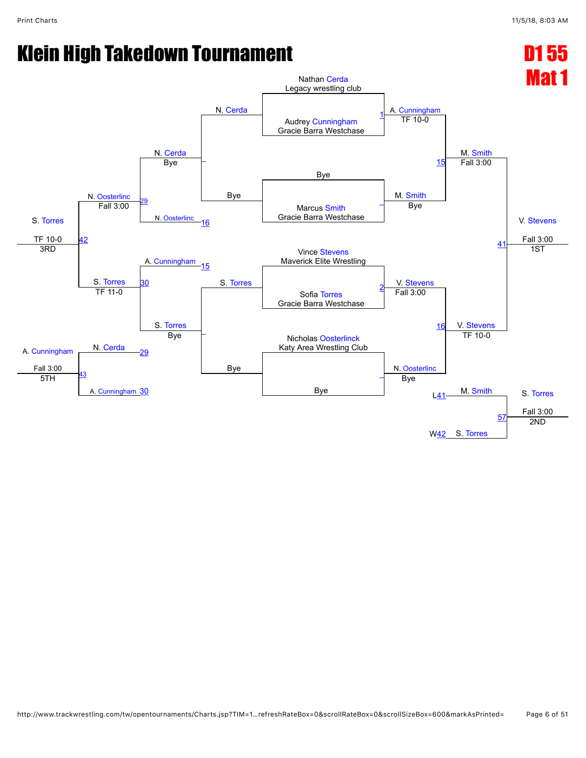# Klein High Takedown Tournament

## D1 55
## Mat 1

### Championship Bracket

**Round 1**

- Nathan Cerda (Legacy wrestling club) vs. Audrey Cunningham (Gracie Barra Westchase) — Match 1: A. Cunningham, TF 10-0
- Bye vs. Marcus Smith (Gracie Barra Westchase) — M. Smith, Bye
- Vince Stevens (Maverick Elite Wrestling) vs. Sofia Torres (Gracie Barra Westchase) — Match 2: V. Stevens, Fall 3:00
- Nicholas Oosterlinck (Katy Area Wrestling Club) vs. Bye — N. Oosterlinc, Bye

**Semifinals**

- A. Cunningham vs. M. Smith — Match 15: M. Smith, Fall 3:00
- V. Stevens vs. N. Oosterlinc — Match 16: V. Stevens, TF 10-0

**Final**

- M. Smith vs. V. Stevens — Match 41: V. Stevens, Fall 3:00 — 1ST

### Consolation Bracket

- N. Cerda vs. Bye — N. Cerda, Bye
- S. Torres vs. Bye — S. Torres, Bye
- N. Cerda vs. N. Oosterlinc (16) — Match 29: N. Oosterlinc, Fall 3:00
- A. Cunningham (15) vs. S. Torres — Match 30: S. Torres, TF 11-0
- N. Oosterlinc vs. S. Torres — Match 42: S. Torres, TF 10-0 — 3RD
- N. Cerda (29) vs. A. Cunningham (30) — Match 43: A. Cunningham, Fall 3:00 — 5TH

### Second Place Match

- M. Smith (L41) vs. S. Torres (W42) — Match 57: S. Torres, Fall 3:00 — 2ND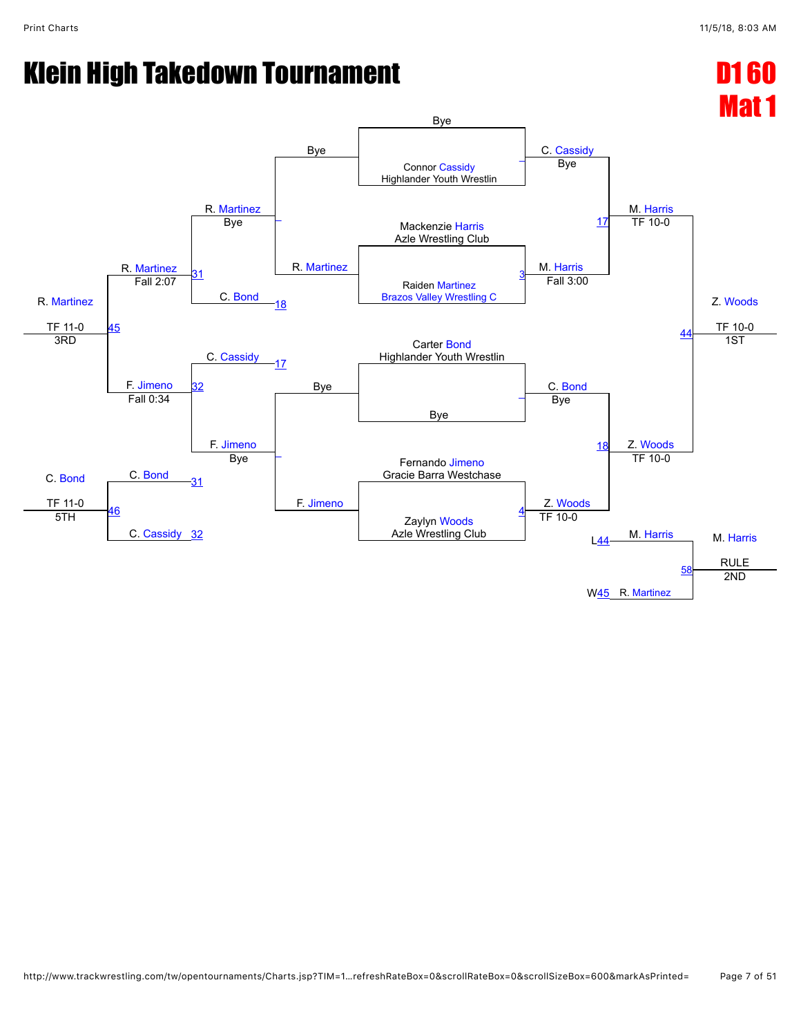# Klein High Takedown Tournament

**D1 60**
**Mat 1**

## Championship Bracket

| Match | Wrestler 1 | Wrestler 2 | Winner | Result |
|---|---|---|---|---|
| — | Bye | Connor Cassidy, Highlander Youth Wrestlin | C. Cassidy | Bye |
| 3 | Mackenzie Harris, Azle Wrestling Club | Raiden Martinez, Brazos Valley Wrestling C | M. Harris | Fall 3:00 |
| — | Carter Bond, Highlander Youth Wrestlin | Bye | C. Bond | Bye |
| 4 | Fernando Jimeno, Gracie Barra Westchase | Zaylyn Woods, Azle Wrestling Club | Z. Woods | TF 10-0 |
| 17 | C. Cassidy | M. Harris | M. Harris | TF 10-0 |
| 18 | C. Bond | Z. Woods | Z. Woods | TF 10-0 |
| 44 | M. Harris | Z. Woods | Z. Woods (1ST) | TF 10-0 |

## Consolation Bracket

| Match | Wrestler 1 | Wrestler 2 | Winner | Result |
|---|---|---|---|---|
| — | Bye | R. Martinez | R. Martinez | Bye |
| — | Bye | F. Jimeno | F. Jimeno | Bye |
| 31 | R. Martinez | C. Bond (L18) | R. Martinez | Fall 2:07 |
| 32 | C. Cassidy (L17) | F. Jimeno | F. Jimeno | Fall 0:34 |
| 45 | R. Martinez | F. Jimeno | R. Martinez (3RD) | TF 11-0 |
| 46 | C. Bond (L31) | C. Cassidy (L32) | C. Bond (5TH) | TF 11-0 |

## Second Place Match

| Match | Wrestler 1 | Wrestler 2 | Winner | Result |
|---|---|---|---|---|
| 58 | M. Harris (L44) | R. Martinez (W45) | M. Harris (2ND) | RULE |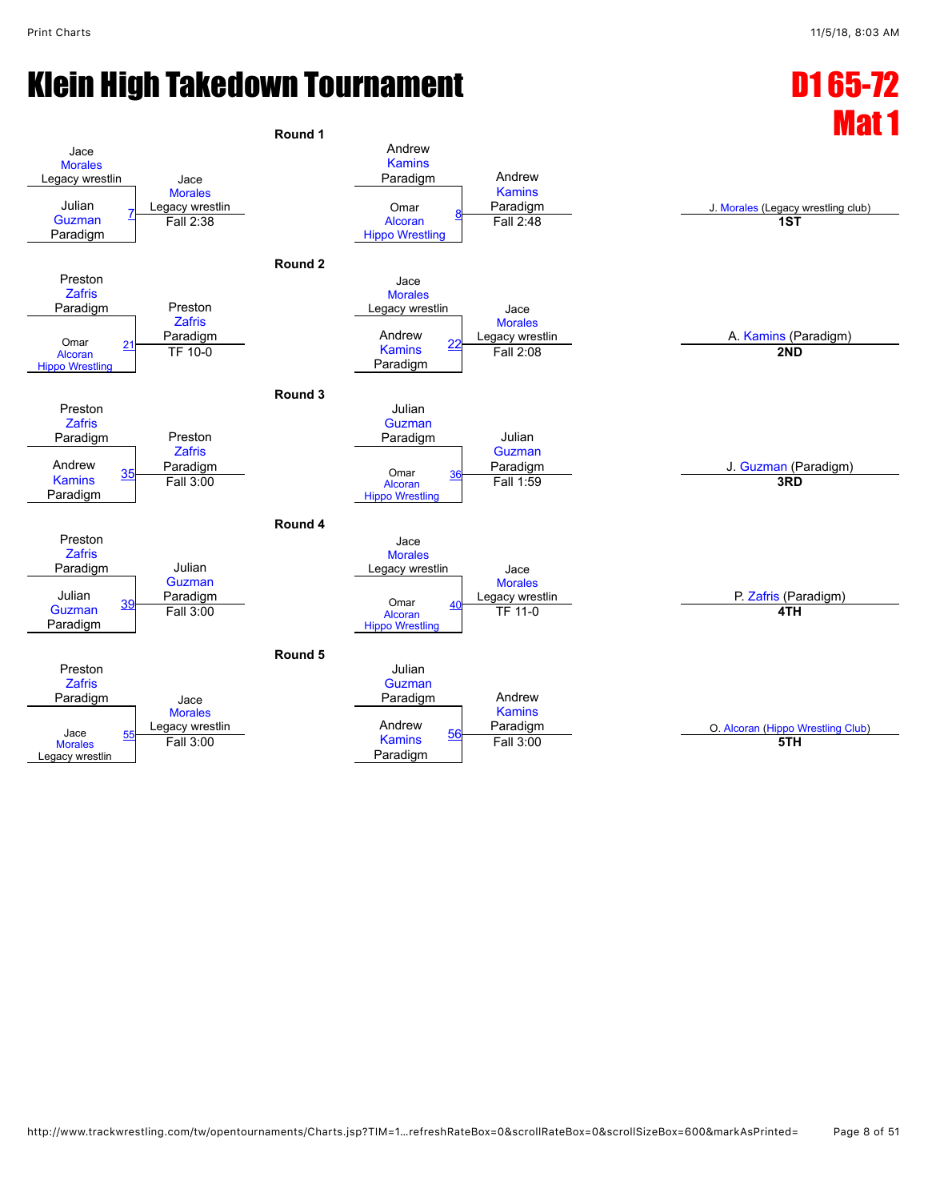# Klein High Takedown Tournament

## D1 65-72
## Mat 1

### Round 1

| Wrestler 1 | Wrestler 2 | Bout | Winner | Result |
|---|---|---|---|---|
| Jace Morales (Legacy wrestlin) | Julian Guzman (Paradigm) | 7 | Jace Morales (Legacy wrestlin) | Fall 2:38 |
| Andrew Kamins (Paradigm) | Omar Alcoran (Hippo Wrestling) | 8 | Andrew Kamins (Paradigm) | Fall 2:48 |

### Round 2

| Wrestler 1 | Wrestler 2 | Bout | Winner | Result |
|---|---|---|---|---|
| Preston Zafris (Paradigm) | Omar Alcoran (Hippo Wrestling) | 21 | Preston Zafris (Paradigm) | TF 10-0 |
| Jace Morales (Legacy wrestlin) | Andrew Kamins (Paradigm) | 22 | Jace Morales (Legacy wrestlin) | Fall 2:08 |

### Round 3

| Wrestler 1 | Wrestler 2 | Bout | Winner | Result |
|---|---|---|---|---|
| Preston Zafris (Paradigm) | Andrew Kamins (Paradigm) | 35 | Preston Zafris (Paradigm) | Fall 3:00 |
| Julian Guzman (Paradigm) | Omar Alcoran (Hippo Wrestling) | 36 | Julian Guzman (Paradigm) | Fall 1:59 |

### Round 4

| Wrestler 1 | Wrestler 2 | Bout | Winner | Result |
|---|---|---|---|---|
| Preston Zafris (Paradigm) | Julian Guzman (Paradigm) | 39 | Julian Guzman (Paradigm) | Fall 3:00 |
| Jace Morales (Legacy wrestlin) | Omar Alcoran (Hippo Wrestling) | 40 | Jace Morales (Legacy wrestlin) | TF 11-0 |

### Round 5

| Wrestler 1 | Wrestler 2 | Bout | Winner | Result |
|---|---|---|---|---|
| Preston Zafris (Paradigm) | Jace Morales (Legacy wrestlin) | 55 | Jace Morales (Legacy wrestlin) | Fall 3:00 |
| Julian Guzman (Paradigm) | Andrew Kamins (Paradigm) | 56 | Andrew Kamins (Paradigm) | Fall 3:00 |

### Placings

| Wrestler | Place |
|---|---|
| J. Morales (Legacy wrestling club) | 1ST |
| A. Kamins (Paradigm) | 2ND |
| J. Guzman (Paradigm) | 3RD |
| P. Zafris (Paradigm) | 4TH |
| O. Alcoran (Hippo Wrestling Club) | 5TH |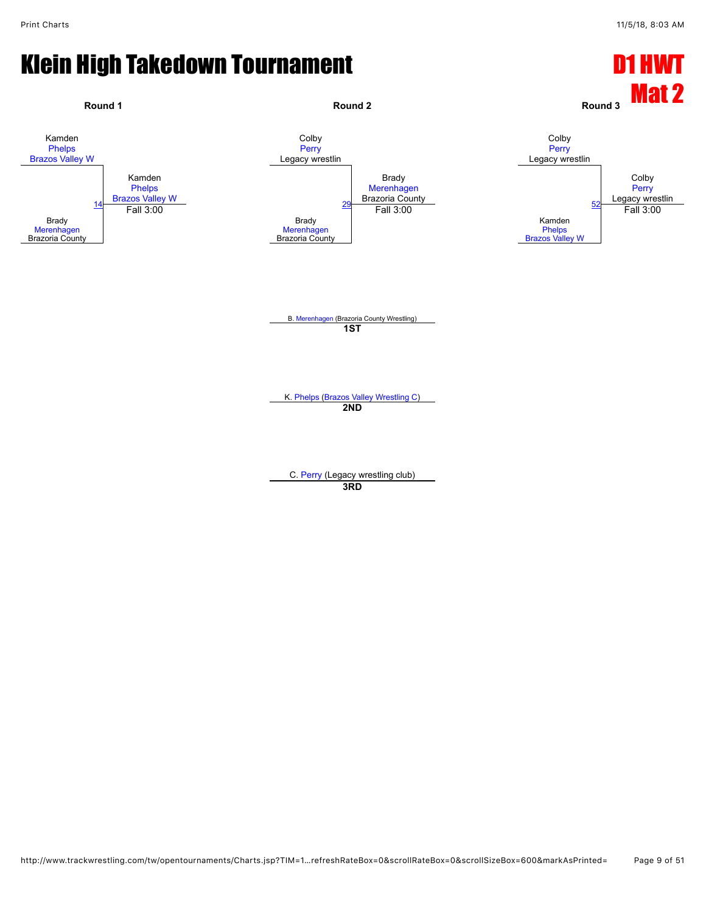# Klein High Takedown Tournament

## D1 HWT
## Mat 2

### Round 1

Kamden
Phelps
Brazos Valley W

14

Brady
Merenhagen
Brazoria County

**Winner:** Kamden Phelps, Brazos Valley W — Fall 3:00

### Round 2

Colby
Perry
Legacy wrestlin

29

Brady
Merenhagen
Brazoria County

**Winner:** Brady Merenhagen, Brazoria County — Fall 3:00

### Round 3

Colby
Perry
Legacy wrestlin

52

Kamden
Phelps
Brazos Valley W

**Winner:** Colby Perry, Legacy wrestlin — Fall 3:00

B. Merenhagen (Brazoria County Wrestling)
**1ST**

K. Phelps (Brazos Valley Wrestling C)
**2ND**

C. Perry (Legacy wrestling club)
**3RD**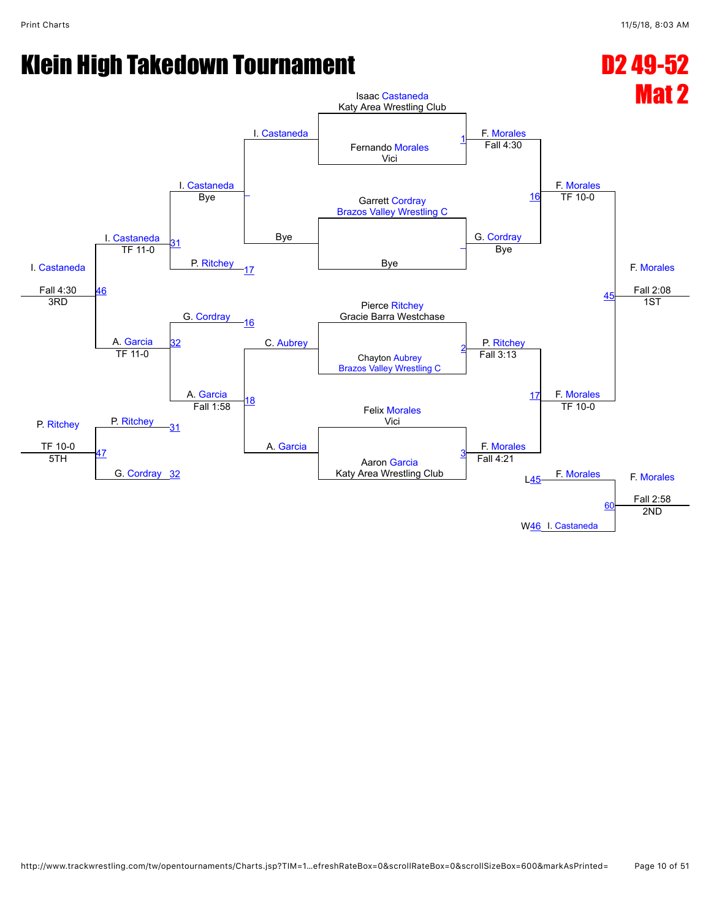# Klein High Takedown Tournament

## D2 49-52
## Mat 2

### Championship Bracket

**Round 1**

- Match 1: Isaac Castaneda (Katy Area Wrestling Club) vs Fernando Morales (Vici) — F. Morales, Fall 4:30
- Garrett Cordray (Brazos Valley Wrestling C) vs Bye — G. Cordray, Bye
- Match 2: Pierce Ritchey (Gracie Barra Westchase) vs Chayton Aubrey (Brazos Valley Wrestling C) — P. Ritchey, Fall 3:13
- Match 3: Felix Morales (Vici) vs Aaron Garcia (Katy Area Wrestling Club) — F. Morales, Fall 4:21

**Round 2**

- Match 16: F. Morales vs G. Cordray — F. Morales, TF 10-0
- Match 17: P. Ritchey vs F. Morales — F. Morales, TF 10-0

**Final**

- Match 45: F. Morales vs F. Morales — F. Morales, Fall 2:08 — 1ST

### Consolation Bracket

- I. Castaneda vs Bye — I. Castaneda, Bye
- Match 18: C. Aubrey vs A. Garcia — A. Garcia, Fall 1:58
- Match 31: I. Castaneda vs P. Ritchey (L17) — I. Castaneda, TF 11-0
- Match 32: G. Cordray (L16) vs A. Garcia — A. Garcia, TF 11-0
- Match 46: I. Castaneda vs A. Garcia — I. Castaneda, Fall 4:30 — 3RD
- Match 47: P. Ritchey (L31) vs G. Cordray (L32) — P. Ritchey, TF 10-0 — 5TH

### Second Place Match

- Match 60: F. Morales (L45) vs I. Castaneda (W46) — F. Morales, Fall 2:58 — 2ND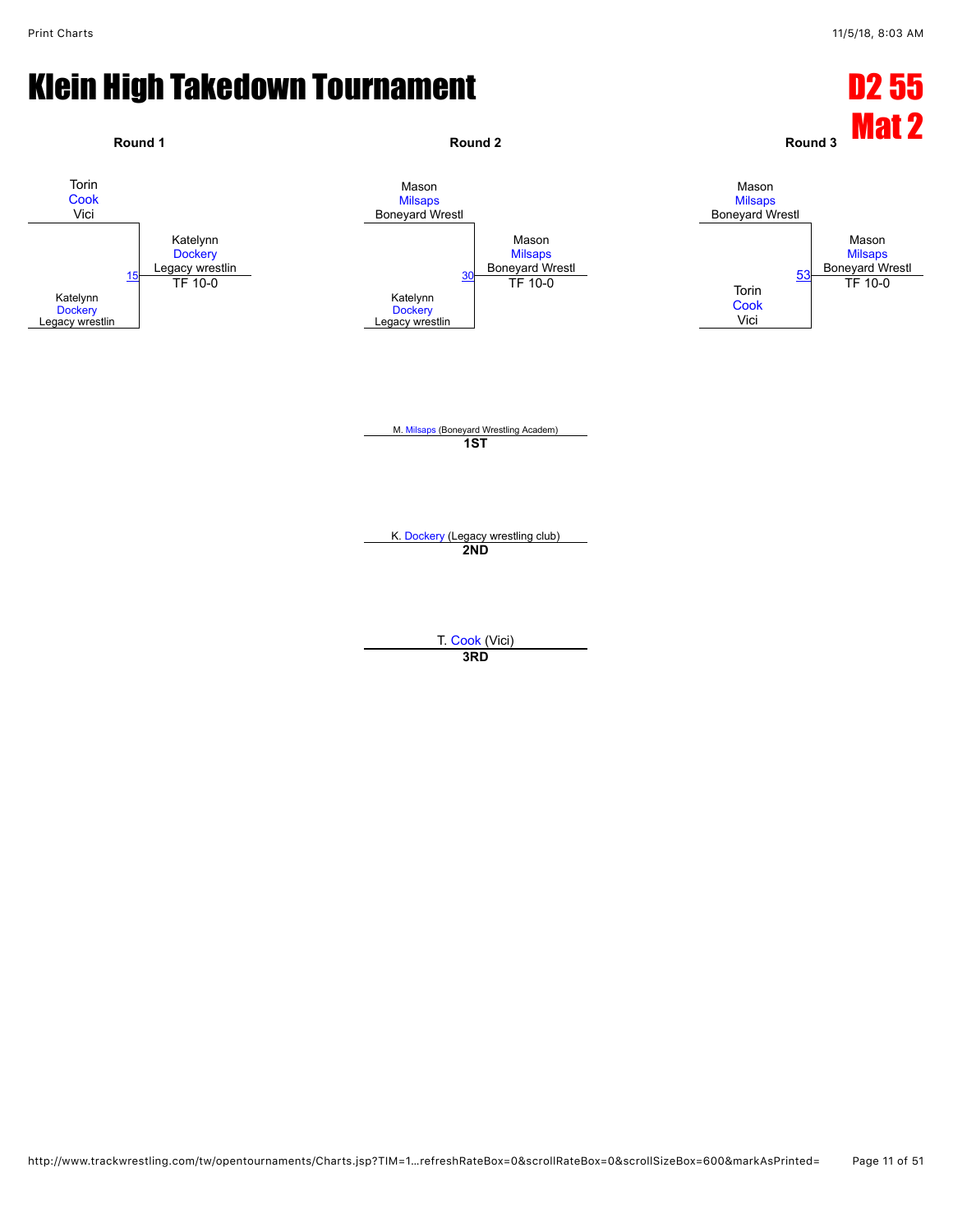# Klein High Takedown Tournament

## D2 55
## Mat 2

### Round 1

Torin Cook, Vici
vs.
Katelynn Dockery, Legacy wrestlin

Match 15 — Winner: Katelynn Dockery, Legacy wrestlin — TF 10-0

### Round 2

Mason Milsaps, Boneyard Wrestl
vs.
Katelynn Dockery, Legacy wrestlin

Match 30 — Winner: Mason Milsaps, Boneyard Wrestl — TF 10-0

### Round 3

Mason Milsaps, Boneyard Wrestl
vs.
Torin Cook, Vici

Match 53 — Winner: Mason Milsaps, Boneyard Wrestl — TF 10-0

### Placings

**1ST**: M. Milsaps (Boneyard Wrestling Academ)

**2ND**: K. Dockery (Legacy wrestling club)

**3RD**: T. Cook (Vici)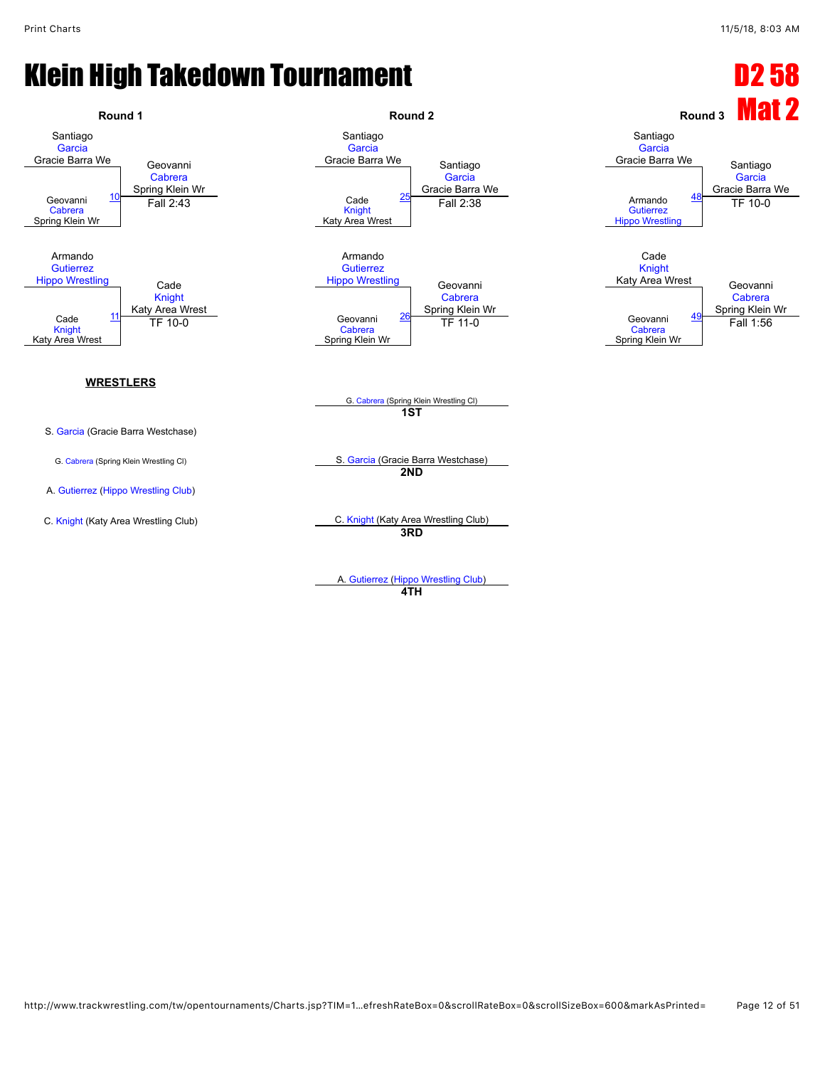# Klein High Takedown Tournament

## D2 58 Mat 2

### Round 1

| Match | Wrestler 1 | Wrestler 2 | Winner | Result |
|---|---|---|---|---|
| 10 | Santiago Garcia (Gracie Barra We) | Geovanni Cabrera (Spring Klein Wr) | Geovanni Cabrera (Spring Klein Wr) | Fall 2:43 |
| 11 | Armando Gutierrez (Hippo Wrestling) | Cade Knight (Katy Area Wrest) | Cade Knight (Katy Area Wrest) | TF 10-0 |

### Round 2

| Match | Wrestler 1 | Wrestler 2 | Winner | Result |
|---|---|---|---|---|
| 25 | Santiago Garcia (Gracie Barra We) | Cade Knight (Katy Area Wrest) | Santiago Garcia (Gracie Barra We) | Fall 2:38 |
| 26 | Armando Gutierrez (Hippo Wrestling) | Geovanni Cabrera (Spring Klein Wr) | Geovanni Cabrera (Spring Klein Wr) | TF 11-0 |

### Round 3

| Match | Wrestler 1 | Wrestler 2 | Winner | Result |
|---|---|---|---|---|
| 48 | Santiago Garcia (Gracie Barra We) | Armando Gutierrez (Hippo Wrestling) | Santiago Garcia (Gracie Barra We) | TF 10-0 |
| 49 | Cade Knight (Katy Area Wrest) | Geovanni Cabrera (Spring Klein Wr) | Geovanni Cabrera (Spring Klein Wr) | Fall 1:56 |

**WRESTLERS**

- S. Garcia (Gracie Barra Westchase)
- G. Cabrera (Spring Klein Wrestling Cl)
- A. Gutierrez (Hippo Wrestling Club)
- C. Knight (Katy Area Wrestling Club)

**Placements**

- **1ST**: G. Cabrera (Spring Klein Wrestling Cl)
- **2ND**: S. Garcia (Gracie Barra Westchase)
- **3RD**: C. Knight (Katy Area Wrestling Club)
- **4TH**: A. Gutierrez (Hippo Wrestling Club)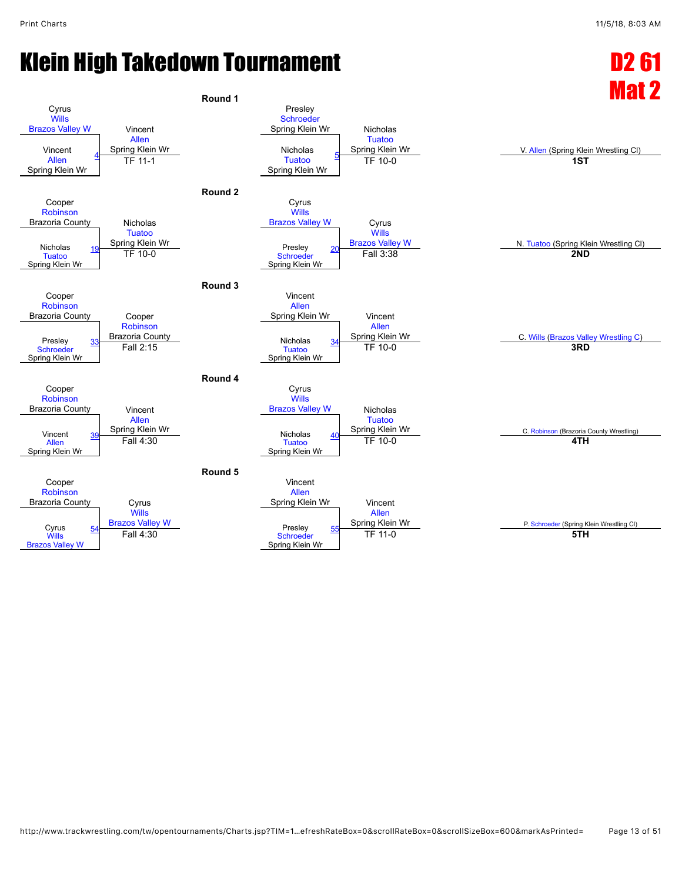# Klein High Takedown Tournament

## D2 61 Mat 2

### Round 1

| Wrestler 1 | Wrestler 2 | Bout | Winner | Result |
|---|---|---|---|---|
| Cyrus Wills (Brazos Valley W) | Vincent Allen (Spring Klein Wr) | 4 | Vincent Allen (Spring Klein Wr) | TF 11-1 |
| Presley Schroeder (Spring Klein Wr) | Nicholas Tuatoo (Spring Klein Wr) | 5 | Nicholas Tuatoo (Spring Klein Wr) | TF 10-0 |

### Round 2

| Wrestler 1 | Wrestler 2 | Bout | Winner | Result |
|---|---|---|---|---|
| Cooper Robinson (Brazoria County) | Nicholas Tuatoo (Spring Klein Wr) | 19 | Nicholas Tuatoo (Spring Klein Wr) | TF 10-0 |
| Cyrus Wills (Brazos Valley W) | Presley Schroeder (Spring Klein Wr) | 20 | Cyrus Wills (Brazos Valley W) | Fall 3:38 |

### Round 3

| Wrestler 1 | Wrestler 2 | Bout | Winner | Result |
|---|---|---|---|---|
| Cooper Robinson (Brazoria County) | Presley Schroeder (Spring Klein Wr) | 33 | Cooper Robinson (Brazoria County) | Fall 2:15 |
| Vincent Allen (Spring Klein Wr) | Nicholas Tuatoo (Spring Klein Wr) | 34 | Vincent Allen (Spring Klein Wr) | TF 10-0 |

### Round 4

| Wrestler 1 | Wrestler 2 | Bout | Winner | Result |
|---|---|---|---|---|
| Cooper Robinson (Brazoria County) | Vincent Allen (Spring Klein Wr) | 39 | Vincent Allen (Spring Klein Wr) | Fall 4:30 |
| Cyrus Wills (Brazos Valley W) | Nicholas Tuatoo (Spring Klein Wr) | 40 | Nicholas Tuatoo (Spring Klein Wr) | TF 10-0 |

### Round 5

| Wrestler 1 | Wrestler 2 | Bout | Winner | Result |
|---|---|---|---|---|
| Cooper Robinson (Brazoria County) | Cyrus Wills (Brazos Valley W) | 54 | Cyrus Wills (Brazos Valley W) | Fall 4:30 |
| Vincent Allen (Spring Klein Wr) | Presley Schroeder (Spring Klein Wr) | 55 | Vincent Allen (Spring Klein Wr) | TF 11-0 |

### Placements

| Place | Wrestler |
|---|---|
| 1ST | V. Allen (Spring Klein Wrestling Cl) |
| 2ND | N. Tuatoo (Spring Klein Wrestling Cl) |
| 3RD | C. Wills (Brazos Valley Wrestling C) |
| 4TH | C. Robinson (Brazoria County Wrestling) |
| 5TH | P. Schroeder (Spring Klein Wrestling Cl) |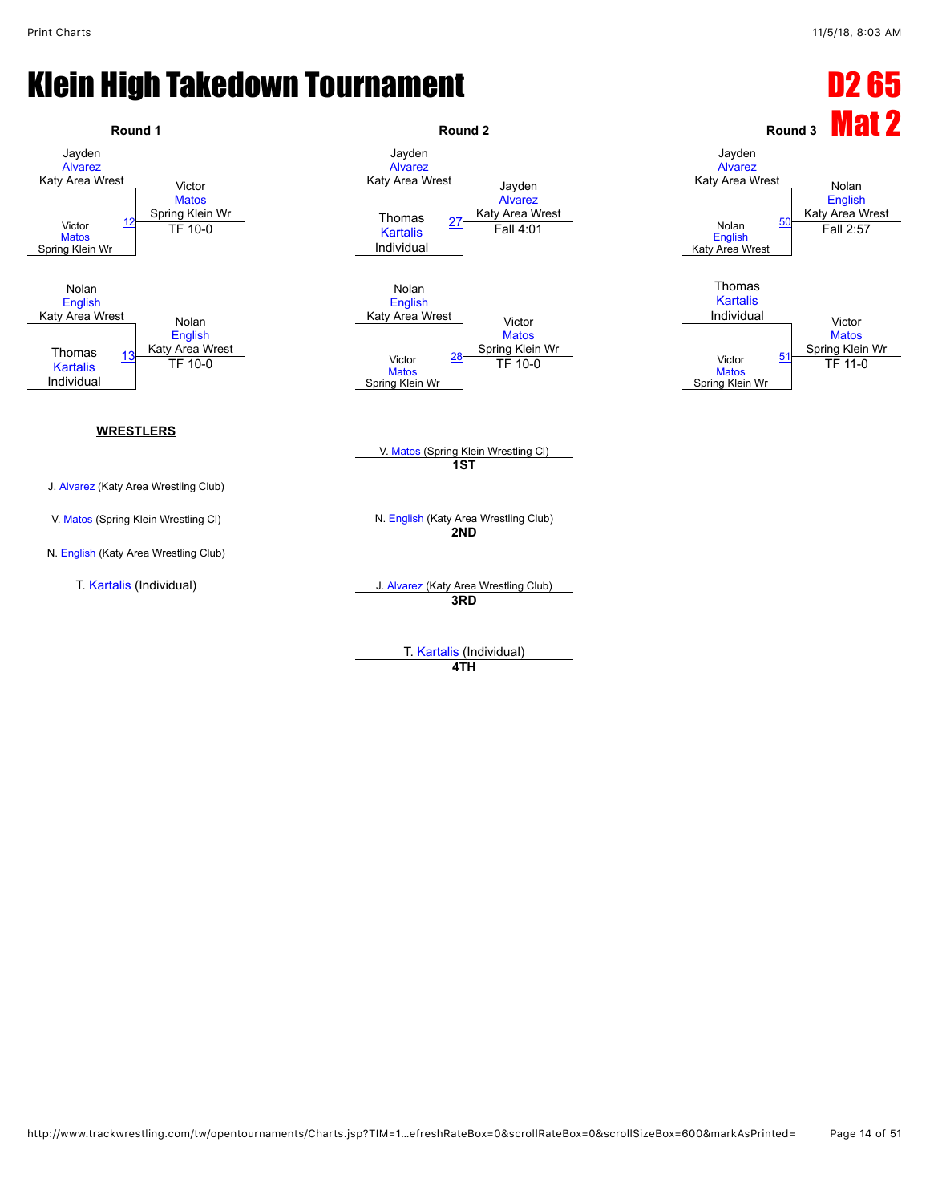# Klein High Takedown Tournament

**D2 65**
**Mat 2**

### Round 1

| Wrestler | Bout | Winner | Result |
|---|---|---|---|
| Jayden Alvarez (Katy Area Wrest) vs. Victor Matos (Spring Klein Wr) | 12 | Victor Matos (Spring Klein Wr) | TF 10-0 |
| Nolan English (Katy Area Wrest) vs. Thomas Kartalis (Individual) | 13 | Nolan English (Katy Area Wrest) | TF 10-0 |

### Round 2

| Wrestler | Bout | Winner | Result |
|---|---|---|---|
| Jayden Alvarez (Katy Area Wrest) vs. Thomas Kartalis (Individual) | 27 | Jayden Alvarez (Katy Area Wrest) | Fall 4:01 |
| Nolan English (Katy Area Wrest) vs. Victor Matos (Spring Klein Wr) | 28 | Victor Matos (Spring Klein Wr) | TF 10-0 |

### Round 3

| Wrestler | Bout | Winner | Result |
|---|---|---|---|
| Jayden Alvarez (Katy Area Wrest) vs. Nolan English (Katy Area Wrest) | 50 | Nolan English (Katy Area Wrest) | Fall 2:57 |
| Thomas Kartalis (Individual) vs. Victor Matos (Spring Klein Wr) | 51 | Victor Matos (Spring Klein Wr) | TF 11-0 |

**WRESTLERS**

- J. Alvarez (Katy Area Wrestling Club)
- V. Matos (Spring Klein Wrestling Cl)
- N. English (Katy Area Wrestling Club)
- T. Kartalis (Individual)

**1ST**: V. Matos (Spring Klein Wrestling Cl)

**2ND**: N. English (Katy Area Wrestling Club)

**3RD**: J. Alvarez (Katy Area Wrestling Club)

**4TH**: T. Kartalis (Individual)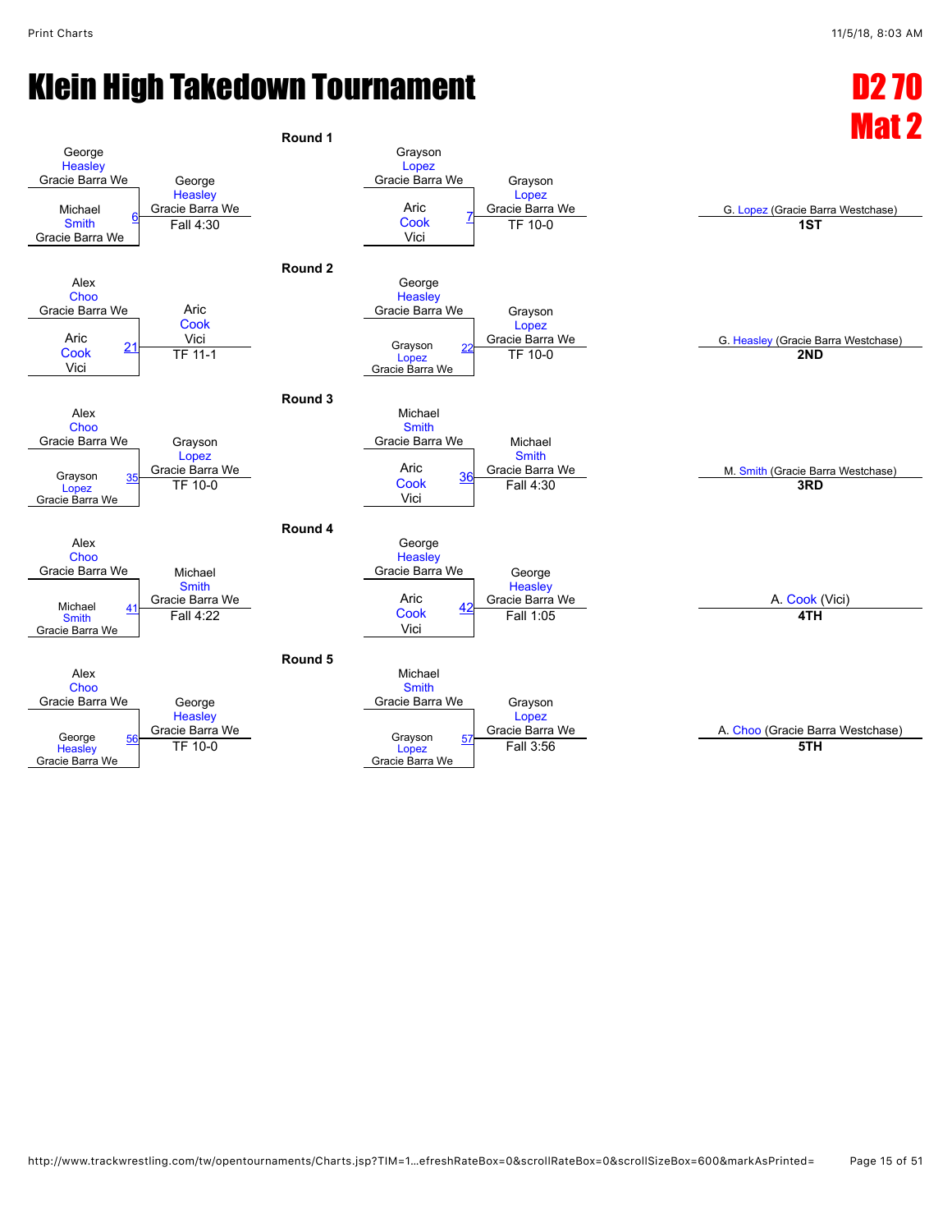# Klein High Takedown Tournament

## D2 70 Mat 2

### Round 1

| Bout | Wrestler 1 | Wrestler 2 | Winner | Result |
|---|---|---|---|---|
| 6 | George Heasley (Gracie Barra We) | Michael Smith (Gracie Barra We) | George Heasley (Gracie Barra We) | Fall 4:30 |
| 7 | Grayson Lopez (Gracie Barra We) | Aric Cook (Vici) | Grayson Lopez (Gracie Barra We) | TF 10-0 |

### Round 2

| Bout | Wrestler 1 | Wrestler 2 | Winner | Result |
|---|---|---|---|---|
| 21 | Alex Choo (Gracie Barra We) | Aric Cook (Vici) | Aric Cook (Vici) | TF 11-1 |
| 22 | George Heasley (Gracie Barra We) | Grayson Lopez (Gracie Barra We) | Grayson Lopez (Gracie Barra We) | TF 10-0 |

### Round 3

| Bout | Wrestler 1 | Wrestler 2 | Winner | Result |
|---|---|---|---|---|
| 35 | Alex Choo (Gracie Barra We) | Grayson Lopez (Gracie Barra We) | Grayson Lopez (Gracie Barra We) | TF 10-0 |
| 36 | Michael Smith (Gracie Barra We) | Aric Cook (Vici) | Michael Smith (Gracie Barra We) | Fall 4:30 |

### Round 4

| Bout | Wrestler 1 | Wrestler 2 | Winner | Result |
|---|---|---|---|---|
| 41 | Alex Choo (Gracie Barra We) | Michael Smith (Gracie Barra We) | Michael Smith (Gracie Barra We) | Fall 4:22 |
| 42 | George Heasley (Gracie Barra We) | Aric Cook (Vici) | George Heasley (Gracie Barra We) | Fall 1:05 |

### Round 5

| Bout | Wrestler 1 | Wrestler 2 | Winner | Result |
|---|---|---|---|---|
| 56 | Alex Choo (Gracie Barra We) | George Heasley (Gracie Barra We) | George Heasley (Gracie Barra We) | TF 10-0 |
| 57 | Michael Smith (Gracie Barra We) | Grayson Lopez (Gracie Barra We) | Grayson Lopez (Gracie Barra We) | Fall 3:56 |

### Placings

| Place | Wrestler |
|---|---|
| 1ST | G. Lopez (Gracie Barra Westchase) |
| 2ND | G. Heasley (Gracie Barra Westchase) |
| 3RD | M. Smith (Gracie Barra Westchase) |
| 4TH | A. Cook (Vici) |
| 5TH | A. Choo (Gracie Barra Westchase) |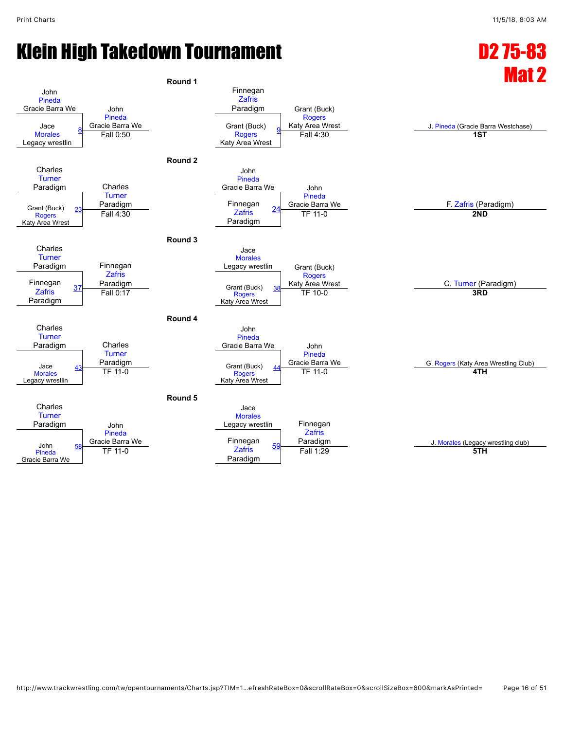# Klein High Takedown Tournament

## D2 75-83 Mat 2

### Round 1

| Bout | Wrestler 1 | Wrestler 2 | Winner | Result |
|---|---|---|---|---|
| 8 | John Pineda (Gracie Barra We) | Jace Morales (Legacy wrestlin) | John Pineda (Gracie Barra We) | Fall 0:50 |
| 9 | Finnegan Zafris (Paradigm) | Grant (Buck) Rogers (Katy Area Wrest) | Grant (Buck) Rogers (Katy Area Wrest) | Fall 4:30 |

### Round 2

| Bout | Wrestler 1 | Wrestler 2 | Winner | Result |
|---|---|---|---|---|
| 23 | Charles Turner (Paradigm) | Grant (Buck) Rogers (Katy Area Wrest) | Charles Turner (Paradigm) | Fall 4:30 |
| 24 | John Pineda (Gracie Barra We) | Finnegan Zafris (Paradigm) | John Pineda (Gracie Barra We) | TF 11-0 |

### Round 3

| Bout | Wrestler 1 | Wrestler 2 | Winner | Result |
|---|---|---|---|---|
| 37 | Charles Turner (Paradigm) | Finnegan Zafris (Paradigm) | Finnegan Zafris (Paradigm) | Fall 0:17 |
| 38 | Jace Morales (Legacy wrestlin) | Grant (Buck) Rogers (Katy Area Wrest) | Grant (Buck) Rogers (Katy Area Wrest) | TF 10-0 |

### Round 4

| Bout | Wrestler 1 | Wrestler 2 | Winner | Result |
|---|---|---|---|---|
| 43 | Charles Turner (Paradigm) | Jace Morales (Legacy wrestlin) | Charles Turner (Paradigm) | TF 11-0 |
| 44 | John Pineda (Gracie Barra We) | Grant (Buck) Rogers (Katy Area Wrest) | John Pineda (Gracie Barra We) | TF 11-0 |

### Round 5

| Bout | Wrestler 1 | Wrestler 2 | Winner | Result |
|---|---|---|---|---|
| 58 | Charles Turner (Paradigm) | John Pineda (Gracie Barra We) | John Pineda (Gracie Barra We) | TF 11-0 |
| 59 | Jace Morales (Legacy wrestlin) | Finnegan Zafris (Paradigm) | Finnegan Zafris (Paradigm) | Fall 1:29 |

### Placements

| Place | Wrestler |
|---|---|
| 1ST | J. Pineda (Gracie Barra Westchase) |
| 2ND | F. Zafris (Paradigm) |
| 3RD | C. Turner (Paradigm) |
| 4TH | G. Rogers (Katy Area Wrestling Club) |
| 5TH | J. Morales (Legacy wrestling club) |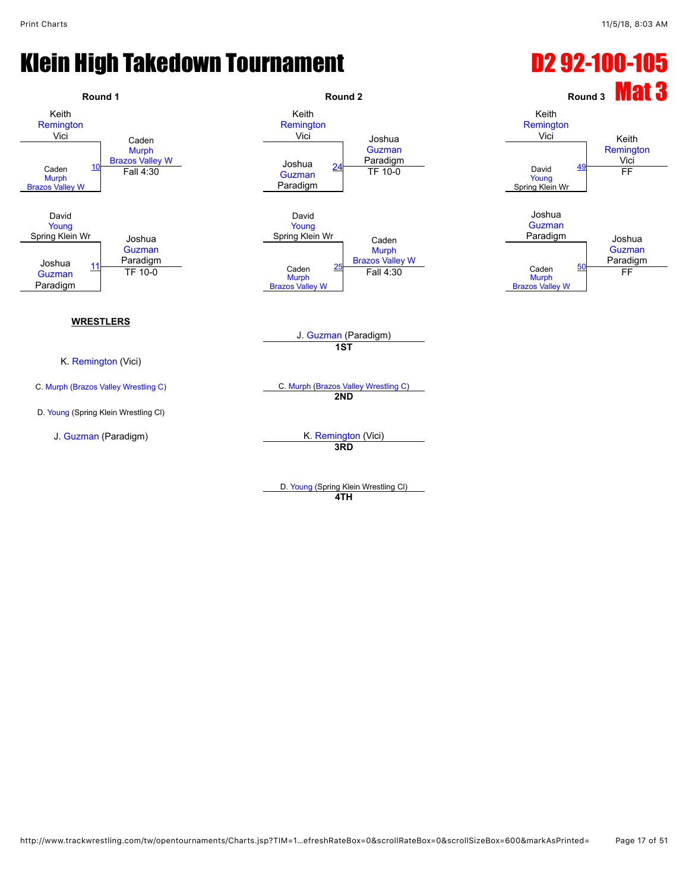# Klein High Takedown Tournament

## D2 92-100-105

## Mat 3

### Round 1

- Keith Remington, Vici vs. Caden Murph, Brazos Valley W — Match 10 — Winner: Caden Murph, Brazos Valley W — Fall 4:30
- David Young, Spring Klein Wr vs. Joshua Guzman, Paradigm — Match 11 — Winner: Joshua Guzman, Paradigm — TF 10-0

### Round 2

- Keith Remington, Vici vs. Joshua Guzman, Paradigm — Match 24 — Winner: Joshua Guzman, Paradigm — TF 10-0
- David Young, Spring Klein Wr vs. Caden Murph, Brazos Valley W — Match 25 — Winner: Caden Murph, Brazos Valley W — Fall 4:30

### Round 3

- Keith Remington, Vici vs. David Young, Spring Klein Wr — Match 49 — Winner: Keith Remington, Vici — FF
- Joshua Guzman, Paradigm vs. Caden Murph, Brazos Valley W — Match 50 — Winner: Joshua Guzman, Paradigm — FF

**WRESTLERS**

K. Remington (Vici)

C. Murph (Brazos Valley Wrestling C)

D. Young (Spring Klein Wrestling Cl)

J. Guzman (Paradigm)

**1ST** J. Guzman (Paradigm)

**2ND** C. Murph (Brazos Valley Wrestling C)

**3RD** K. Remington (Vici)

**4TH** D. Young (Spring Klein Wrestling Cl)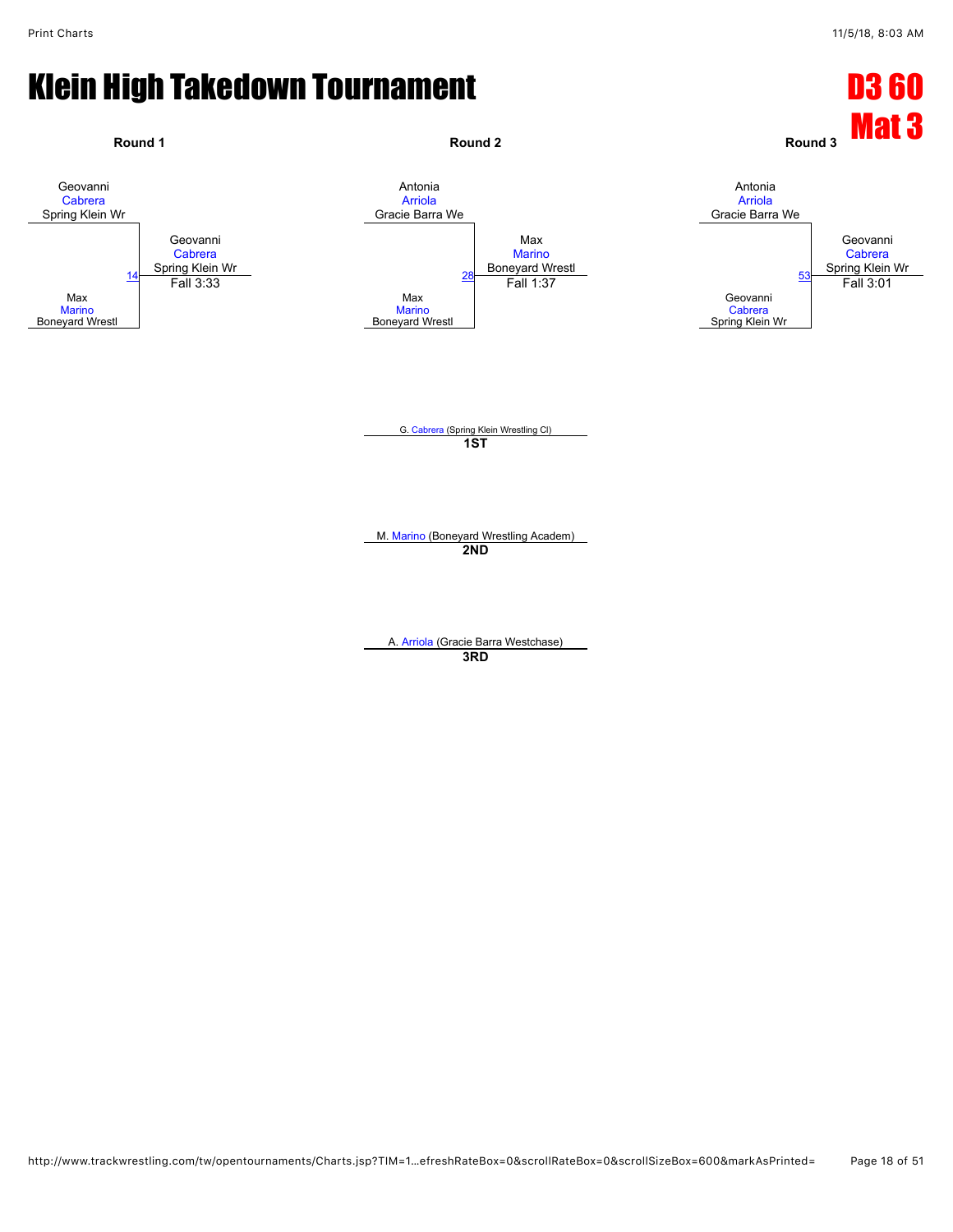# Klein High Takedown Tournament

## D3 60
## Mat 3

### Round 1

Geovanni Cabrera, Spring Klein Wr
vs.
Max Marino, Boneyard Wrestl

Match 14 — Winner: Geovanni Cabrera, Spring Klein Wr — Fall 3:33

### Round 2

Antonia Arriola, Gracie Barra We
vs.
Max Marino, Boneyard Wrestl

Match 28 — Winner: Max Marino, Boneyard Wrestl — Fall 1:37

### Round 3

Antonia Arriola, Gracie Barra We
vs.
Geovanni Cabrera, Spring Klein Wr

Match 53 — Winner: Geovanni Cabrera, Spring Klein Wr — Fall 3:01

### Placings

G. Cabrera (Spring Klein Wrestling Cl)
**1ST**

M. Marino (Boneyard Wrestling Academ)
**2ND**

A. Arriola (Gracie Barra Westchase)
**3RD**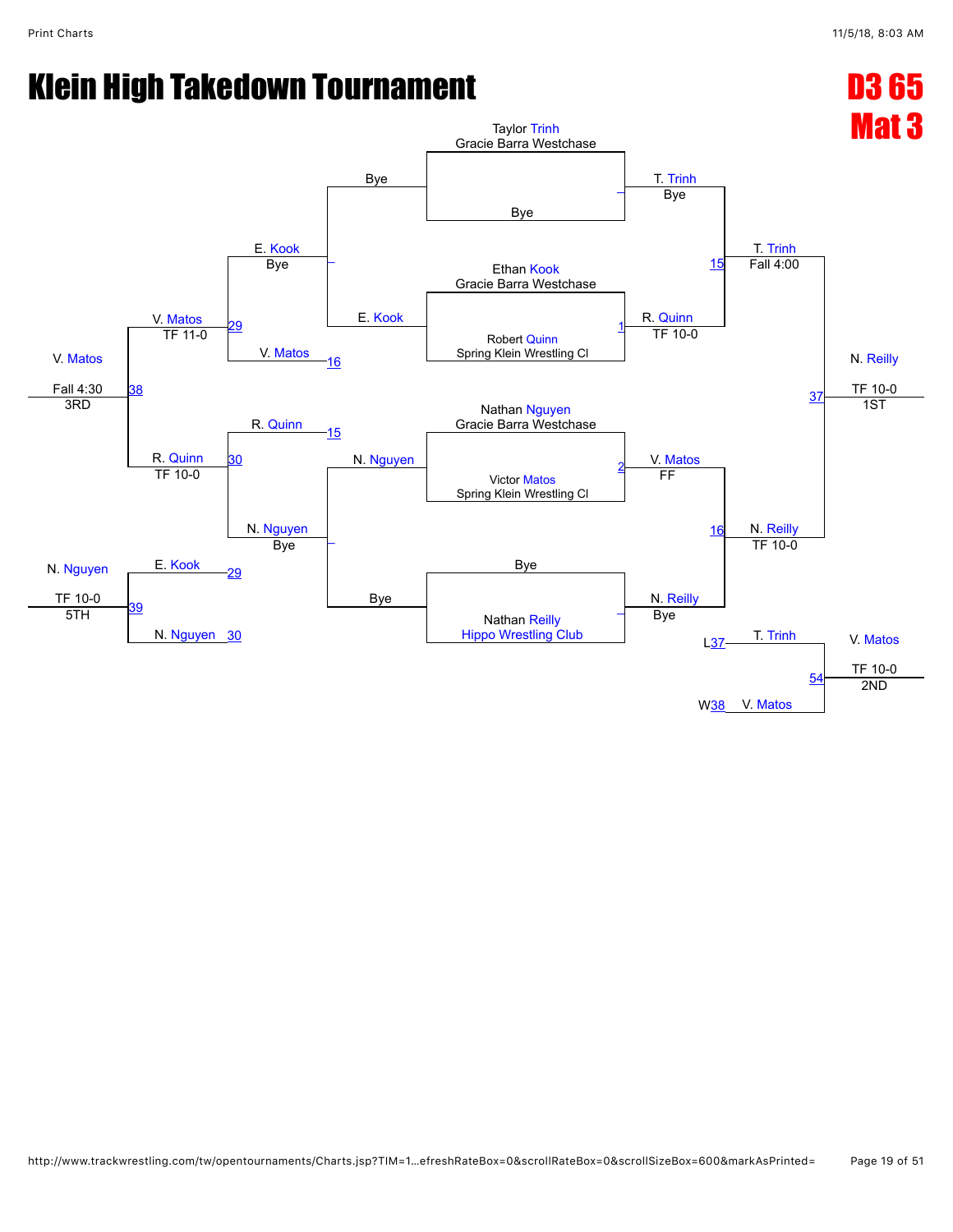# Klein High Takedown Tournament

## D3 65
## Mat 3

### Championship Bracket

**Initial Round**

- Taylor Trinh (Gracie Barra Westchase) vs. Bye — T. Trinh, Bye
- Ethan Kook (Gracie Barra Westchase) vs. Robert Quinn (Spring Klein Wrestling Cl) — Match 1: R. Quinn, TF 10-0
- Nathan Nguyen (Gracie Barra Westchase) vs. Victor Matos (Spring Klein Wrestling Cl) — Match 2: V. Matos, FF
- Bye vs. Nathan Reilly (Hippo Wrestling Club) — N. Reilly, Bye

**Semifinals**

- Match 15: T. Trinh vs. R. Quinn — T. Trinh, Fall 4:00
- Match 16: V. Matos vs. N. Reilly — N. Reilly, TF 10-0

**Final**

- Match 37: T. Trinh vs. N. Reilly — N. Reilly, TF 10-0 — **1ST**

### Consolation Bracket

**First Round**

- Bye vs. E. Kook — E. Kook
- N. Nguyen vs. Bye — N. Nguyen

**Second Round**

- E. Kook, Bye vs. V. Matos (L16)
- R. Quinn (L15) vs. N. Nguyen, Bye

**Third Round**

- Match 29: E. Kook vs. V. Matos — V. Matos, TF 11-0
- Match 30: R. Quinn vs. N. Nguyen — R. Quinn, TF 10-0

**3rd Place**

- Match 38: V. Matos vs. R. Quinn — V. Matos, Fall 4:30 — **3RD**

**5th Place**

- Match 39: E. Kook (L29) vs. N. Nguyen (L30) — N. Nguyen, TF 10-0 — **5TH**

**2nd Place**

- Match 54: T. Trinh (L37) vs. V. Matos (W38) — V. Matos, TF 10-0 — **2ND**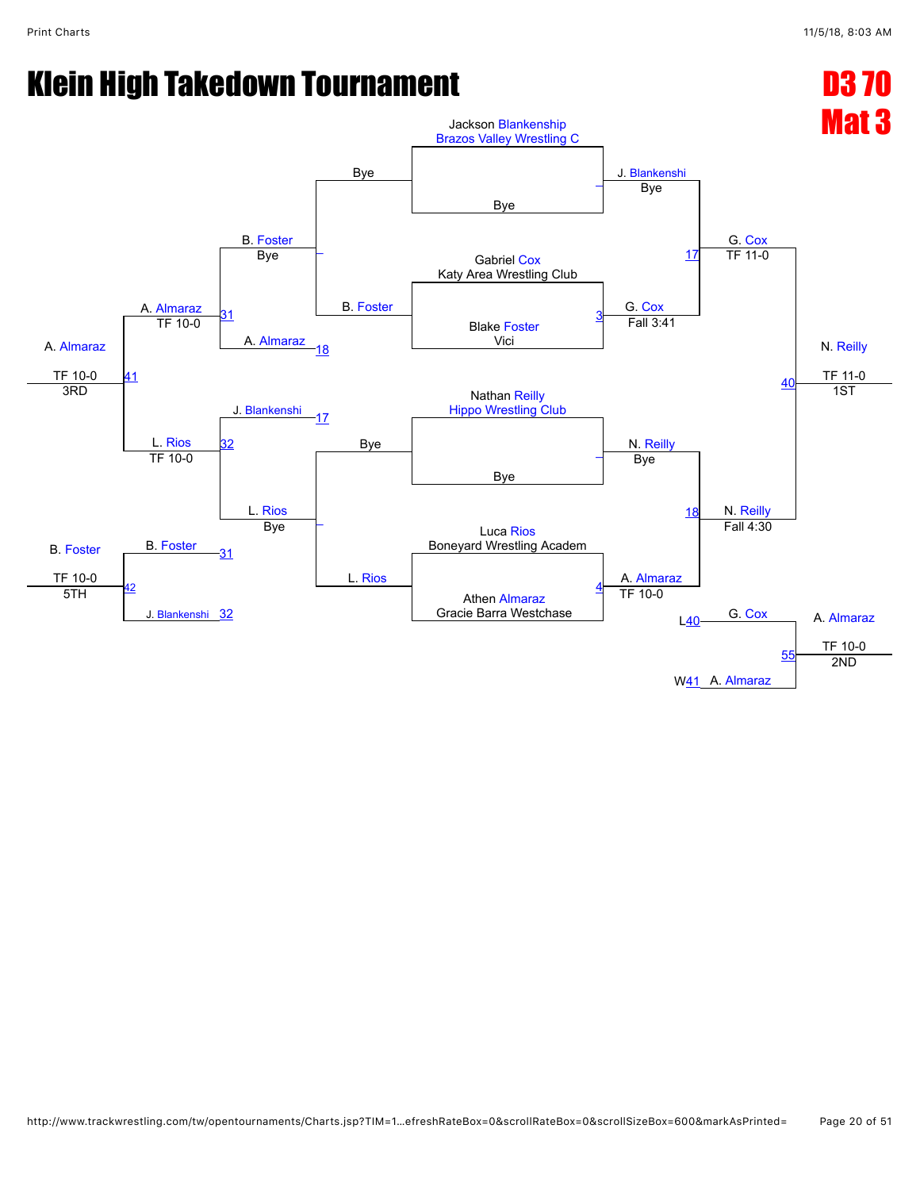# Klein High Takedown Tournament

## D3 70
## Mat 3

### Championship Bracket

| Round 1 | | Quarterfinals | | Semifinals | | Finals |
|---|---|---|---|---|---|---|
| Jackson Blankenship (Brazos Valley Wrestling C) vs Bye | Bout – | J. Blankenshi (Bye) | | | | |
| Gabriel Cox (Katy Area Wrestling Club) vs Blake Foster (Vici) | Bout 3 | G. Cox (Fall 3:41) | Bout 17 | G. Cox (TF 11-0) | | |
| Nathan Reilly (Hippo Wrestling Club) vs Bye | Bout – | N. Reilly (Bye) | | | | |
| Luca Rios (Boneyard Wrestling Academ) vs Athen Almaraz (Gracie Barra Westchase) | Bout 4 | A. Almaraz (TF 10-0) | Bout 18 | N. Reilly (Fall 4:30) | Bout 40 | N. Reilly (TF 11-0) 1ST |

### 2nd Place Match

| Competitor | Bout | Result |
|---|---|---|
| L40 G. Cox vs W41 A. Almaraz | 55 | A. Almaraz (TF 10-0) 2ND |

### Consolation Bracket

| Consolation Round 1 | | Consolation Round 2 | | Consolation Semifinal | | 3rd Place |
|---|---|---|---|---|---|---|
| Bye vs B. Foster | Bout – | B. Foster (Bye) | | | | |
| | | A. Almaraz (from 18) | Bout 31 | A. Almaraz (TF 10-0) | | |
| | | J. Blankenshi (from 17) | | | | |
| Bye vs L. Rios | Bout – | L. Rios (Bye) | Bout 32 | L. Rios (TF 10-0) | Bout 41 | A. Almaraz (TF 10-0) 3RD |

### 5th Place Match

| Competitor | Bout | Result |
|---|---|---|
| B. Foster (L31) vs J. Blankenshi (L32) | 42 | B. Foster (TF 10-0) 5TH |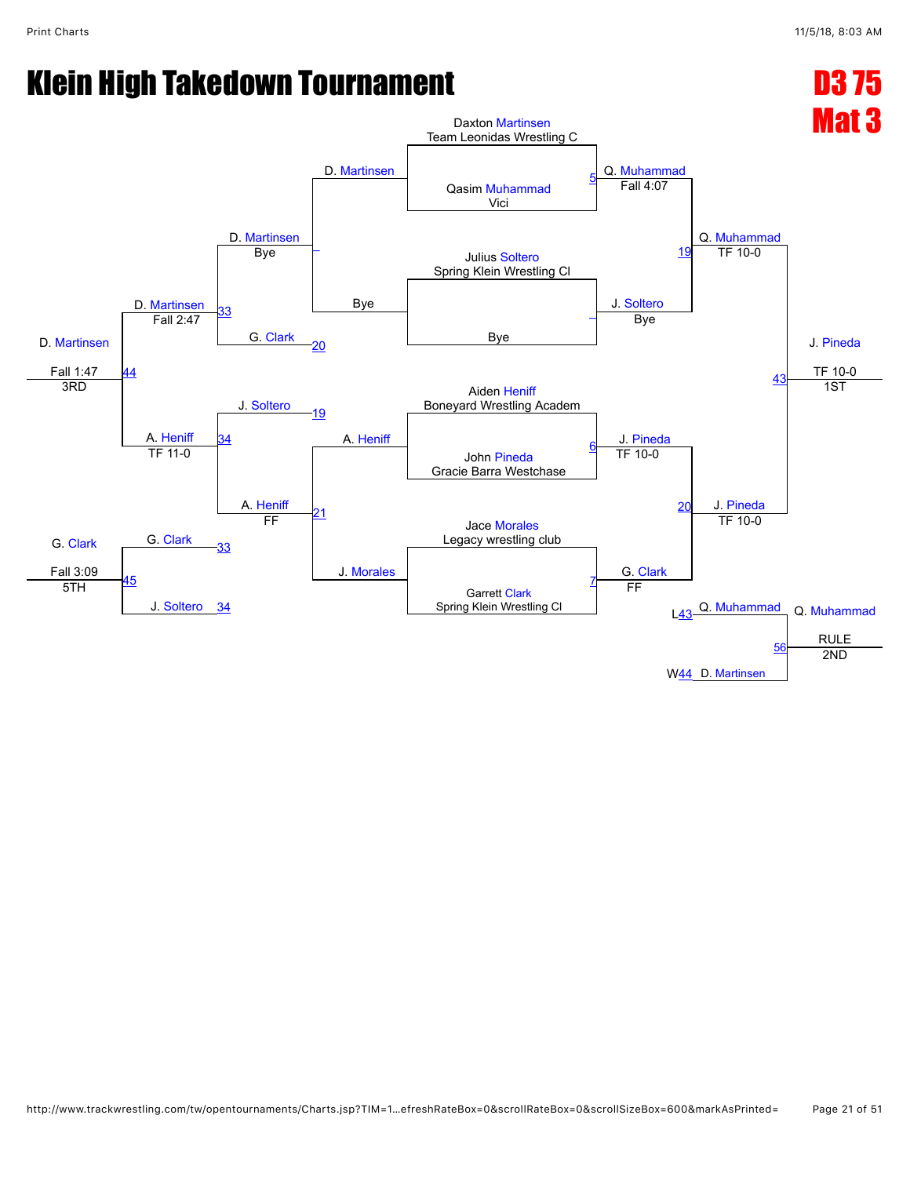# Klein High Takedown Tournament

## D3 75 Mat 3

### Championship Bracket

**Round 1**

- Daxton Martinsen (Team Leonidas Wrestling C) vs. Qasim Muhammad (Vici) — Match 5: Q. Muhammad, Fall 4:07
- Julius Soltero (Spring Klein Wrestling Cl) vs. Bye — J. Soltero, Bye
- Aiden Heniff (Boneyard Wrestling Academ) vs. John Pineda (Gracie Barra Westchase) — Match 6: J. Pineda, TF 10-0
- Jace Morales (Legacy wrestling club) vs. Garrett Clark (Spring Klein Wrestling Cl) — Match 7: G. Clark, FF

**Semifinals**

- Q. Muhammad vs. J. Soltero — Match 19: Q. Muhammad, TF 10-0
- J. Pineda vs. G. Clark — Match 20: J. Pineda, TF 10-0

**Final**

- Q. Muhammad vs. J. Pineda — Match 43: J. Pineda, TF 10-0 — **1ST**

### Consolation Bracket

**Consolation Round 1**

- D. Martinsen vs. Bye — D. Martinsen, Bye
- A. Heniff vs. J. Morales — Match 21: A. Heniff, FF

**Consolation Round 2**

- D. Martinsen vs. G. Clark (L20) — Match 33: D. Martinsen, Fall 2:47
- J. Soltero (L19) vs. A. Heniff — Match 34: A. Heniff, TF 11-0

**3rd Place**

- D. Martinsen vs. A. Heniff — Match 44: D. Martinsen, Fall 1:47 — **3RD**

**5th Place**

- G. Clark (L33) vs. J. Soltero (L34) — Match 45: G. Clark, Fall 3:09 — **5TH**

**2nd Place**

- Q. Muhammad (L43) vs. D. Martinsen (W44) — Match 56: Q. Muhammad, RULE — **2ND**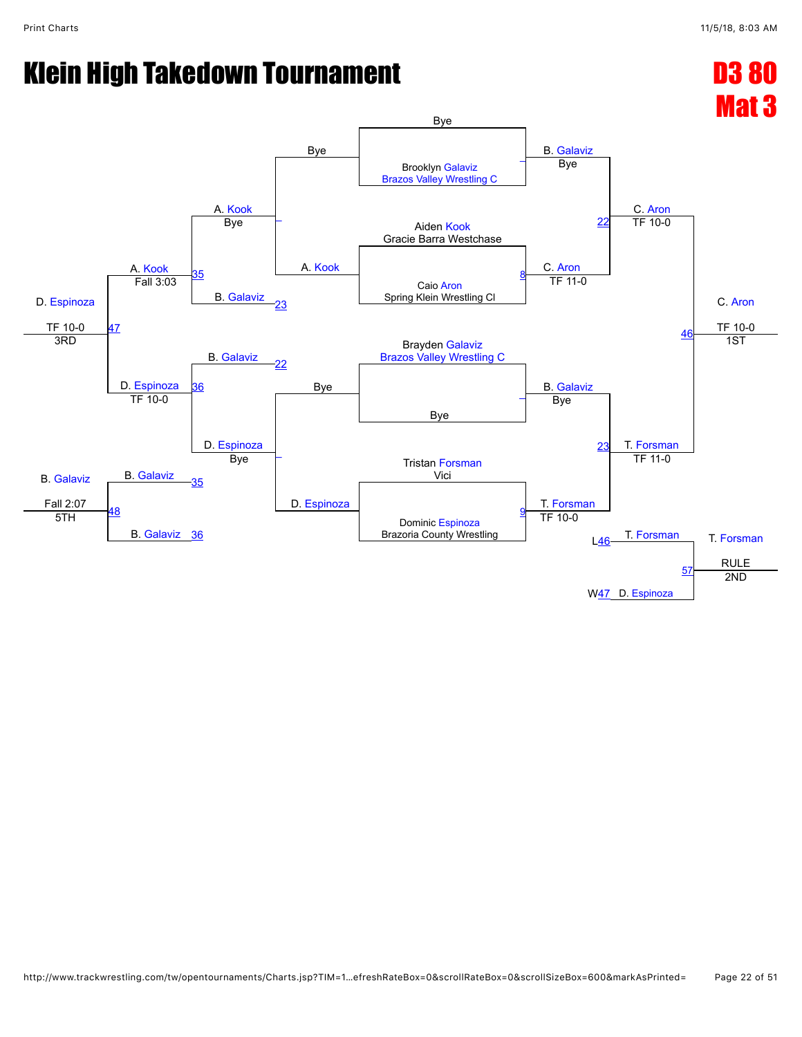# Klein High Takedown Tournament

**D3 80**
**Mat 3**

**Championship Bracket**

| Round | Match | Wrestler 1 | Wrestler 2 | Winner | Result |
| --- | --- | --- | --- | --- | --- |
| First Round | | Bye | Brooklyn Galaviz (Brazos Valley Wrestling C) | B. Galaviz | Bye |
| First Round | 8 | Aiden Kook (Gracie Barra Westchase) | Caio Aron (Spring Klein Wrestling Cl) | C. Aron | TF 11-0 |
| First Round | | Brayden Galaviz (Brazos Valley Wrestling C) | Bye | B. Galaviz | Bye |
| First Round | 9 | Tristan Forsman (Vici) | Dominic Espinoza (Brazoria County Wrestling) | T. Forsman | TF 10-0 |
| Semifinal | 22 | B. Galaviz | C. Aron | C. Aron | TF 10-0 |
| Semifinal | 23 | B. Galaviz | T. Forsman | T. Forsman | TF 11-0 |
| Final | 46 | C. Aron | T. Forsman | C. Aron | TF 10-0 — 1ST |
| 2nd Place | 57 | T. Forsman (L46) | D. Espinoza (W47) | T. Forsman | RULE — 2ND |

**Consolation Bracket**

| Round | Match | Wrestler 1 | Wrestler 2 | Winner | Result |
| --- | --- | --- | --- | --- | --- |
| First Round | | Bye | A. Kook | A. Kook | |
| First Round | | Bye | D. Espinoza | D. Espinoza | |
| Second Round | | A. Kook | | A. Kook | Bye |
| Second Round | | D. Espinoza | | D. Espinoza | Bye |
| Quarterfinal | 35 | A. Kook | B. Galaviz (L22 / 23) | A. Kook | Fall 3:03 |
| Quarterfinal | 36 | B. Galaviz (L22 / 22) | D. Espinoza | D. Espinoza | TF 10-0 |
| 3rd Place | 47 | A. Kook | D. Espinoza | D. Espinoza | TF 10-0 — 3RD |
| 5th Place | 48 | B. Galaviz (35) | B. Galaviz (36) | B. Galaviz | Fall 2:07 — 5TH |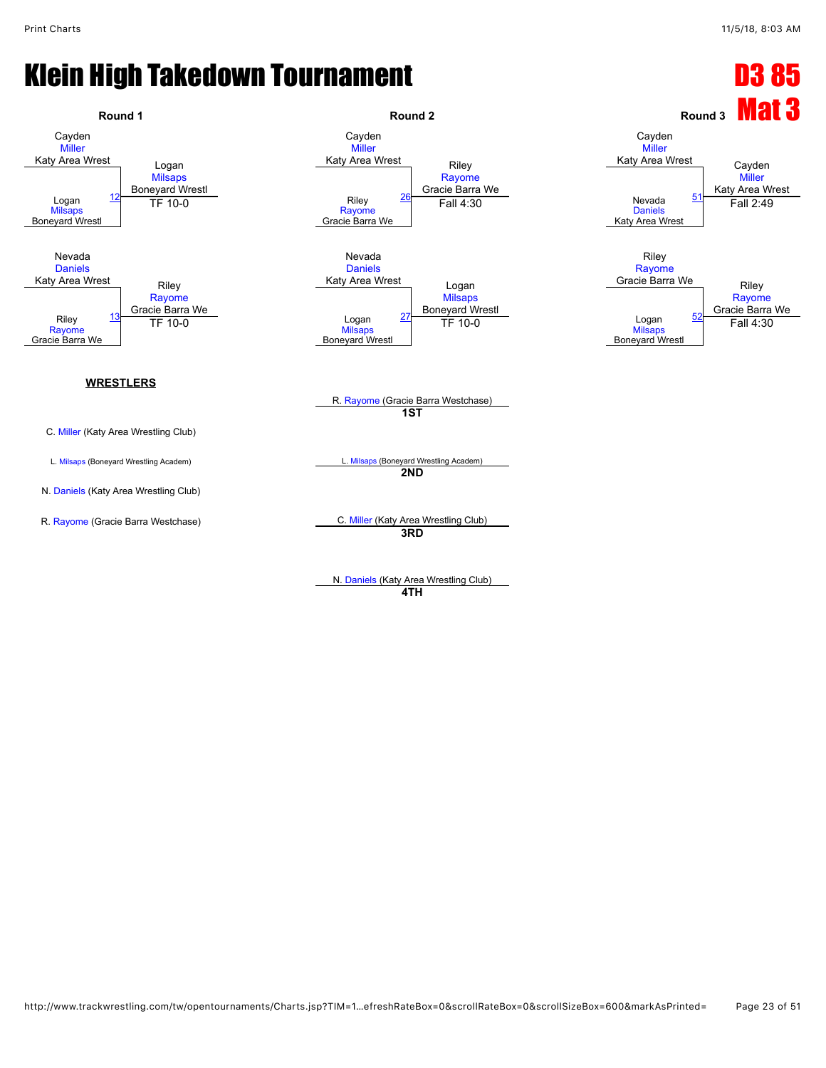# Klein High Takedown Tournament

## D3 85
## Mat 3

### Round 1

| Match | Wrestler 1 | Wrestler 2 | Winner | Result |
|---|---|---|---|---|
| 12 | Cayden Miller (Katy Area Wrest) | Logan Milsaps (Boneyard Wrestl) | Logan Milsaps (Boneyard Wrestl) | TF 10-0 |
| 13 | Nevada Daniels (Katy Area Wrest) | Riley Rayome (Gracie Barra We) | Riley Rayome (Gracie Barra We) | TF 10-0 |

### Round 2

| Match | Wrestler 1 | Wrestler 2 | Winner | Result |
|---|---|---|---|---|
| 26 | Cayden Miller (Katy Area Wrest) | Riley Rayome (Gracie Barra We) | Riley Rayome (Gracie Barra We) | Fall 4:30 |
| 27 | Nevada Daniels (Katy Area Wrest) | Logan Milsaps (Boneyard Wrestl) | Logan Milsaps (Boneyard Wrestl) | TF 10-0 |

### Round 3

| Match | Wrestler 1 | Wrestler 2 | Winner | Result |
|---|---|---|---|---|
| 51 | Cayden Miller (Katy Area Wrest) | Nevada Daniels (Katy Area Wrest) | Cayden Miller (Katy Area Wrest) | Fall 2:49 |
| 52 | Riley Rayome (Gracie Barra We) | Logan Milsaps (Boneyard Wrestl) | Riley Rayome (Gracie Barra We) | Fall 4:30 |

**WRESTLERS**

- C. Miller (Katy Area Wrestling Club)
- L. Milsaps (Boneyard Wrestling Academ)
- N. Daniels (Katy Area Wrestling Club)
- R. Rayome (Gracie Barra Westchase)

**Placements**

- **1ST**: R. Rayome (Gracie Barra Westchase)
- **2ND**: L. Milsaps (Boneyard Wrestling Academ)
- **3RD**: C. Miller (Katy Area Wrestling Club)
- **4TH**: N. Daniels (Katy Area Wrestling Club)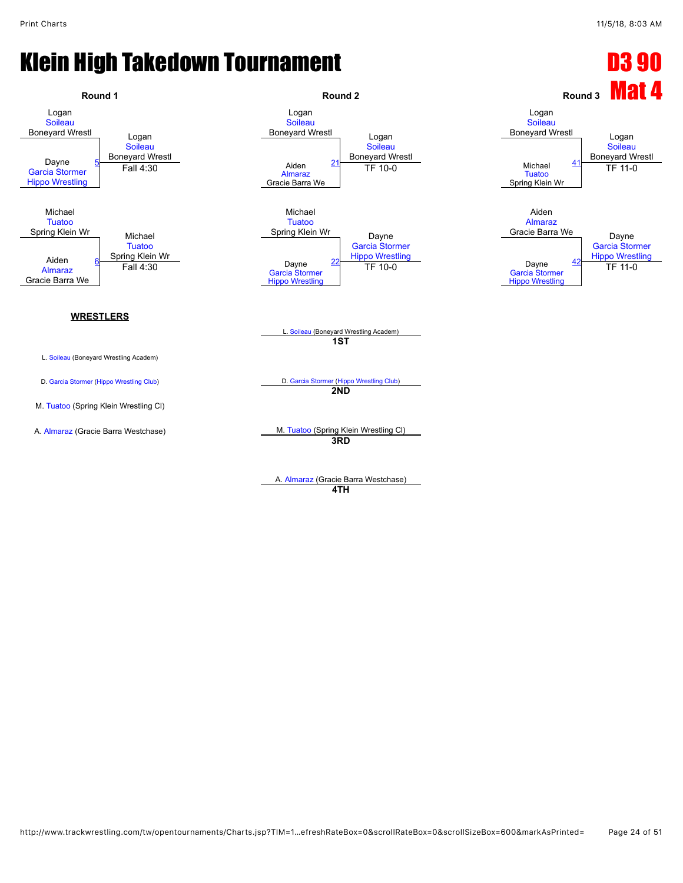# Klein High Takedown Tournament

## D3 90
## Mat 4

### Round 1

| Wrestler 1 | Wrestler 2 | Bout | Winner | Result |
|---|---|---|---|---|
| Logan Soileau (Boneyard Wrestl) | Dayne Garcia Stormer (Hippo Wrestling) | 5 | Logan Soileau (Boneyard Wrestl) | Fall 4:30 |
| Michael Tuatoo (Spring Klein Wr) | Aiden Almaraz (Gracie Barra We) | 6 | Michael Tuatoo (Spring Klein Wr) | Fall 4:30 |

### Round 2

| Wrestler 1 | Wrestler 2 | Bout | Winner | Result |
|---|---|---|---|---|
| Logan Soileau (Boneyard Wrestl) | Aiden Almaraz (Gracie Barra We) | 21 | Logan Soileau (Boneyard Wrestl) | TF 10-0 |
| Michael Tuatoo (Spring Klein Wr) | Dayne Garcia Stormer (Hippo Wrestling) | 22 | Dayne Garcia Stormer (Hippo Wrestling) | TF 10-0 |

### Round 3

| Wrestler 1 | Wrestler 2 | Bout | Winner | Result |
|---|---|---|---|---|
| Logan Soileau (Boneyard Wrestl) | Michael Tuatoo (Spring Klein Wr) | 41 | Logan Soileau (Boneyard Wrestl) | TF 11-0 |
| Aiden Almaraz (Gracie Barra We) | Dayne Garcia Stormer (Hippo Wrestling) | 42 | Dayne Garcia Stormer (Hippo Wrestling) | TF 11-0 |

### WRESTLERS

- L. Soileau (Boneyard Wrestling Academ)
- D. Garcia Stormer (Hippo Wrestling Club)
- M. Tuatoo (Spring Klein Wrestling Cl)
- A. Almaraz (Gracie Barra Westchase)

### Placements

- **1ST**: L. Soileau (Boneyard Wrestling Academ)
- **2ND**: D. Garcia Stormer (Hippo Wrestling Club)
- **3RD**: M. Tuatoo (Spring Klein Wrestling Cl)
- **4TH**: A. Almaraz (Gracie Barra Westchase)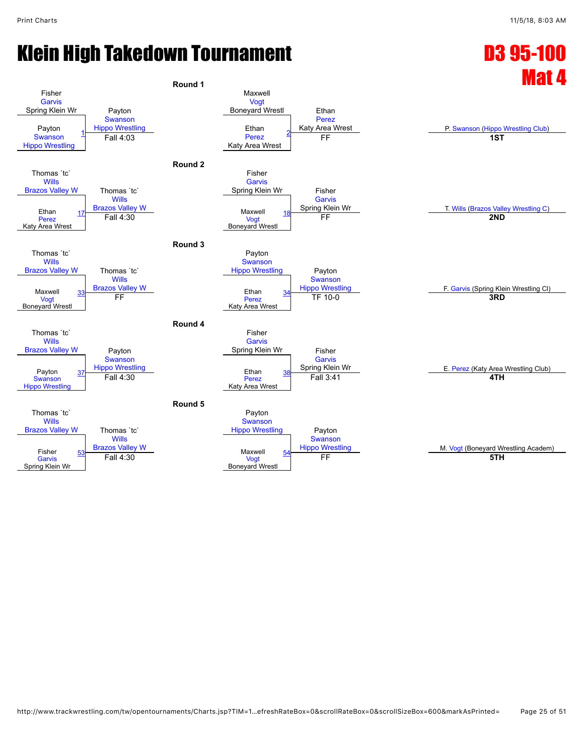# Klein High Takedown Tournament

## D3 95-100
## Mat 4

### Round 1

| Match | Wrestler 1 | Wrestler 2 | Winner | Result |
|---|---|---|---|---|
| 1 | Fisher Garvis (Spring Klein Wr) | Payton Swanson (Hippo Wrestling) | Payton Swanson (Hippo Wrestling) | Fall 4:03 |
| 2 | Maxwell Vogt (Boneyard Wrestl) | Ethan Perez (Katy Area Wrest) | Ethan Perez (Katy Area Wrest) | FF |

### Round 2

| Match | Wrestler 1 | Wrestler 2 | Winner | Result |
|---|---|---|---|---|
| 17 | Thomas `tc` Wills (Brazos Valley W) | Ethan Perez (Katy Area Wrest) | Thomas `tc` Wills (Brazos Valley W) | Fall 4:30 |
| 18 | Fisher Garvis (Spring Klein Wr) | Maxwell Vogt (Boneyard Wrestl) | Fisher Garvis (Spring Klein Wr) | FF |

### Round 3

| Match | Wrestler 1 | Wrestler 2 | Winner | Result |
|---|---|---|---|---|
| 33 | Thomas `tc` Wills (Brazos Valley W) | Maxwell Vogt (Boneyard Wrestl) | Thomas `tc` Wills (Brazos Valley W) | FF |
| 34 | Payton Swanson (Hippo Wrestling) | Ethan Perez (Katy Area Wrest) | Payton Swanson (Hippo Wrestling) | TF 10-0 |

### Round 4

| Match | Wrestler 1 | Wrestler 2 | Winner | Result |
|---|---|---|---|---|
| 37 | Thomas `tc` Wills (Brazos Valley W) | Payton Swanson (Hippo Wrestling) | Payton Swanson (Hippo Wrestling) | Fall 4:30 |
| 38 | Fisher Garvis (Spring Klein Wr) | Ethan Perez (Katy Area Wrest) | Fisher Garvis (Spring Klein Wr) | Fall 3:41 |

### Round 5

| Match | Wrestler 1 | Wrestler 2 | Winner | Result |
|---|---|---|---|---|
| 53 | Thomas `tc` Wills (Brazos Valley W) | Fisher Garvis (Spring Klein Wr) | Thomas `tc` Wills (Brazos Valley W) | Fall 4:30 |
| 54 | Payton Swanson (Hippo Wrestling) | Maxwell Vogt (Boneyard Wrestl) | Payton Swanson (Hippo Wrestling) | FF |

### Placements

| Place | Wrestler |
|---|---|
| 1ST | P. Swanson (Hippo Wrestling Club) |
| 2ND | T. Wills (Brazos Valley Wrestling C) |
| 3RD | F. Garvis (Spring Klein Wrestling Cl) |
| 4TH | E. Perez (Katy Area Wrestling Club) |
| 5TH | M. Vogt (Boneyard Wrestling Academ) |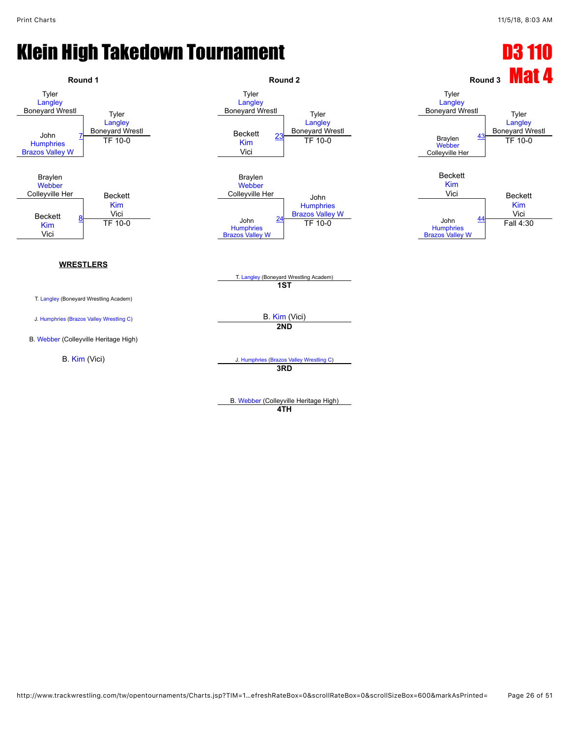# Klein High Takedown Tournament

## D3 110
## Mat 4

### Round 1

| Wrestler 1 | Wrestler 2 | Bout | Winner | Result |
|---|---|---|---|---|
| Tyler Langley (Boneyard Wrestl) | John Humphries (Brazos Valley W) | 7 | Tyler Langley (Boneyard Wrestl) | TF 10-0 |
| Braylen Webber (Colleyville Her) | Beckett Kim (Vici) | 8 | Beckett Kim (Vici) | TF 10-0 |

### Round 2

| Wrestler 1 | Wrestler 2 | Bout | Winner | Result |
|---|---|---|---|---|
| Tyler Langley (Boneyard Wrestl) | Beckett Kim (Vici) | 23 | Tyler Langley (Boneyard Wrestl) | TF 10-0 |
| Braylen Webber (Colleyville Her) | John Humphries (Brazos Valley W) | 24 | John Humphries (Brazos Valley W) | TF 10-0 |

### Round 3

| Wrestler 1 | Wrestler 2 | Bout | Winner | Result |
|---|---|---|---|---|
| Tyler Langley (Boneyard Wrestl) | Braylen Webber (Colleyville Her) | 43 | Tyler Langley (Boneyard Wrestl) | TF 10-0 |
| Beckett Kim (Vici) | John Humphries (Brazos Valley W) | 44 | Beckett Kim (Vici) | Fall 4:30 |

### WRESTLERS

- T. Langley (Boneyard Wrestling Academ)
- J. Humphries (Brazos Valley Wrestling C)
- B. Webber (Colleyville Heritage High)
- B. Kim (Vici)

### Placements

- **1ST**: T. Langley (Boneyard Wrestling Academ)
- **2ND**: B. Kim (Vici)
- **3RD**: J. Humphries (Brazos Valley Wrestling C)
- **4TH**: B. Webber (Colleyville Heritage High)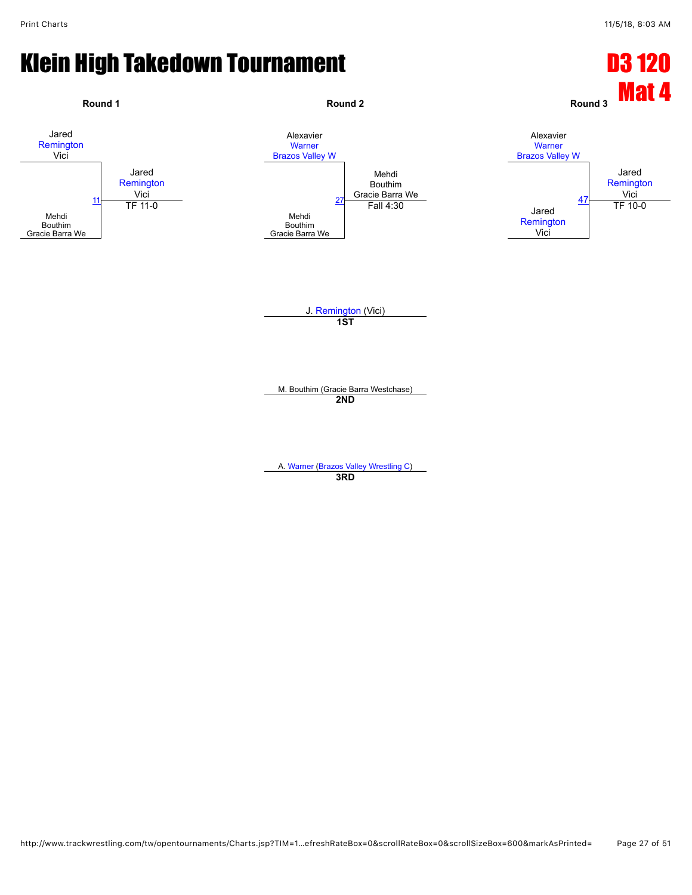# Klein High Takedown Tournament

## D3 120
## Mat 4

### Round 1

Jared Remington Vici

Mehdi Bouthim Gracie Barra We

Match 11 — Winner: Jared Remington Vici — TF 11-0

### Round 2

Alexavier Warner Brazos Valley W

Mehdi Bouthim Gracie Barra We

Match 27 — Winner: Mehdi Bouthim Gracie Barra We — Fall 4:30

### Round 3

Alexavier Warner Brazos Valley W

Jared Remington Vici

Match 47 — Winner: Jared Remington Vici — TF 10-0

---

J. Remington (Vici)
**1ST**

M. Bouthim (Gracie Barra Westchase)
**2ND**

A. Warner (Brazos Valley Wrestling C)
**3RD**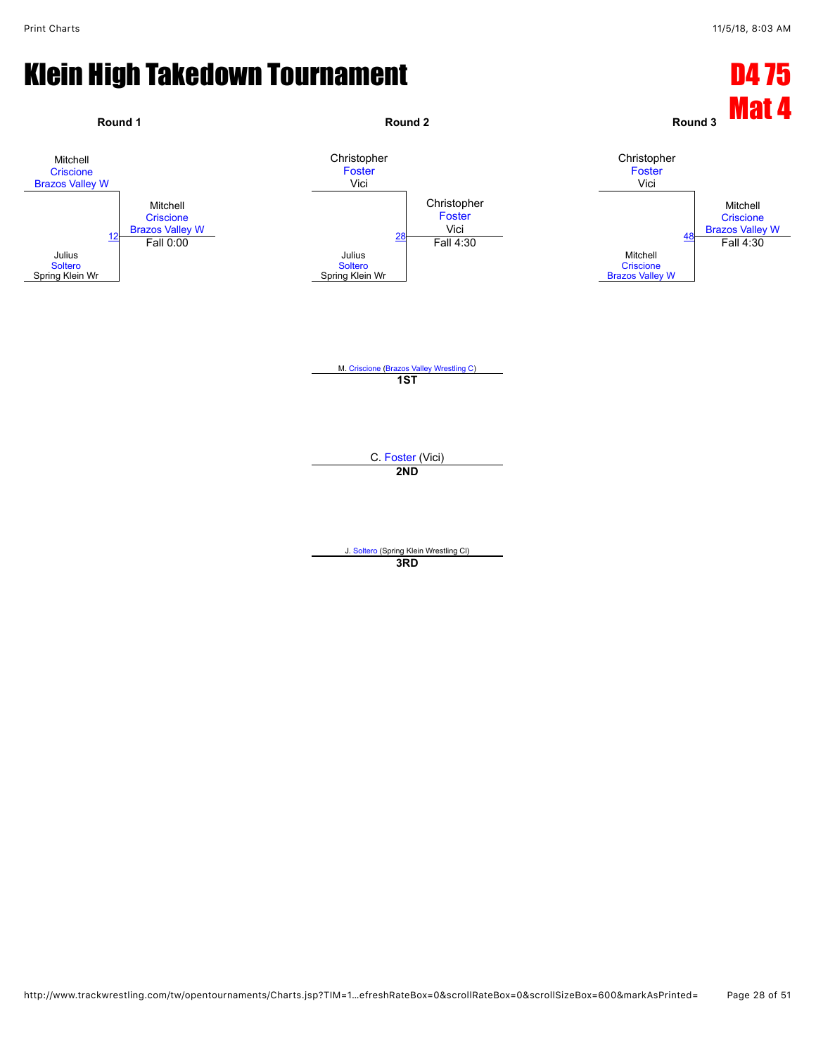# Klein High Takedown Tournament

## D4 75
## Mat 4

### Round 1

Mitchell Criscione, Brazos Valley W
vs.
Julius Soltero, Spring Klein Wr

Bout 12 — Winner: Mitchell Criscione, Brazos Valley W — Fall 0:00

### Round 2

Christopher Foster, Vici
vs.
Julius Soltero, Spring Klein Wr

Bout 28 — Winner: Christopher Foster, Vici — Fall 4:30

### Round 3

Christopher Foster, Vici
vs.
Mitchell Criscione, Brazos Valley W

Bout 48 — Winner: Mitchell Criscione, Brazos Valley W — Fall 4:30

---

M. Criscione (Brazos Valley Wrestling C)
**1ST**

C. Foster (Vici)
**2ND**

J. Soltero (Spring Klein Wrestling Cl)
**3RD**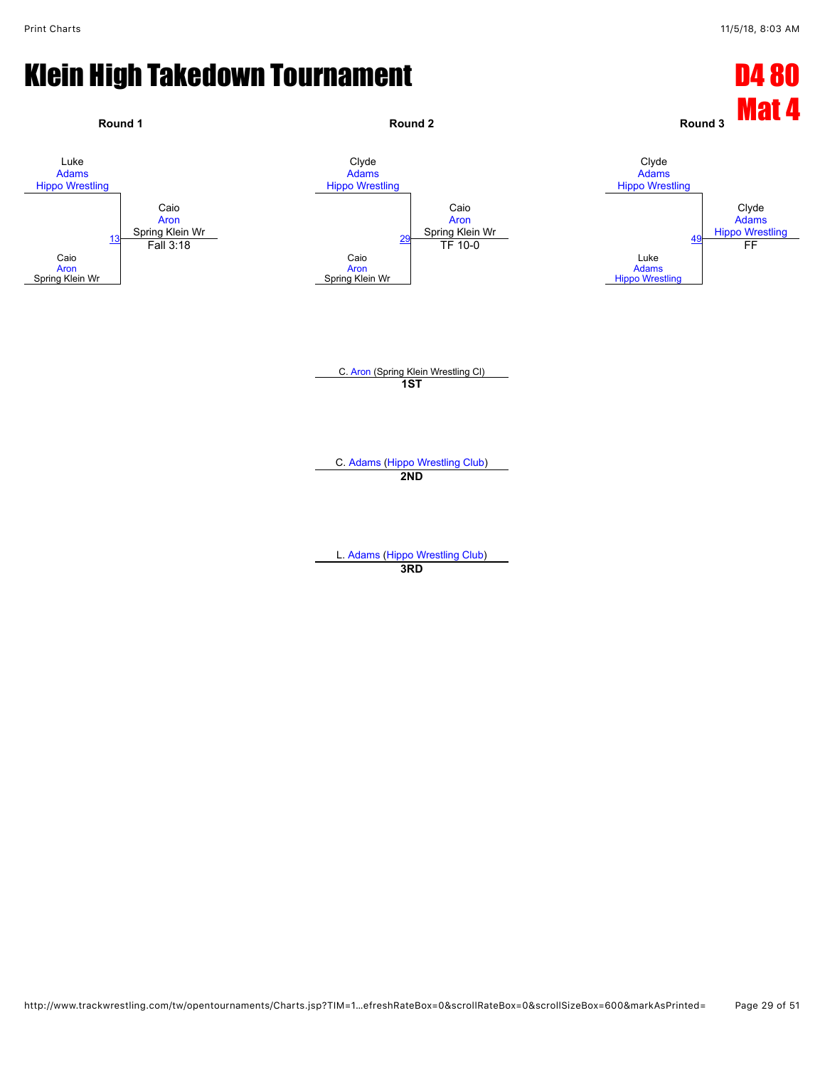# Klein High Takedown Tournament

## D4 80
## Mat 4

### Round 1

Luke
Adams
Hippo Wrestling

13

Caio
Aron
Spring Klein Wr

**Winner:** Caio Aron, Spring Klein Wr — Fall 3:18

### Round 2

Clyde
Adams
Hippo Wrestling

29

Caio
Aron
Spring Klein Wr

**Winner:** Caio Aron, Spring Klein Wr — TF 10-0

### Round 3

Clyde
Adams
Hippo Wrestling

49

Luke
Adams
Hippo Wrestling

**Winner:** Clyde Adams, Hippo Wrestling — FF

---

C. Aron (Spring Klein Wrestling Cl)
**1ST**

C. Adams (Hippo Wrestling Club)
**2ND**

L. Adams (Hippo Wrestling Club)
**3RD**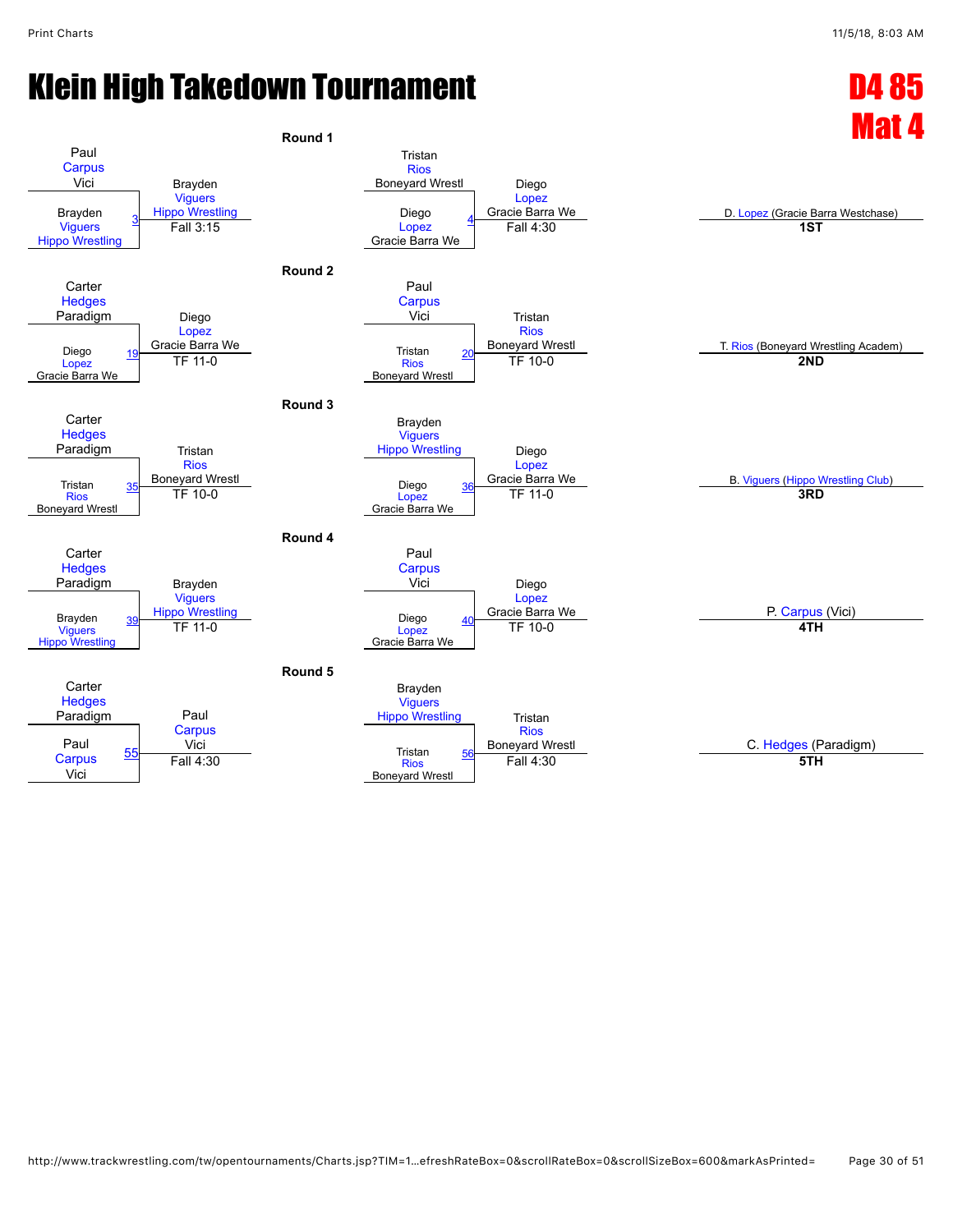# Klein High Takedown Tournament

## D4 85 Mat 4

### Round 1

| Match | Wrestler 1 | Wrestler 2 | Winner | Result |
|---|---|---|---|---|
| 3 | Paul Carpus (Vici) | Brayden Viguers (Hippo Wrestling) | Brayden Viguers (Hippo Wrestling) | Fall 3:15 |
| 4 | Tristan Rios (Boneyard Wrestl) | Diego Lopez (Gracie Barra We) | Diego Lopez (Gracie Barra We) | Fall 4:30 |

### Round 2

| Match | Wrestler 1 | Wrestler 2 | Winner | Result |
|---|---|---|---|---|
| 19 | Carter Hedges (Paradigm) | Diego Lopez (Gracie Barra We) | Diego Lopez (Gracie Barra We) | TF 11-0 |
| 20 | Paul Carpus (Vici) | Tristan Rios (Boneyard Wrestl) | Tristan Rios (Boneyard Wrestl) | TF 10-0 |

### Round 3

| Match | Wrestler 1 | Wrestler 2 | Winner | Result |
|---|---|---|---|---|
| 35 | Carter Hedges (Paradigm) | Tristan Rios (Boneyard Wrestl) | Tristan Rios (Boneyard Wrestl) | TF 10-0 |
| 36 | Brayden Viguers (Hippo Wrestling) | Diego Lopez (Gracie Barra We) | Diego Lopez (Gracie Barra We) | TF 11-0 |

### Round 4

| Match | Wrestler 1 | Wrestler 2 | Winner | Result |
|---|---|---|---|---|
| 39 | Carter Hedges (Paradigm) | Brayden Viguers (Hippo Wrestling) | Brayden Viguers (Hippo Wrestling) | TF 11-0 |
| 40 | Paul Carpus (Vici) | Diego Lopez (Gracie Barra We) | Diego Lopez (Gracie Barra We) | TF 10-0 |

### Round 5

| Match | Wrestler 1 | Wrestler 2 | Winner | Result |
|---|---|---|---|---|
| 55 | Carter Hedges (Paradigm) | Paul Carpus (Vici) | Paul Carpus (Vici) | Fall 4:30 |
| 56 | Brayden Viguers (Hippo Wrestling) | Tristan Rios (Boneyard Wrestl) | Tristan Rios (Boneyard Wrestl) | Fall 4:30 |

### Final Placements

| Place | Wrestler |
|---|---|
| 1ST | D. Lopez (Gracie Barra Westchase) |
| 2ND | T. Rios (Boneyard Wrestling Academ) |
| 3RD | B. Viguers (Hippo Wrestling Club) |
| 4TH | P. Carpus (Vici) |
| 5TH | C. Hedges (Paradigm) |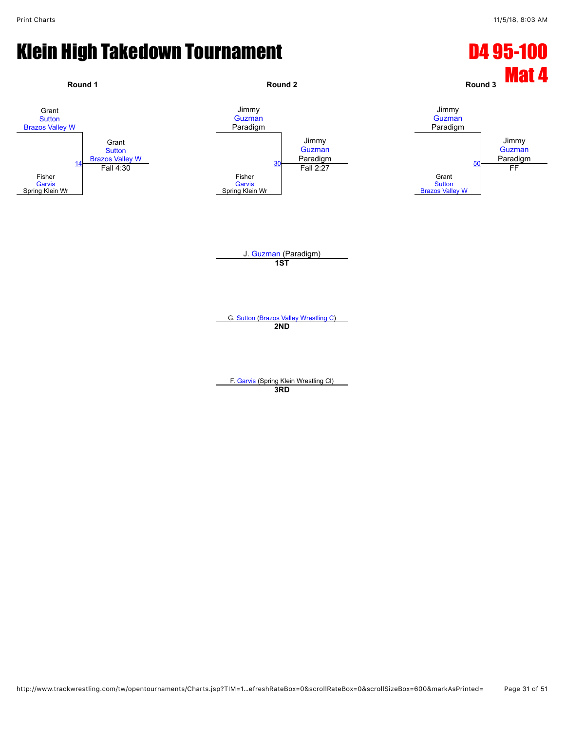# Klein High Takedown Tournament

## D4 95-100
## Mat 4

### Round 1

Grant Sutton, Brazos Valley W
vs.
Fisher Garvis, Spring Klein Wr

Match 14 — Winner: Grant Sutton, Brazos Valley W — Fall 4:30

### Round 2

Jimmy Guzman, Paradigm
vs.
Fisher Garvis, Spring Klein Wr

Match 30 — Winner: Jimmy Guzman, Paradigm — Fall 2:27

### Round 3

Jimmy Guzman, Paradigm
vs.
Grant Sutton, Brazos Valley W

Match 50 — Winner: Jimmy Guzman, Paradigm — FF

---

J. Guzman (Paradigm)
**1ST**

G. Sutton (Brazos Valley Wrestling C)
**2ND**

F. Garvis (Spring Klein Wrestling Cl)
**3RD**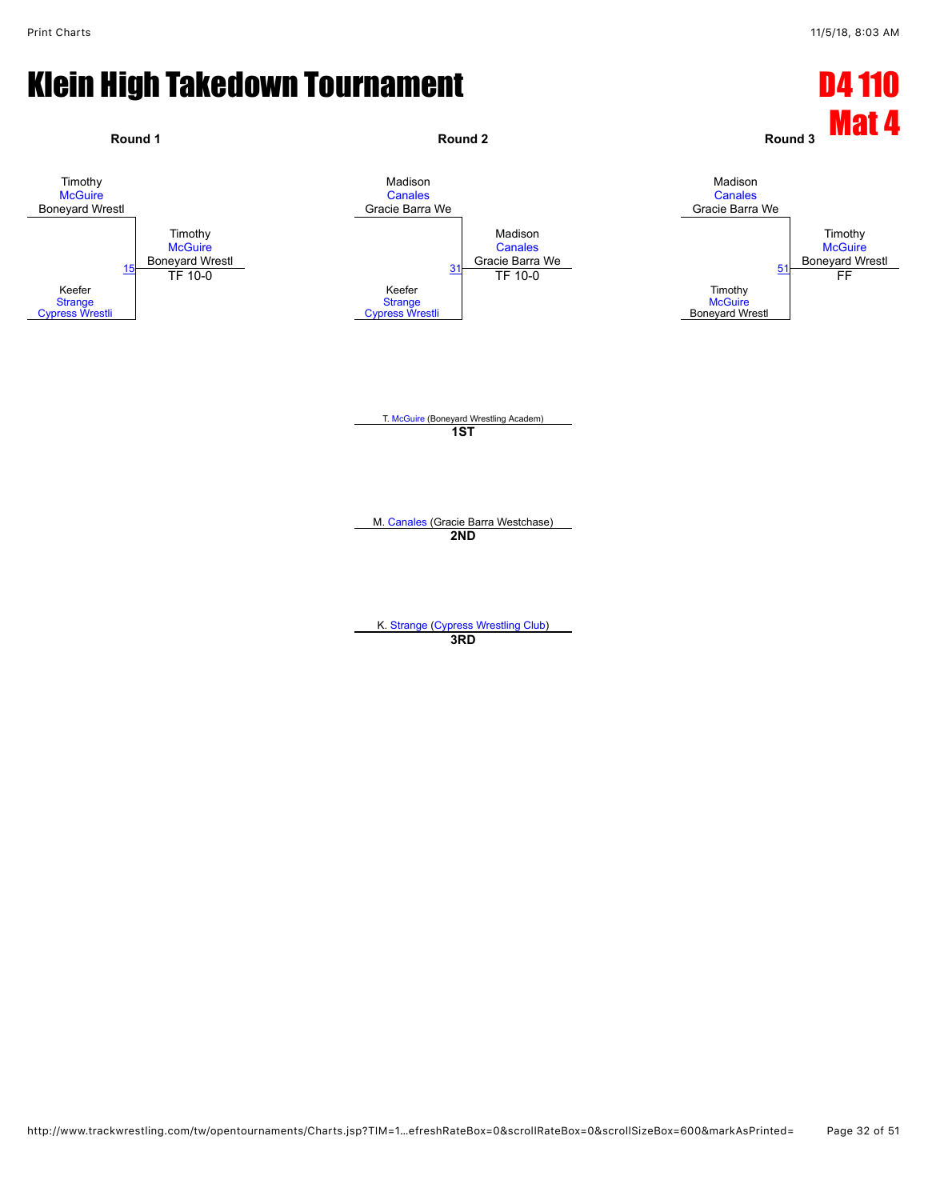# Klein High Takedown Tournament

## D4 110 Mat 4

### Round 1

Timothy McGuire, Boneyard Wrestl

vs.

Keefer Strange, Cypress Wrestli

Match 15 — Winner: Timothy McGuire, Boneyard Wrestl — TF 10-0

### Round 2

Madison Canales, Gracie Barra We

vs.

Keefer Strange, Cypress Wrestli

Match 31 — Winner: Madison Canales, Gracie Barra We — TF 10-0

### Round 3

Madison Canales, Gracie Barra We

vs.

Timothy McGuire, Boneyard Wrestl

Match 51 — Winner: Timothy McGuire, Boneyard Wrestl — FF

### Placings

**1ST**: T. McGuire (Boneyard Wrestling Academ)

**2ND**: M. Canales (Gracie Barra Westchase)

**3RD**: K. Strange (Cypress Wrestling Club)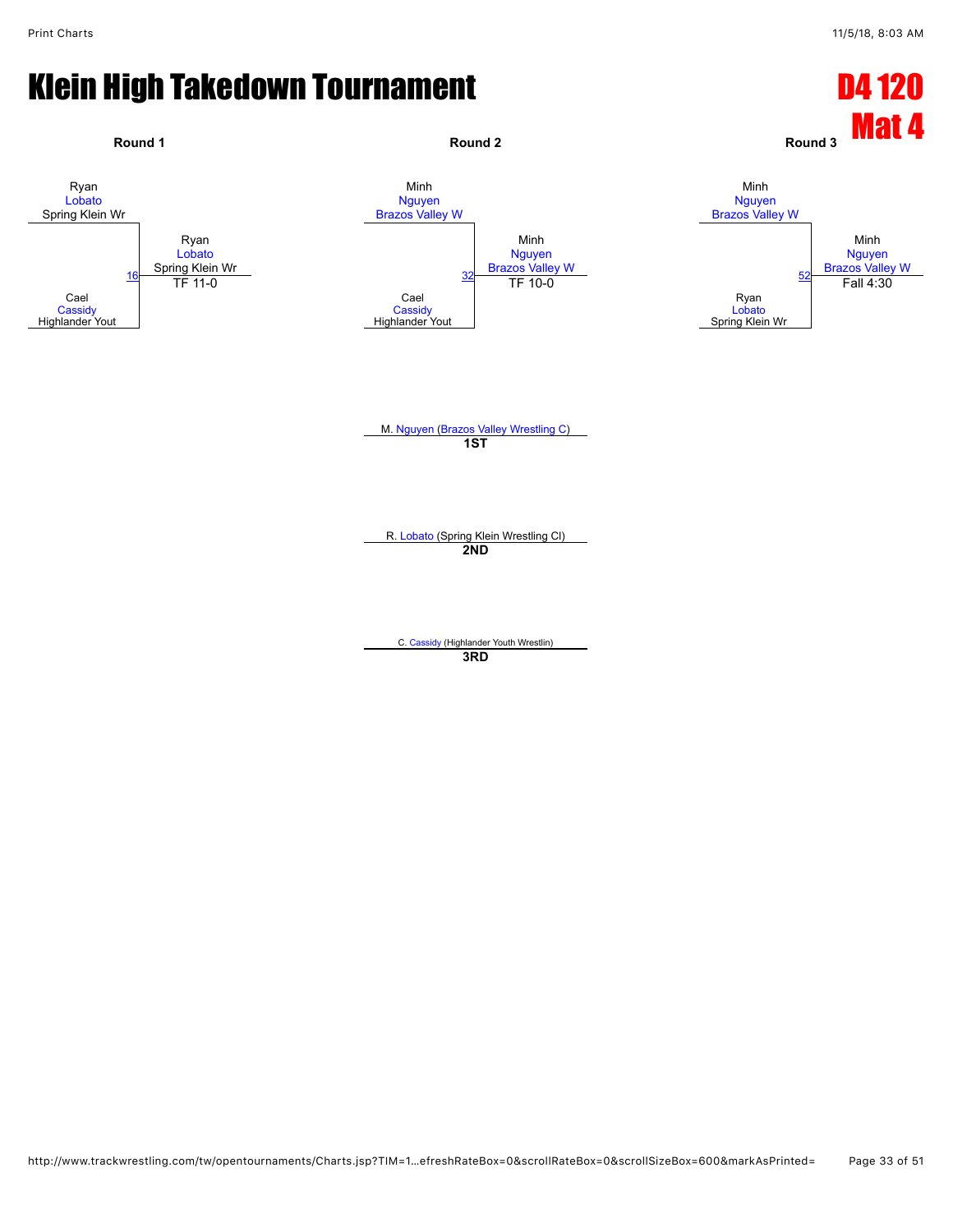# Klein High Takedown Tournament

## D4 120
## Mat 4

### Round 1

| Wrestler | Team |
| --- | --- |
| Ryan Lobato | Spring Klein Wr |
| Cael Cassidy | Highlander Yout |

Match 16 — Winner: Ryan Lobato, Spring Klein Wr — TF 11-0

### Round 2

| Wrestler | Team |
| --- | --- |
| Minh Nguyen | Brazos Valley W |
| Cael Cassidy | Highlander Yout |

Match 32 — Winner: Minh Nguyen, Brazos Valley W — TF 10-0

### Round 3

| Wrestler | Team |
| --- | --- |
| Minh Nguyen | Brazos Valley W |
| Ryan Lobato | Spring Klein Wr |

Match 52 — Winner: Minh Nguyen, Brazos Valley W — Fall 4:30

### Placements

**1ST:** M. Nguyen (Brazos Valley Wrestling C)

**2ND:** R. Lobato (Spring Klein Wrestling Cl)

**3RD:** C. Cassidy (Highlander Youth Wrestlin)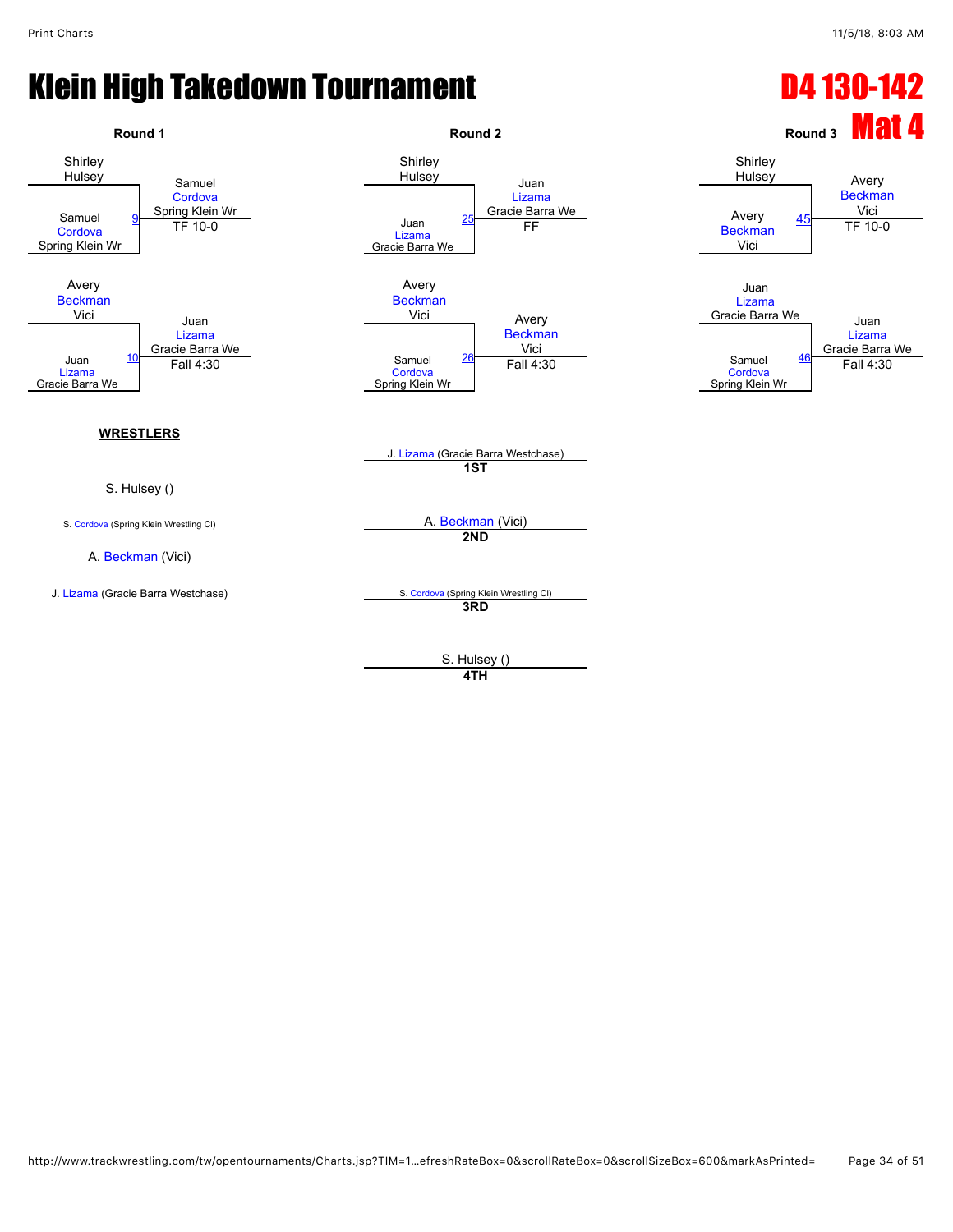# Klein High Takedown Tournament

## D4 130-142

## Mat 4

### Round 1

| Wrestlers | Match | Winner | Result |
|---|---|---|---|
| Shirley Hulsey vs. Samuel Cordova (Spring Klein Wr) | 9 | Samuel Cordova (Spring Klein Wr) | TF 10-0 |
| Avery Beckman (Vici) vs. Juan Lizama (Gracie Barra We) | 10 | Juan Lizama (Gracie Barra We) | Fall 4:30 |

### Round 2

| Wrestlers | Match | Winner | Result |
|---|---|---|---|
| Shirley Hulsey vs. Juan Lizama (Gracie Barra We) | 25 | Juan Lizama (Gracie Barra We) | FF |
| Avery Beckman (Vici) vs. Samuel Cordova (Spring Klein Wr) | 26 | Avery Beckman (Vici) | Fall 4:30 |

### Round 3

| Wrestlers | Match | Winner | Result |
|---|---|---|---|
| Shirley Hulsey vs. Avery Beckman (Vici) | 45 | Avery Beckman (Vici) | TF 10-0 |
| Juan Lizama (Gracie Barra We) vs. Samuel Cordova (Spring Klein Wr) | 46 | Juan Lizama (Gracie Barra We) | Fall 4:30 |

**WRESTLERS**

S. Hulsey ()

S. Cordova (Spring Klein Wrestling Cl)

A. Beckman (Vici)

J. Lizama (Gracie Barra Westchase)

**1ST** J. Lizama (Gracie Barra Westchase)

**2ND** A. Beckman (Vici)

**3RD** S. Cordova (Spring Klein Wrestling Cl)

**4TH** S. Hulsey ()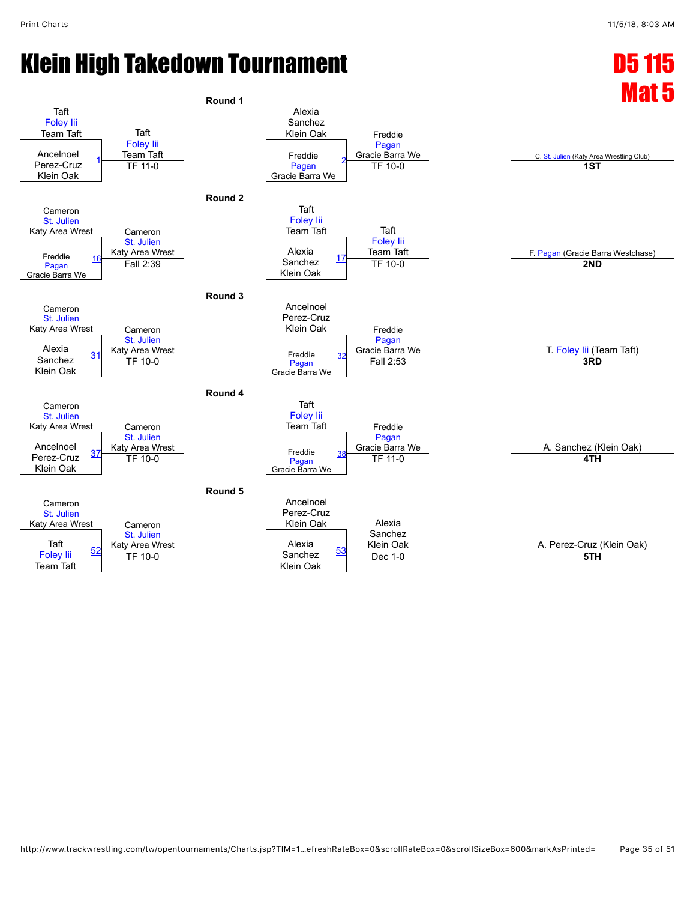# Klein High Takedown Tournament

## D5 115 Mat 5

### Round 1

| Wrestler 1 | Wrestler 2 | Bout | Winner | Result |
|---|---|---|---|---|
| Taft Foley Iii (Team Taft) | Ancelnoel Perez-Cruz (Klein Oak) | 1 | Taft Foley Iii (Team Taft) | TF 11-0 |
| Alexia Sanchez (Klein Oak) | Freddie Pagan (Gracie Barra We) | 2 | Freddie Pagan (Gracie Barra We) | TF 10-0 |

### Round 2

| Wrestler 1 | Wrestler 2 | Bout | Winner | Result |
|---|---|---|---|---|
| Cameron St. Julien (Katy Area Wrest) | Freddie Pagan (Gracie Barra We) | 16 | Cameron St. Julien (Katy Area Wrest) | Fall 2:39 |
| Taft Foley Iii (Team Taft) | Alexia Sanchez (Klein Oak) | 17 | Taft Foley Iii (Team Taft) | TF 10-0 |

### Round 3

| Wrestler 1 | Wrestler 2 | Bout | Winner | Result |
|---|---|---|---|---|
| Cameron St. Julien (Katy Area Wrest) | Alexia Sanchez (Klein Oak) | 31 | Cameron St. Julien (Katy Area Wrest) | TF 10-0 |
| Ancelnoel Perez-Cruz (Klein Oak) | Freddie Pagan (Gracie Barra We) | 32 | Freddie Pagan (Gracie Barra We) | Fall 2:53 |

### Round 4

| Wrestler 1 | Wrestler 2 | Bout | Winner | Result |
|---|---|---|---|---|
| Cameron St. Julien (Katy Area Wrest) | Ancelnoel Perez-Cruz (Klein Oak) | 37 | Cameron St. Julien (Katy Area Wrest) | TF 10-0 |
| Taft Foley Iii (Team Taft) | Freddie Pagan (Gracie Barra We) | 38 | Freddie Pagan (Gracie Barra We) | TF 11-0 |

### Round 5

| Wrestler 1 | Wrestler 2 | Bout | Winner | Result |
|---|---|---|---|---|
| Cameron St. Julien (Katy Area Wrest) | Taft Foley Iii (Team Taft) | 52 | Cameron St. Julien (Katy Area Wrest) | TF 10-0 |
| Ancelnoel Perez-Cruz (Klein Oak) | Alexia Sanchez (Klein Oak) | 53 | Alexia Sanchez (Klein Oak) | Dec 1-0 |

### Placings

| Place | Wrestler |
|---|---|
| 1ST | C. St. Julien (Katy Area Wrestling Club) |
| 2ND | F. Pagan (Gracie Barra Westchase) |
| 3RD | T. Foley Iii (Team Taft) |
| 4TH | A. Sanchez (Klein Oak) |
| 5TH | A. Perez-Cruz (Klein Oak) |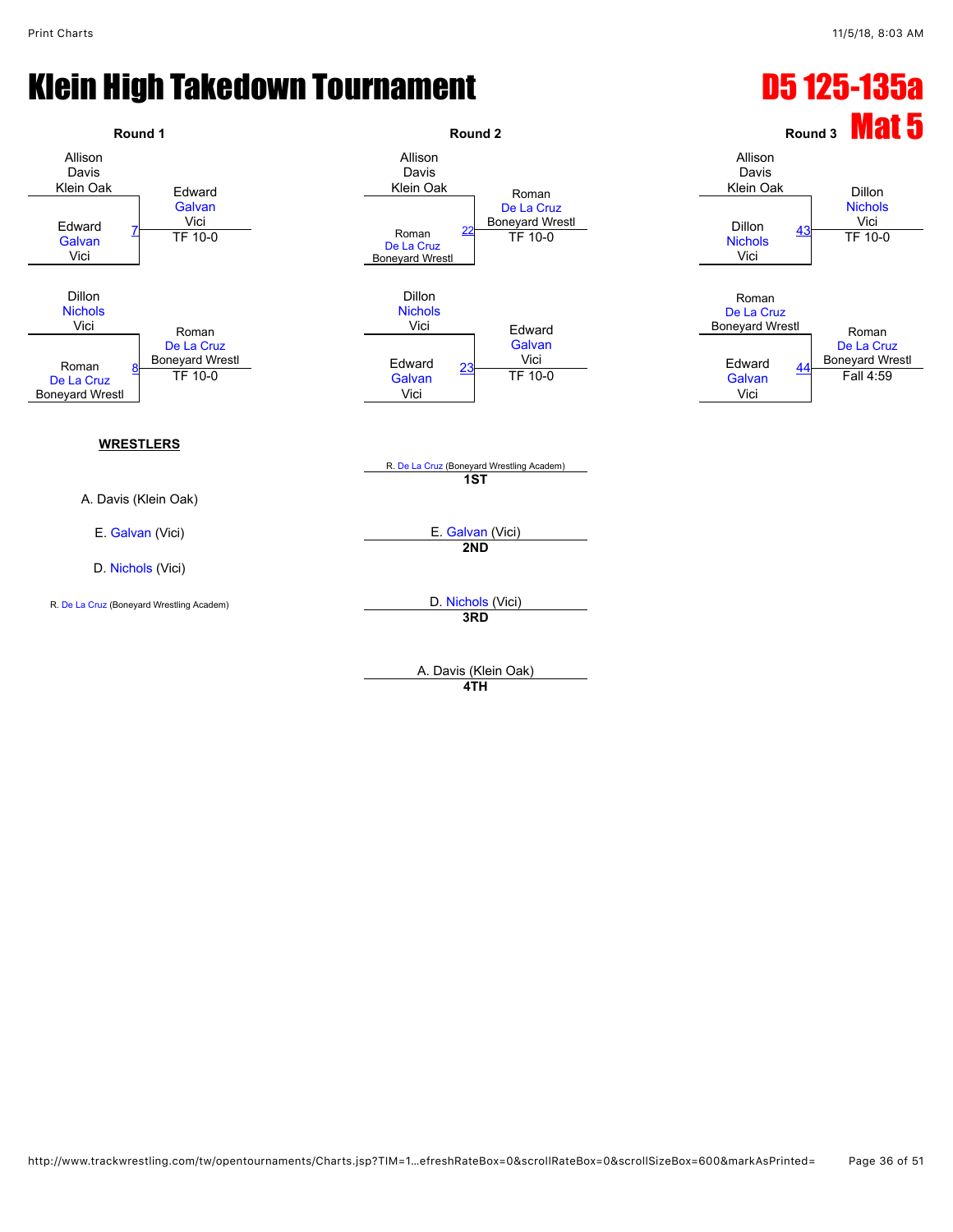# Klein High Takedown Tournament

## D5 125-135a

## Mat 5

### Round 1

| Match | Wrestler 1 | Wrestler 2 | Winner | Result |
|---|---|---|---|---|
| 7 | Allison Davis (Klein Oak) | Edward Galvan (Vici) | Edward Galvan (Vici) | TF 10-0 |
| 8 | Dillon Nichols (Vici) | Roman De La Cruz (Boneyard Wrestl) | Roman De La Cruz (Boneyard Wrestl) | TF 10-0 |

### Round 2

| Match | Wrestler 1 | Wrestler 2 | Winner | Result |
|---|---|---|---|---|
| 22 | Allison Davis (Klein Oak) | Roman De La Cruz (Boneyard Wrestl) | Roman De La Cruz (Boneyard Wrestl) | TF 10-0 |
| 23 | Dillon Nichols (Vici) | Edward Galvan (Vici) | Edward Galvan (Vici) | TF 10-0 |

### Round 3

| Match | Wrestler 1 | Wrestler 2 | Winner | Result |
|---|---|---|---|---|
| 43 | Allison Davis (Klein Oak) | Dillon Nichols (Vici) | Dillon Nichols (Vici) | TF 10-0 |
| 44 | Roman De La Cruz (Boneyard Wrestl) | Edward Galvan (Vici) | Roman De La Cruz (Boneyard Wrestl) | Fall 4:59 |

**WRESTLERS**

- A. Davis (Klein Oak)
- E. Galvan (Vici)
- D. Nichols (Vici)
- R. De La Cruz (Boneyard Wrestling Academ)

**Placements**

- **1ST**: R. De La Cruz (Boneyard Wrestling Academ)
- **2ND**: E. Galvan (Vici)
- **3RD**: D. Nichols (Vici)
- **4TH**: A. Davis (Klein Oak)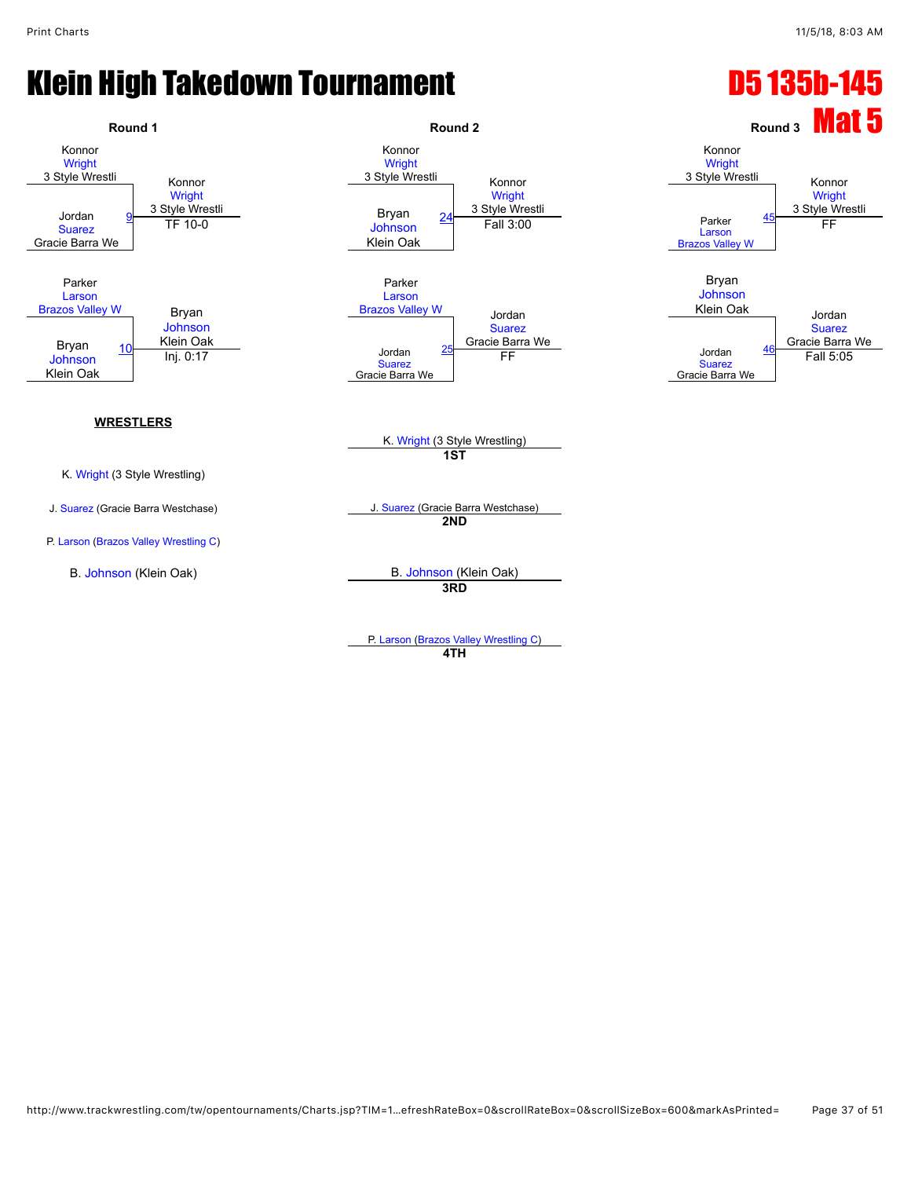# Klein High Takedown Tournament

## D5 135b-145

## Mat 5

### Round 1

| Wrestler 1 | Wrestler 2 | Bout | Winner | Result |
|---|---|---|---|---|
| Konnor Wright (3 Style Wrestli) | Jordan Suarez (Gracie Barra We) | 9 | Konnor Wright (3 Style Wrestli) | TF 10-0 |
| Parker Larson (Brazos Valley W) | Bryan Johnson (Klein Oak) | 10 | Bryan Johnson (Klein Oak) | Inj. 0:17 |

### Round 2

| Wrestler 1 | Wrestler 2 | Bout | Winner | Result |
|---|---|---|---|---|
| Konnor Wright (3 Style Wrestli) | Bryan Johnson (Klein Oak) | 24 | Konnor Wright (3 Style Wrestli) | Fall 3:00 |
| Parker Larson (Brazos Valley W) | Jordan Suarez (Gracie Barra We) | 25 | Jordan Suarez (Gracie Barra We) | FF |

### Round 3

| Wrestler 1 | Wrestler 2 | Bout | Winner | Result |
|---|---|---|---|---|
| Konnor Wright (3 Style Wrestli) | Parker Larson (Brazos Valley W) | 45 | Konnor Wright (3 Style Wrestli) | FF |
| Bryan Johnson (Klein Oak) | Jordan Suarez (Gracie Barra We) | 46 | Jordan Suarez (Gracie Barra We) | Fall 5:05 |

### WRESTLERS

- K. Wright (3 Style Wrestling)
- J. Suarez (Gracie Barra Westchase)
- P. Larson (Brazos Valley Wrestling C)
- B. Johnson (Klein Oak)

### Placements

- **1ST**: K. Wright (3 Style Wrestling)
- **2ND**: J. Suarez (Gracie Barra Westchase)
- **3RD**: B. Johnson (Klein Oak)
- **4TH**: P. Larson (Brazos Valley Wrestling C)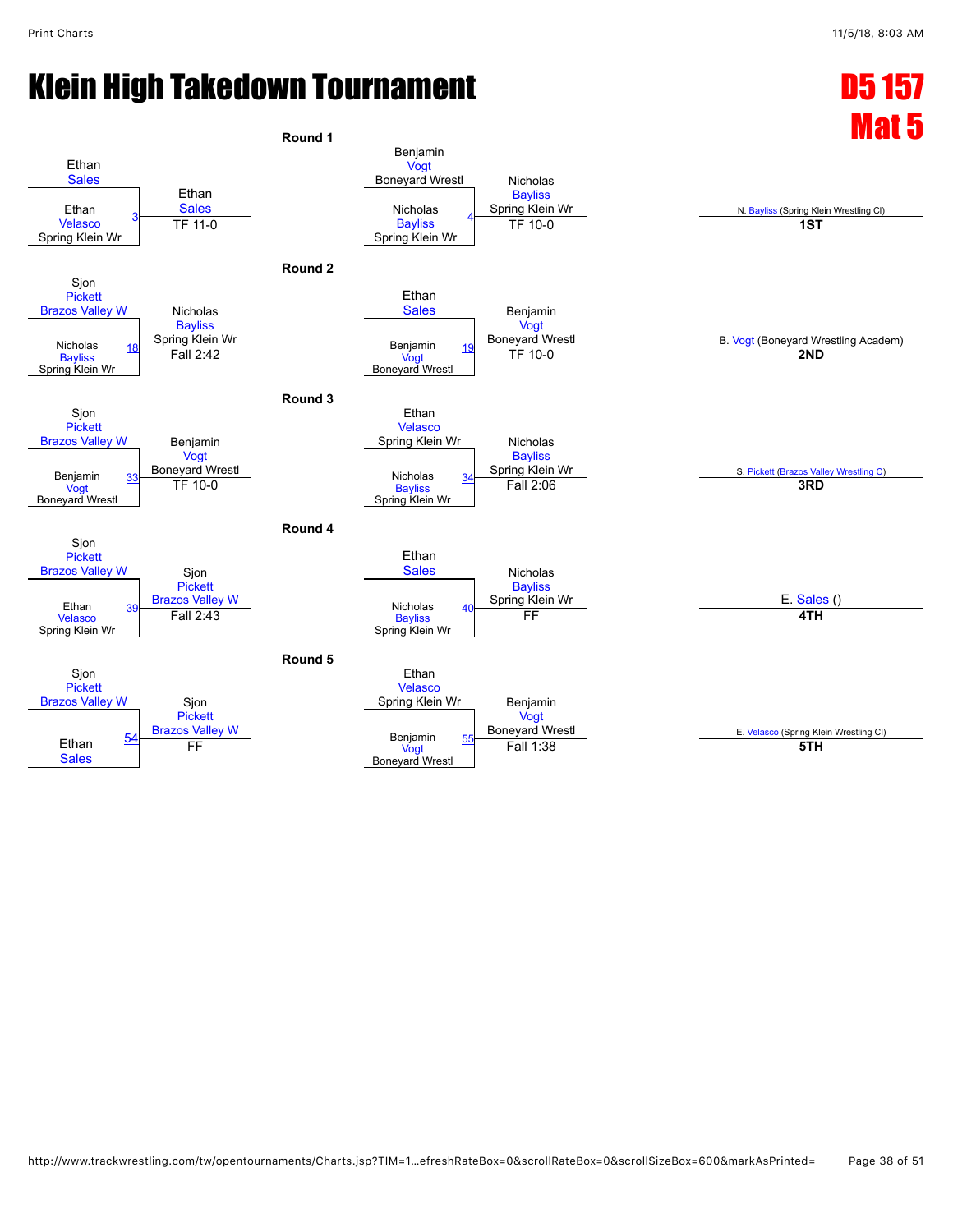# Klein High Takedown Tournament

## D5 157
## Mat 5

### Round 1

| Match | Wrestler 1 | Wrestler 2 | Winner | Result |
|---|---|---|---|---|
| 3 | Ethan Sales | Ethan Velasco (Spring Klein Wr) | Ethan Sales | TF 11-0 |
| 4 | Benjamin Vogt (Boneyard Wrestl) | Nicholas Bayliss (Spring Klein Wr) | Nicholas Bayliss (Spring Klein Wr) | TF 10-0 |

### Round 2

| Match | Wrestler 1 | Wrestler 2 | Winner | Result |
|---|---|---|---|---|
| 18 | Sjon Pickett (Brazos Valley W) | Nicholas Bayliss (Spring Klein Wr) | Nicholas Bayliss (Spring Klein Wr) | Fall 2:42 |
| 19 | Ethan Sales | Benjamin Vogt (Boneyard Wrestl) | Benjamin Vogt (Boneyard Wrestl) | TF 10-0 |

### Round 3

| Match | Wrestler 1 | Wrestler 2 | Winner | Result |
|---|---|---|---|---|
| 33 | Sjon Pickett (Brazos Valley W) | Benjamin Vogt (Boneyard Wrestl) | Benjamin Vogt (Boneyard Wrestl) | TF 10-0 |
| 34 | Ethan Velasco (Spring Klein Wr) | Nicholas Bayliss (Spring Klein Wr) | Nicholas Bayliss (Spring Klein Wr) | Fall 2:06 |

### Round 4

| Match | Wrestler 1 | Wrestler 2 | Winner | Result |
|---|---|---|---|---|
| 39 | Sjon Pickett (Brazos Valley W) | Ethan Velasco (Spring Klein Wr) | Sjon Pickett (Brazos Valley W) | Fall 2:43 |
| 40 | Ethan Sales | Nicholas Bayliss (Spring Klein Wr) | Nicholas Bayliss (Spring Klein Wr) | FF |

### Round 5

| Match | Wrestler 1 | Wrestler 2 | Winner | Result |
|---|---|---|---|---|
| 54 | Sjon Pickett (Brazos Valley W) | Ethan Sales | Sjon Pickett (Brazos Valley W) | FF |
| 55 | Ethan Velasco (Spring Klein Wr) | Benjamin Vogt (Boneyard Wrestl) | Benjamin Vogt (Boneyard Wrestl) | Fall 1:38 |

### Placings

| Place | Wrestler |
|---|---|
| 1ST | N. Bayliss (Spring Klein Wrestling Cl) |
| 2ND | B. Vogt (Boneyard Wrestling Academ) |
| 3RD | S. Pickett (Brazos Valley Wrestling C) |
| 4TH | E. Sales () |
| 5TH | E. Velasco (Spring Klein Wrestling Cl) |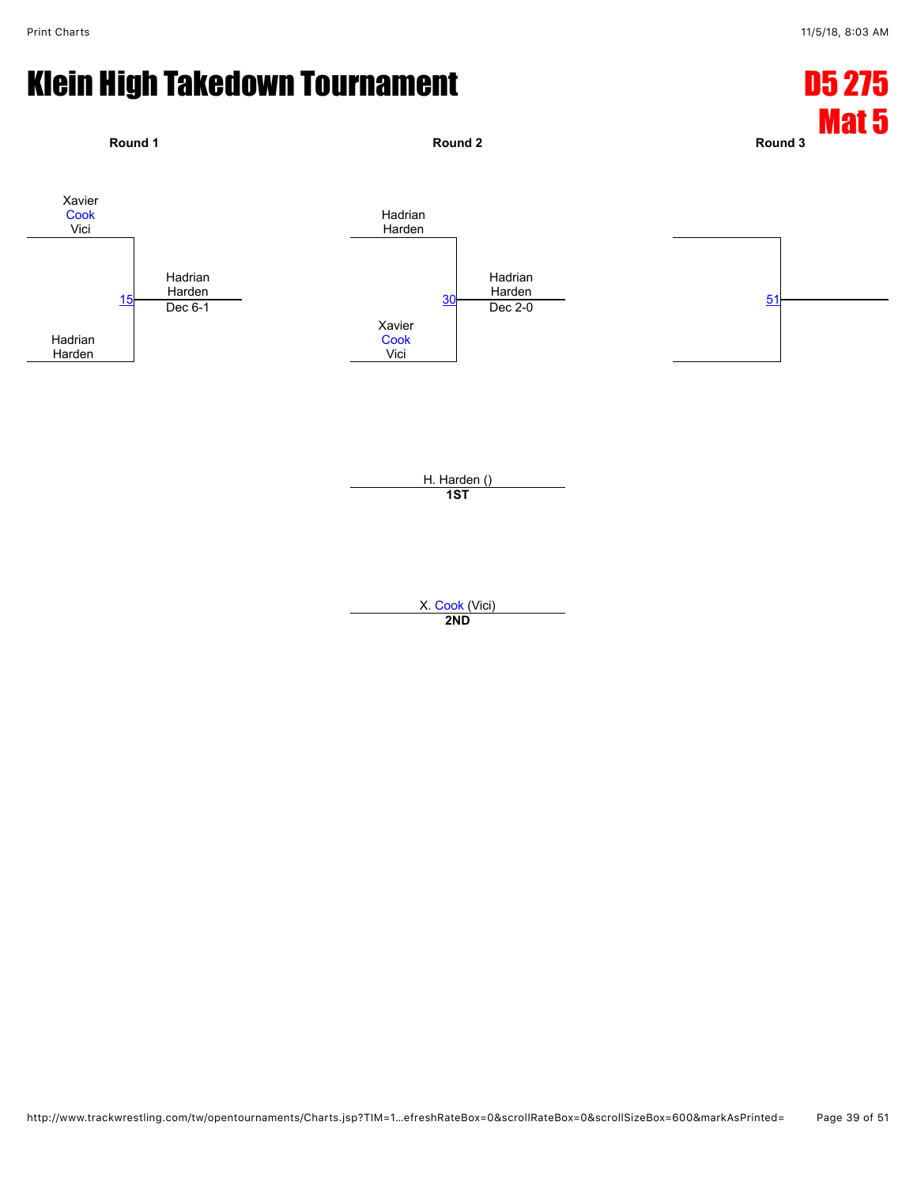# Klein High Takedown Tournament

## D5 275
## Mat 5

**Round 1**

Xavier
Cook
Vici

15 — Hadrian Harden, Dec 6-1

Hadrian
Harden

**Round 2**

Hadrian
Harden

30 — Hadrian Harden, Dec 2-0

Xavier
Cook
Vici

**Round 3**

51

H. Harden ()
**1ST**

X. Cook (Vici)
**2ND**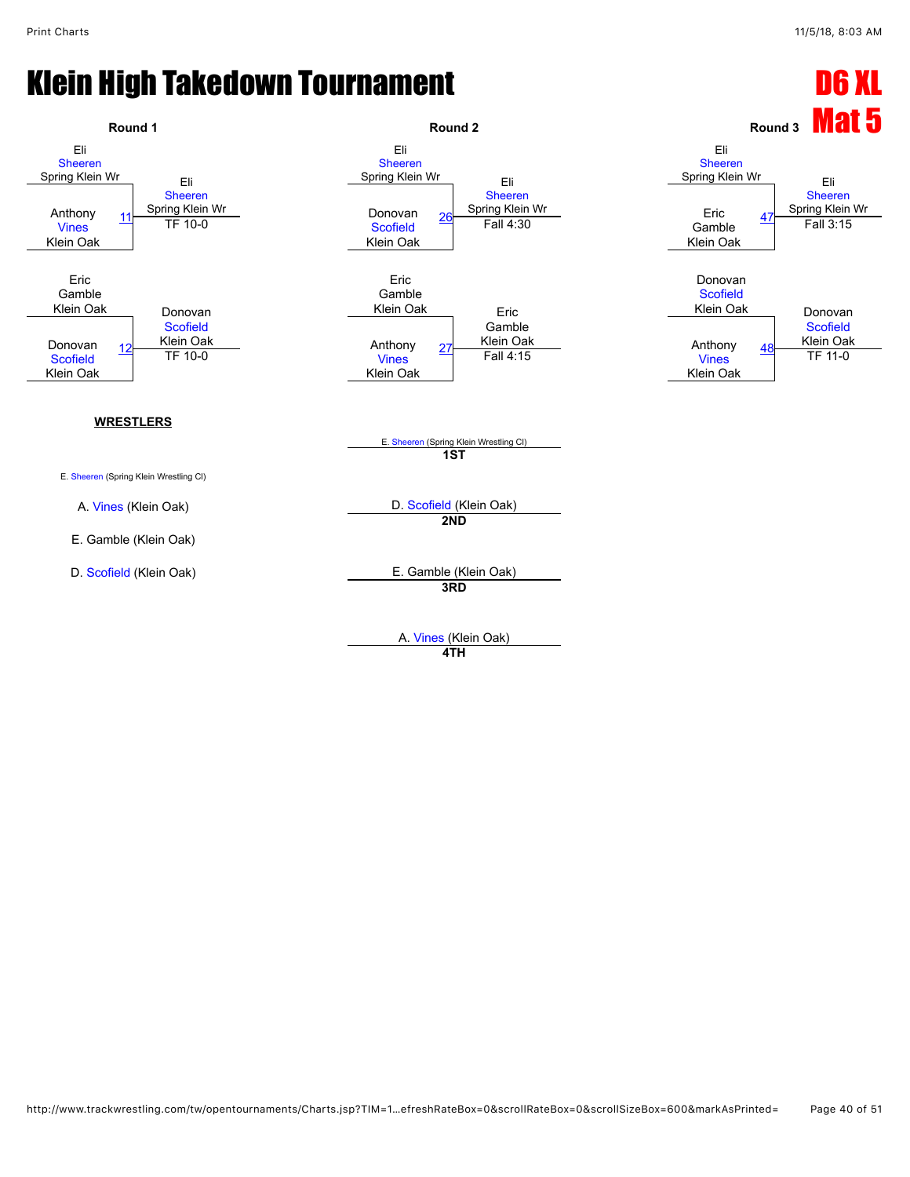# Klein High Takedown Tournament

## D6 XL
## Mat 5

### Round 1

| Match | Wrestler 1 | Wrestler 2 | Winner | Result |
|---|---|---|---|---|
| 11 | Eli Sheeren, Spring Klein Wr | Anthony Vines, Klein Oak | Eli Sheeren, Spring Klein Wr | TF 10-0 |
| 12 | Eric Gamble, Klein Oak | Donovan Scofield, Klein Oak | Donovan Scofield, Klein Oak | TF 10-0 |

### Round 2

| Match | Wrestler 1 | Wrestler 2 | Winner | Result |
|---|---|---|---|---|
| 26 | Eli Sheeren, Spring Klein Wr | Donovan Scofield, Klein Oak | Eli Sheeren, Spring Klein Wr | Fall 4:30 |
| 27 | Eric Gamble, Klein Oak | Anthony Vines, Klein Oak | Eric Gamble, Klein Oak | Fall 4:15 |

### Round 3

| Match | Wrestler 1 | Wrestler 2 | Winner | Result |
|---|---|---|---|---|
| 47 | Eli Sheeren, Spring Klein Wr | Eric Gamble, Klein Oak | Eli Sheeren, Spring Klein Wr | Fall 3:15 |
| 48 | Donovan Scofield, Klein Oak | Anthony Vines, Klein Oak | Donovan Scofield, Klein Oak | TF 11-0 |

**WRESTLERS**

- E. Sheeren (Spring Klein Wrestling Cl)
- A. Vines (Klein Oak)
- E. Gamble (Klein Oak)
- D. Scofield (Klein Oak)

**Placements**

- **1ST**: E. Sheeren (Spring Klein Wrestling Cl)
- **2ND**: D. Scofield (Klein Oak)
- **3RD**: E. Gamble (Klein Oak)
- **4TH**: A. Vines (Klein Oak)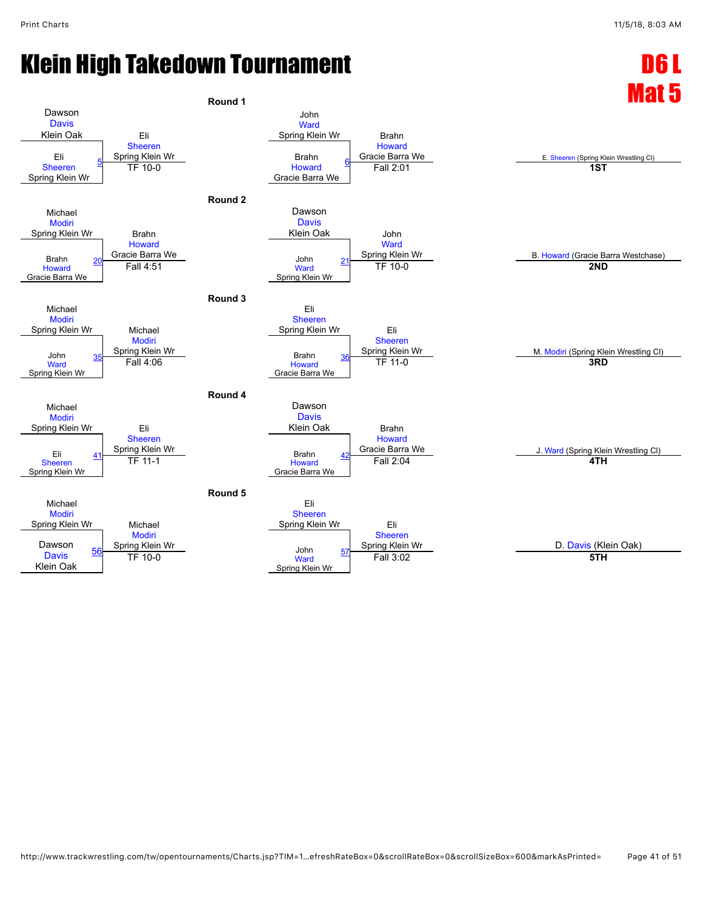# Klein High Takedown Tournament

**D6 L**
**Mat 5**

### Round 1

| Wrestler 1 | Wrestler 2 | Bout | Winner | Result |
|---|---|---|---|---|
| Dawson Davis (Klein Oak) | Eli Sheeren (Spring Klein Wr) | 5 | Eli Sheeren (Spring Klein Wr) | TF 10-0 |
| John Ward (Spring Klein Wr) | Brahn Howard (Gracie Barra We) | 6 | Brahn Howard (Gracie Barra We) | Fall 2:01 |

### Round 2

| Wrestler 1 | Wrestler 2 | Bout | Winner | Result |
|---|---|---|---|---|
| Michael Modiri (Spring Klein Wr) | Brahn Howard (Gracie Barra We) | 20 | Brahn Howard (Gracie Barra We) | Fall 4:51 |
| Dawson Davis (Klein Oak) | John Ward (Spring Klein Wr) | 21 | John Ward (Spring Klein Wr) | TF 10-0 |

### Round 3

| Wrestler 1 | Wrestler 2 | Bout | Winner | Result |
|---|---|---|---|---|
| Michael Modiri (Spring Klein Wr) | John Ward (Spring Klein Wr) | 35 | Michael Modiri (Spring Klein Wr) | Fall 4:06 |
| Eli Sheeren (Spring Klein Wr) | Brahn Howard (Gracie Barra We) | 36 | Eli Sheeren (Spring Klein Wr) | TF 11-0 |

### Round 4

| Wrestler 1 | Wrestler 2 | Bout | Winner | Result |
|---|---|---|---|---|
| Michael Modiri (Spring Klein Wr) | Eli Sheeren (Spring Klein Wr) | 41 | Eli Sheeren (Spring Klein Wr) | TF 11-1 |
| Dawson Davis (Klein Oak) | Brahn Howard (Gracie Barra We) | 42 | Brahn Howard (Gracie Barra We) | Fall 2:04 |

### Round 5

| Wrestler 1 | Wrestler 2 | Bout | Winner | Result |
|---|---|---|---|---|
| Michael Modiri (Spring Klein Wr) | Dawson Davis (Klein Oak) | 56 | Michael Modiri (Spring Klein Wr) | TF 10-0 |
| Eli Sheeren (Spring Klein Wr) | John Ward (Spring Klein Wr) | 57 | Eli Sheeren (Spring Klein Wr) | Fall 3:02 |

### Placings

| Place | Wrestler |
|---|---|
| 1ST | E. Sheeren (Spring Klein Wrestling Cl) |
| 2ND | B. Howard (Gracie Barra Westchase) |
| 3RD | M. Modiri (Spring Klein Wrestling Cl) |
| 4TH | J. Ward (Spring Klein Wrestling Cl) |
| 5TH | D. Davis (Klein Oak) |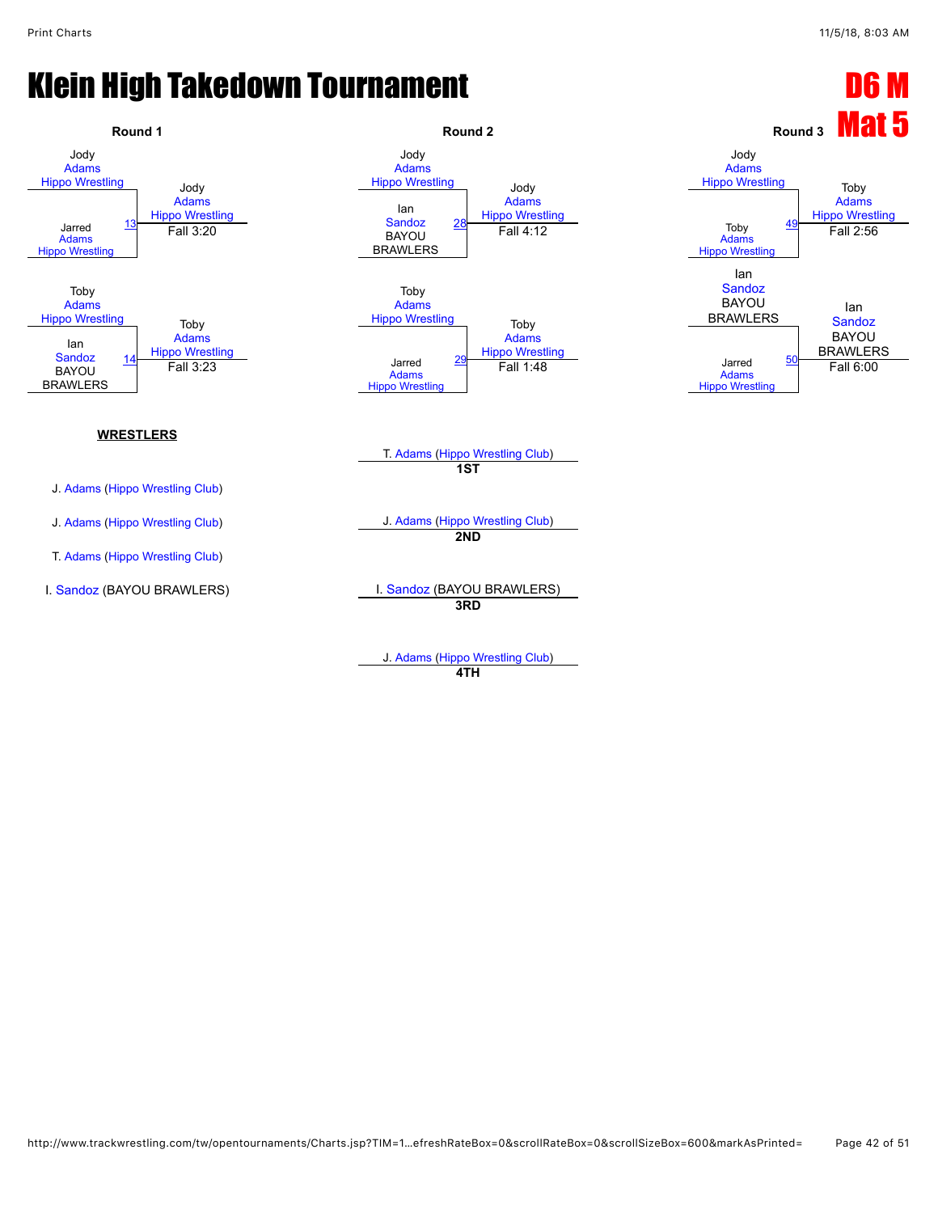# Klein High Takedown Tournament

**D6 M**
**Mat 5**

### Round 1

| Match | Wrestler 1 | Wrestler 2 | Winner | Result |
|---|---|---|---|---|
| 13 | Jody Adams (Hippo Wrestling) | Jarred Adams (Hippo Wrestling) | Jody Adams (Hippo Wrestling) | Fall 3:20 |
| 14 | Toby Adams (Hippo Wrestling) | Ian Sandoz (BAYOU BRAWLERS) | Toby Adams (Hippo Wrestling) | Fall 3:23 |

### Round 2

| Match | Wrestler 1 | Wrestler 2 | Winner | Result |
|---|---|---|---|---|
| 28 | Jody Adams (Hippo Wrestling) | Ian Sandoz (BAYOU BRAWLERS) | Jody Adams (Hippo Wrestling) | Fall 4:12 |
| 29 | Toby Adams (Hippo Wrestling) | Jarred Adams (Hippo Wrestling) | Toby Adams (Hippo Wrestling) | Fall 1:48 |

### Round 3

| Match | Wrestler 1 | Wrestler 2 | Winner | Result |
|---|---|---|---|---|
| 49 | Jody Adams (Hippo Wrestling) | Toby Adams (Hippo Wrestling) | Toby Adams (Hippo Wrestling) | Fall 2:56 |
| 50 | Ian Sandoz (BAYOU BRAWLERS) | Jarred Adams (Hippo Wrestling) | Ian Sandoz (BAYOU BRAWLERS) | Fall 6:00 |

**WRESTLERS**

- J. Adams (Hippo Wrestling Club)
- J. Adams (Hippo Wrestling Club)
- T. Adams (Hippo Wrestling Club)
- I. Sandoz (BAYOU BRAWLERS)

**1ST** T. Adams (Hippo Wrestling Club)

**2ND** J. Adams (Hippo Wrestling Club)

**3RD** I. Sandoz (BAYOU BRAWLERS)

**4TH** J. Adams (Hippo Wrestling Club)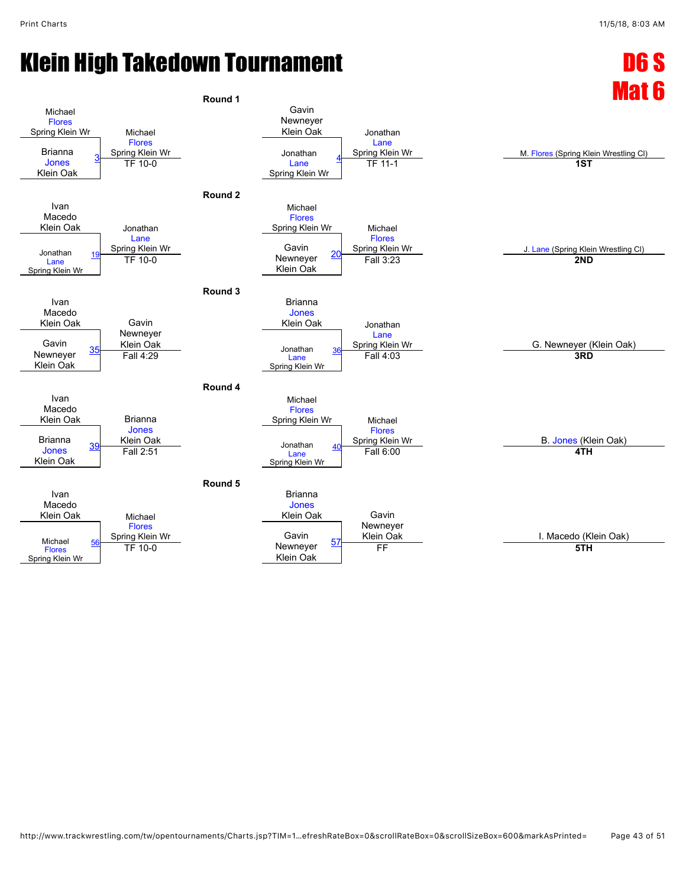# Klein High Takedown Tournament

## D6 S Mat 6

### Round 1

| Bout | Wrestler 1 | Wrestler 2 | Winner | Result |
|---|---|---|---|---|
| 3 | Michael Flores (Spring Klein Wr) | Brianna Jones (Klein Oak) | Michael Flores (Spring Klein Wr) | TF 10-0 |
| 4 | Gavin Newneyer (Klein Oak) | Jonathan Lane (Spring Klein Wr) | Jonathan Lane (Spring Klein Wr) | TF 11-1 |

### Round 2

| Bout | Wrestler 1 | Wrestler 2 | Winner | Result |
|---|---|---|---|---|
| 19 | Ivan Macedo (Klein Oak) | Jonathan Lane (Spring Klein Wr) | Jonathan Lane (Spring Klein Wr) | TF 10-0 |
| 20 | Michael Flores (Spring Klein Wr) | Gavin Newneyer (Klein Oak) | Michael Flores (Spring Klein Wr) | Fall 3:23 |

### Round 3

| Bout | Wrestler 1 | Wrestler 2 | Winner | Result |
|---|---|---|---|---|
| 35 | Ivan Macedo (Klein Oak) | Gavin Newneyer (Klein Oak) | Gavin Newneyer (Klein Oak) | Fall 4:29 |
| 36 | Brianna Jones (Klein Oak) | Jonathan Lane (Spring Klein Wr) | Jonathan Lane (Spring Klein Wr) | Fall 4:03 |

### Round 4

| Bout | Wrestler 1 | Wrestler 2 | Winner | Result |
|---|---|---|---|---|
| 39 | Ivan Macedo (Klein Oak) | Brianna Jones (Klein Oak) | Brianna Jones (Klein Oak) | Fall 2:51 |
| 40 | Michael Flores (Spring Klein Wr) | Jonathan Lane (Spring Klein Wr) | Michael Flores (Spring Klein Wr) | Fall 6:00 |

### Round 5

| Bout | Wrestler 1 | Wrestler 2 | Winner | Result |
|---|---|---|---|---|
| 56 | Ivan Macedo (Klein Oak) | Michael Flores (Spring Klein Wr) | Michael Flores (Spring Klein Wr) | TF 10-0 |
| 57 | Brianna Jones (Klein Oak) | Gavin Newneyer (Klein Oak) | Gavin Newneyer (Klein Oak) | FF |

### Placements

| Place | Wrestler |
|---|---|
| 1ST | M. Flores (Spring Klein Wrestling Cl) |
| 2ND | J. Lane (Spring Klein Wrestling Cl) |
| 3RD | G. Newneyer (Klein Oak) |
| 4TH | B. Jones (Klein Oak) |
| 5TH | I. Macedo (Klein Oak) |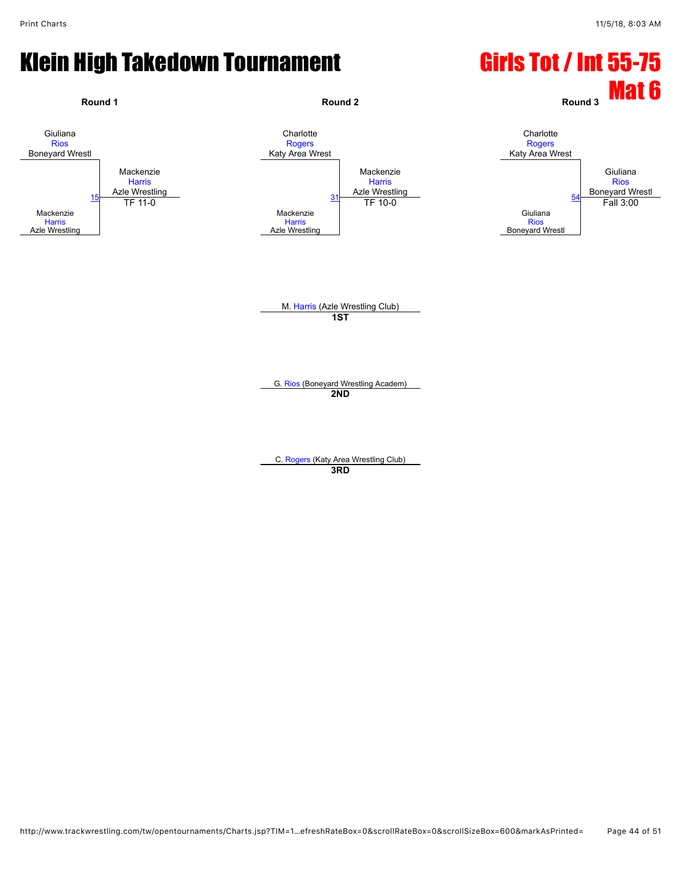# Klein High Takedown Tournament

## Girls Tot / Int 55-75
## Mat 6

**Round 1**

Giuliana
Rios
Boneyard Wrestl

15

Mackenzie
Harris
Azle Wrestling

Mackenzie
Harris
Azle Wrestling
TF 11-0

**Round 2**

Charlotte
Rogers
Katy Area Wrest

31

Mackenzie
Harris
Azle Wrestling

Mackenzie
Harris
Azle Wrestling
TF 10-0

**Round 3**

Charlotte
Rogers
Katy Area Wrest

54

Giuliana
Rios
Boneyard Wrestl

Giuliana
Rios
Boneyard Wrestl
Fall 3:00

M. Harris (Azle Wrestling Club)
**1ST**

G. Rios (Boneyard Wrestling Academ)
**2ND**

C. Rogers (Katy Area Wrestling Club)
**3RD**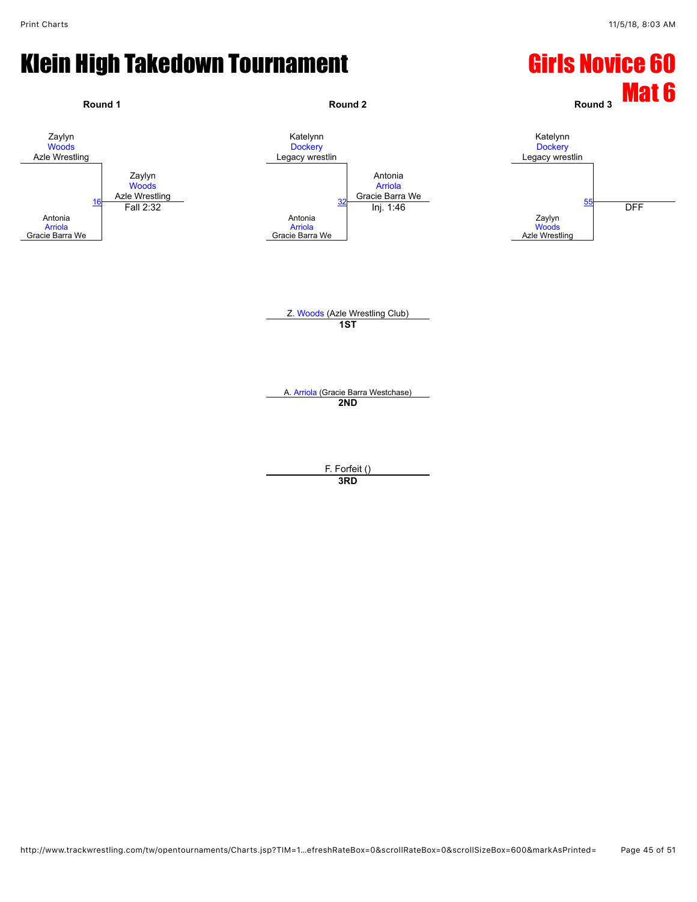# Klein High Takedown Tournament

## Girls Novice 60
## Mat 6

### Round 1

Zaylyn Woods — Azle Wrestling

Antonia Arriola — Gracie Barra We

Match 16: Zaylyn Woods (Azle Wrestling) — Fall 2:32

### Round 2

Katelynn Dockery — Legacy wrestlin

Antonia Arriola — Gracie Barra We

Match 32: Antonia Arriola (Gracie Barra We) — Inj. 1:46

### Round 3

Katelynn Dockery — Legacy wrestlin

Zaylyn Woods — Azle Wrestling

Match 55: DFF

---

Z. Woods (Azle Wrestling Club)
**1ST**

A. Arriola (Gracie Barra Westchase)
**2ND**

F. Forfeit ()
**3RD**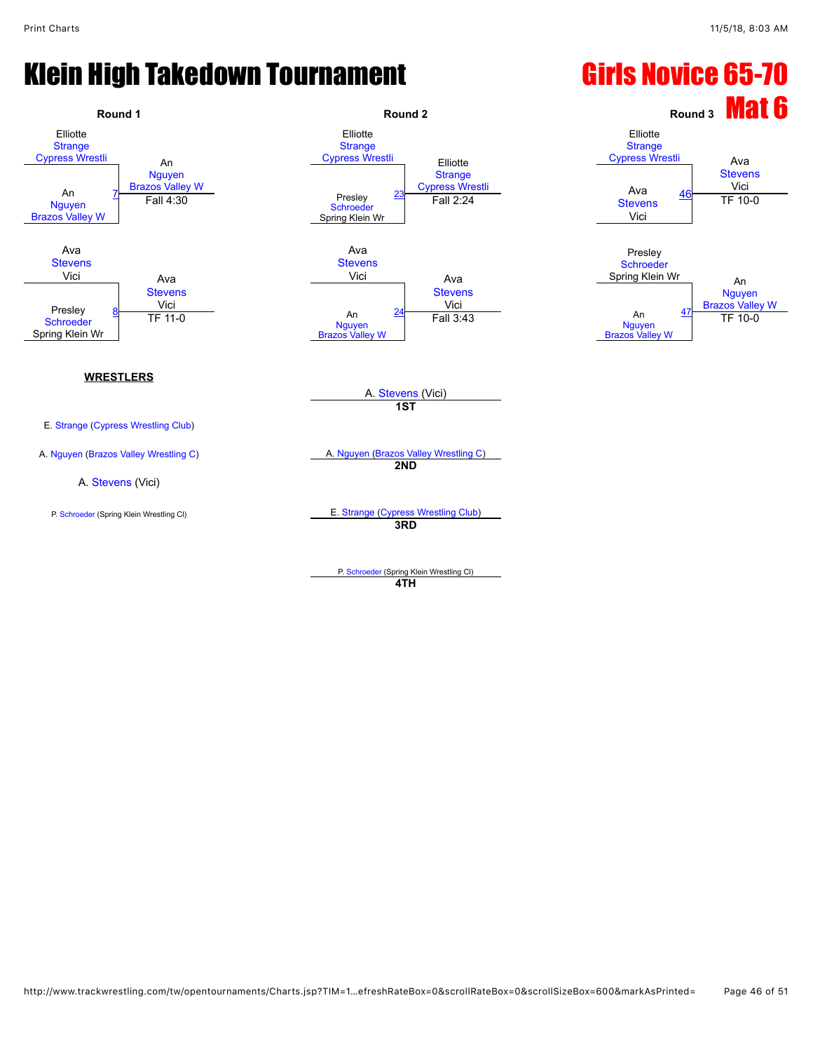# Klein High Takedown Tournament

## Girls Novice 65-70

## Mat 6

### Round 1

| Match | Wrestler 1 | Wrestler 2 | Winner | Result |
|---|---|---|---|---|
| 7 | Elliotte Strange (Cypress Wrestli) | An Nguyen (Brazos Valley W) | An Nguyen (Brazos Valley W) | Fall 4:30 |
| 8 | Ava Stevens (Vici) | Presley Schroeder (Spring Klein Wr) | Ava Stevens (Vici) | TF 11-0 |

### Round 2

| Match | Wrestler 1 | Wrestler 2 | Winner | Result |
|---|---|---|---|---|
| 23 | Elliotte Strange (Cypress Wrestli) | Presley Schroeder (Spring Klein Wr) | Elliotte Strange (Cypress Wrestli) | Fall 2:24 |
| 24 | Ava Stevens (Vici) | An Nguyen (Brazos Valley W) | Ava Stevens (Vici) | Fall 3:43 |

### Round 3

| Match | Wrestler 1 | Wrestler 2 | Winner | Result |
|---|---|---|---|---|
| 46 | Elliotte Strange (Cypress Wrestli) | Ava Stevens (Vici) | Ava Stevens (Vici) | TF 10-0 |
| 47 | Presley Schroeder (Spring Klein Wr) | An Nguyen (Brazos Valley W) | An Nguyen (Brazos Valley W) | TF 10-0 |

**WRESTLERS**

- E. Strange (Cypress Wrestling Club)
- A. Nguyen (Brazos Valley Wrestling C)
- A. Stevens (Vici)
- P. Schroeder (Spring Klein Wrestling Cl)

**PLACEMENTS**

- **1ST**: A. Stevens (Vici)
- **2ND**: A. Nguyen (Brazos Valley Wrestling C)
- **3RD**: E. Strange (Cypress Wrestling Club)
- **4TH**: P. Schroeder (Spring Klein Wrestling Cl)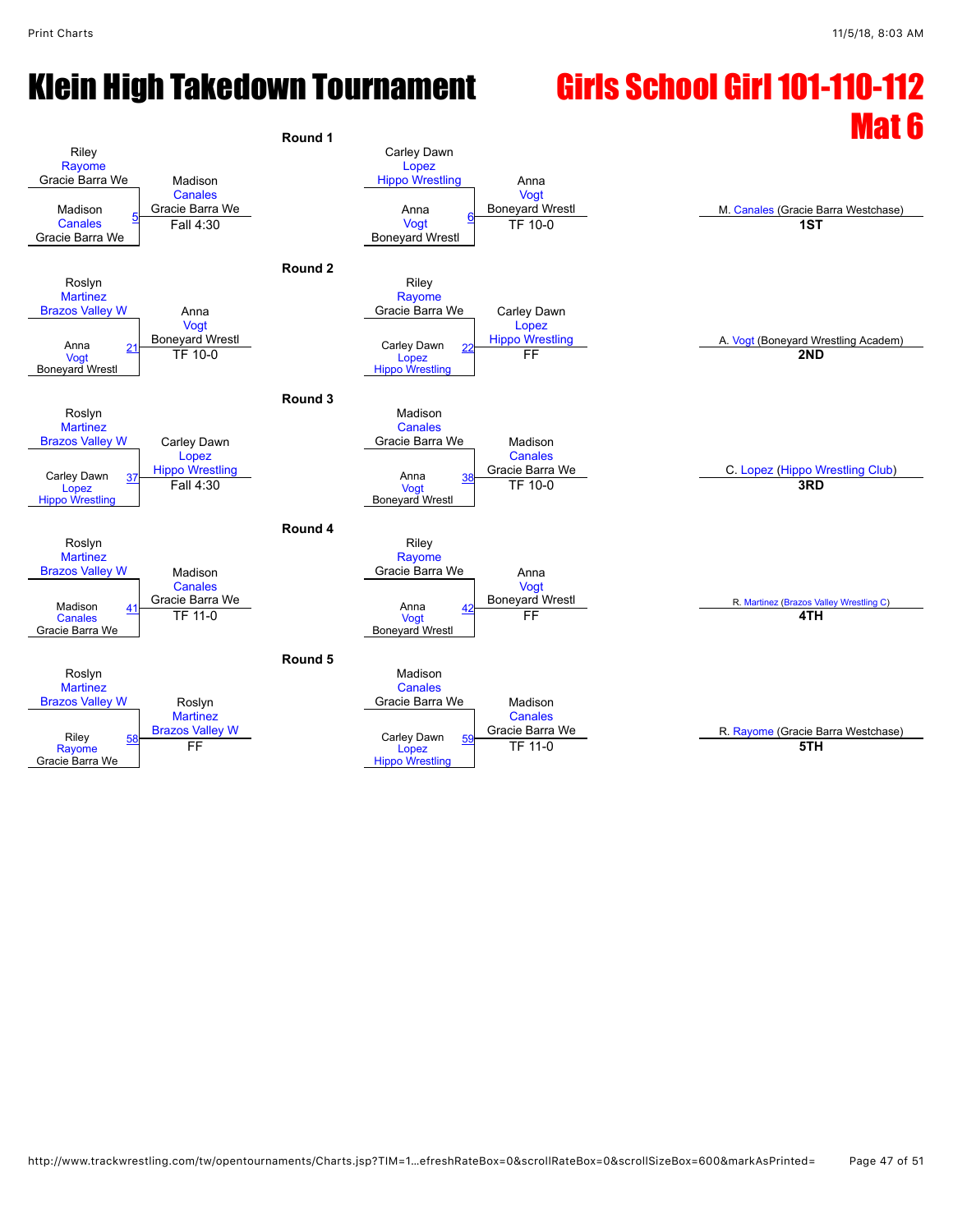# Klein High Takedown Tournament

# Girls School Girl 101-110-112

## Mat 6

### Round 1

| Wrestler 1 | Wrestler 2 | Bout | Winner | Result |
|---|---|---|---|---|
| Riley Rayome (Gracie Barra We) | Madison Canales (Gracie Barra We) | 5 | Madison Canales (Gracie Barra We) | Fall 4:30 |
| Carley Dawn Lopez (Hippo Wrestling) | Anna Vogt (Boneyard Wrestl) | 6 | Anna Vogt (Boneyard Wrestl) | TF 10-0 |

### Round 2

| Wrestler 1 | Wrestler 2 | Bout | Winner | Result |
|---|---|---|---|---|
| Roslyn Martinez (Brazos Valley W) | Anna Vogt (Boneyard Wrestl) | 21 | Anna Vogt (Boneyard Wrestl) | TF 10-0 |
| Riley Rayome (Gracie Barra We) | Carley Dawn Lopez (Hippo Wrestling) | 22 | Carley Dawn Lopez (Hippo Wrestling) | FF |

### Round 3

| Wrestler 1 | Wrestler 2 | Bout | Winner | Result |
|---|---|---|---|---|
| Roslyn Martinez (Brazos Valley W) | Carley Dawn Lopez (Hippo Wrestling) | 37 | Carley Dawn Lopez (Hippo Wrestling) | Fall 4:30 |
| Madison Canales (Gracie Barra We) | Anna Vogt (Boneyard Wrestl) | 38 | Madison Canales (Gracie Barra We) | TF 10-0 |

### Round 4

| Wrestler 1 | Wrestler 2 | Bout | Winner | Result |
|---|---|---|---|---|
| Roslyn Martinez (Brazos Valley W) | Madison Canales (Gracie Barra We) | 41 | Madison Canales (Gracie Barra We) | TF 11-0 |
| Riley Rayome (Gracie Barra We) | Anna Vogt (Boneyard Wrestl) | 42 | Anna Vogt (Boneyard Wrestl) | FF |

### Round 5

| Wrestler 1 | Wrestler 2 | Bout | Winner | Result |
|---|---|---|---|---|
| Roslyn Martinez (Brazos Valley W) | Riley Rayome (Gracie Barra We) | 58 | Roslyn Martinez (Brazos Valley W) | FF |
| Madison Canales (Gracie Barra We) | Carley Dawn Lopez (Hippo Wrestling) | 59 | Madison Canales (Gracie Barra We) | TF 11-0 |

### Placements

| Place | Wrestler |
|---|---|
| 1ST | M. Canales (Gracie Barra Westchase) |
| 2ND | A. Vogt (Boneyard Wrestling Academ) |
| 3RD | C. Lopez (Hippo Wrestling Club) |
| 4TH | R. Martinez (Brazos Valley Wrestling C) |
| 5TH | R. Rayome (Gracie Barra Westchase) |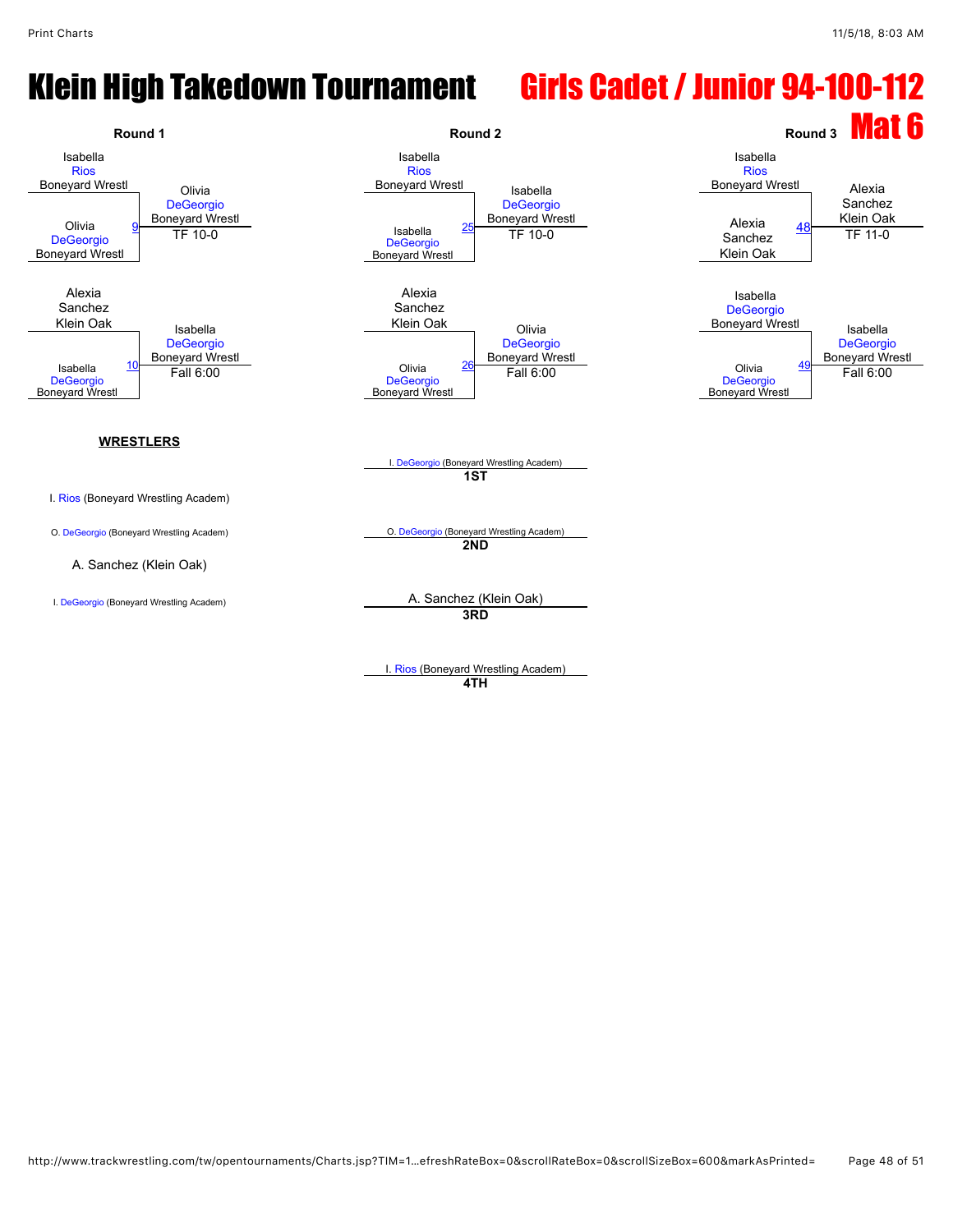# Klein High Takedown Tournament

# Girls Cadet / Junior 94-100-112

## Mat 6

### Round 1

| Wrestler 1 | Wrestler 2 | Bout | Winner | Result |
|---|---|---|---|---|
| Isabella Rios, Boneyard Wrestl | Olivia DeGeorgio, Boneyard Wrestl | 9 | Olivia DeGeorgio, Boneyard Wrestl | TF 10-0 |
| Alexia Sanchez, Klein Oak | Isabella DeGeorgio, Boneyard Wrestl | 10 | Isabella DeGeorgio, Boneyard Wrestl | Fall 6:00 |

### Round 2

| Wrestler 1 | Wrestler 2 | Bout | Winner | Result |
|---|---|---|---|---|
| Isabella Rios, Boneyard Wrestl | Isabella DeGeorgio, Boneyard Wrestl | 25 | Isabella DeGeorgio, Boneyard Wrestl | TF 10-0 |
| Alexia Sanchez, Klein Oak | Olivia DeGeorgio, Boneyard Wrestl | 26 | Olivia DeGeorgio, Boneyard Wrestl | Fall 6:00 |

### Round 3

| Wrestler 1 | Wrestler 2 | Bout | Winner | Result |
|---|---|---|---|---|
| Isabella Rios, Boneyard Wrestl | Alexia Sanchez, Klein Oak | 48 | Alexia Sanchez, Klein Oak | TF 11-0 |
| Isabella DeGeorgio, Boneyard Wrestl | Olivia DeGeorgio, Boneyard Wrestl | 49 | Isabella DeGeorgio, Boneyard Wrestl | Fall 6:00 |

### WRESTLERS

- I. Rios (Boneyard Wrestling Academ)
- O. DeGeorgio (Boneyard Wrestling Academ)
- A. Sanchez (Klein Oak)
- I. DeGeorgio (Boneyard Wrestling Academ)

### Placements

- **1ST**: I. DeGeorgio (Boneyard Wrestling Academ)
- **2ND**: O. DeGeorgio (Boneyard Wrestling Academ)
- **3RD**: A. Sanchez (Klein Oak)
- **4TH**: I. Rios (Boneyard Wrestling Academ)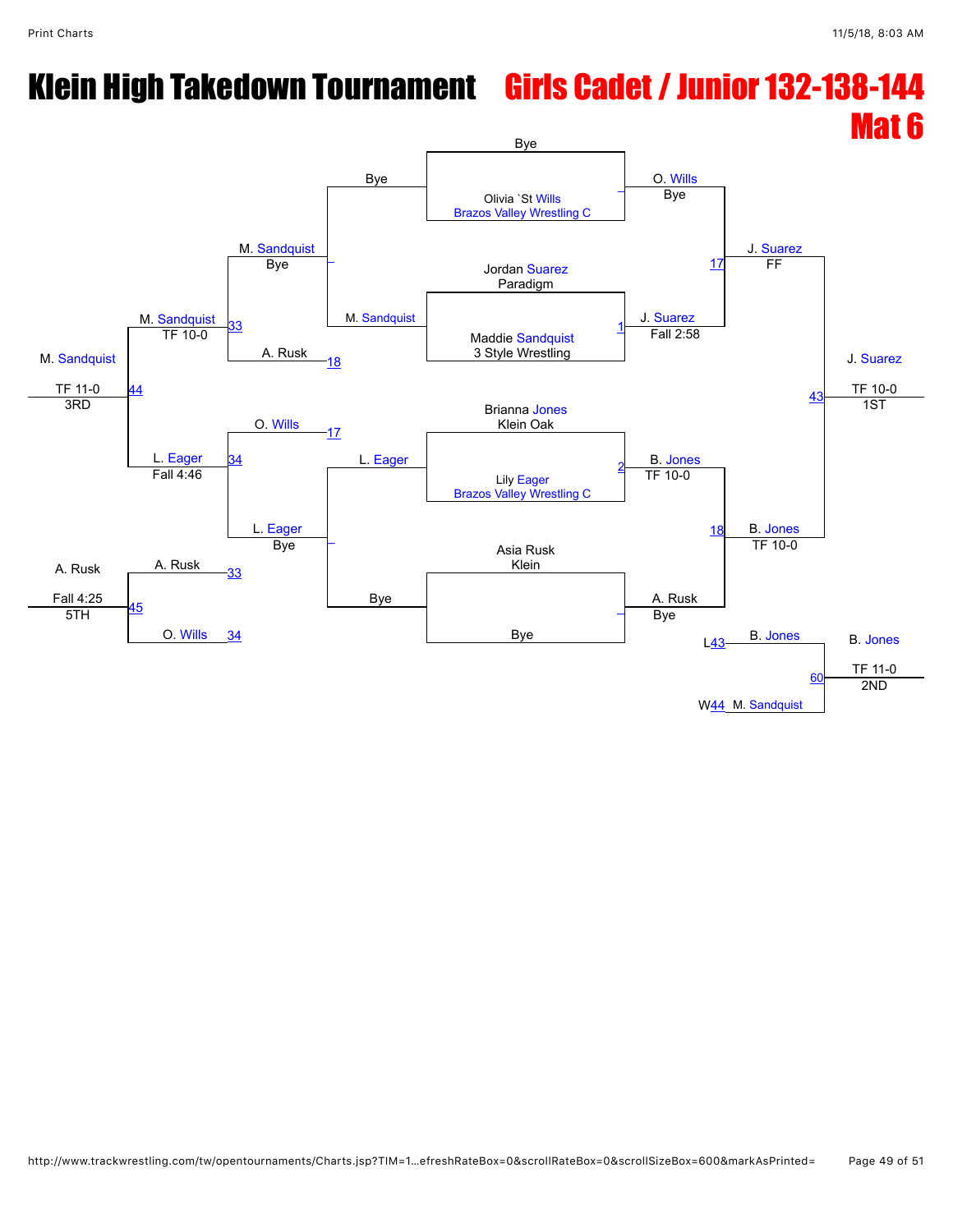# Klein High Takedown Tournament

## Girls Cadet / Junior 132-138-144

## Mat 6

### Championship Bracket

**First Round:**
- Bye vs. Olivia `St Wills (Brazos Valley Wrestling C) — O. Wills, Bye
- Jordan Suarez (Paradigm) vs. Maddie Sandquist (3 Style Wrestling) — Match 1: J. Suarez, Fall 2:58
- Brianna Jones (Klein Oak) vs. Lily Eager (Brazos Valley Wrestling C) — Match 2: B. Jones, TF 10-0
- Asia Rusk (Klein) vs. Bye — A. Rusk, Bye

**Semifinals:**
- Match 17: O. Wills vs. J. Suarez — J. Suarez, FF
- Match 18: B. Jones vs. A. Rusk — B. Jones, TF 10-0

**Final:**
- Match 43: J. Suarez vs. B. Jones — J. Suarez, TF 10-0 — **1ST**

### Consolation Bracket

**First Round:**
- Bye vs. M. Sandquist — M. Sandquist, Bye
- L. Eager vs. Bye — L. Eager, Bye

**Second Round:**
- Match 33: M. Sandquist vs. A. Rusk (L18) — M. Sandquist, TF 10-0
- Match 34: O. Wills (L17) vs. L. Eager — L. Eager, Fall 4:46

**Third Place:**
- Match 44: M. Sandquist vs. L. Eager — M. Sandquist, TF 11-0 — **3RD**

**Fifth Place:**
- Match 45: A. Rusk (L33) vs. O. Wills (L34) — A. Rusk, Fall 4:25 — **5TH**

**Second Place:**
- Match 60: B. Jones (L43) vs. M. Sandquist (W44) — B. Jones, TF 11-0 — **2ND**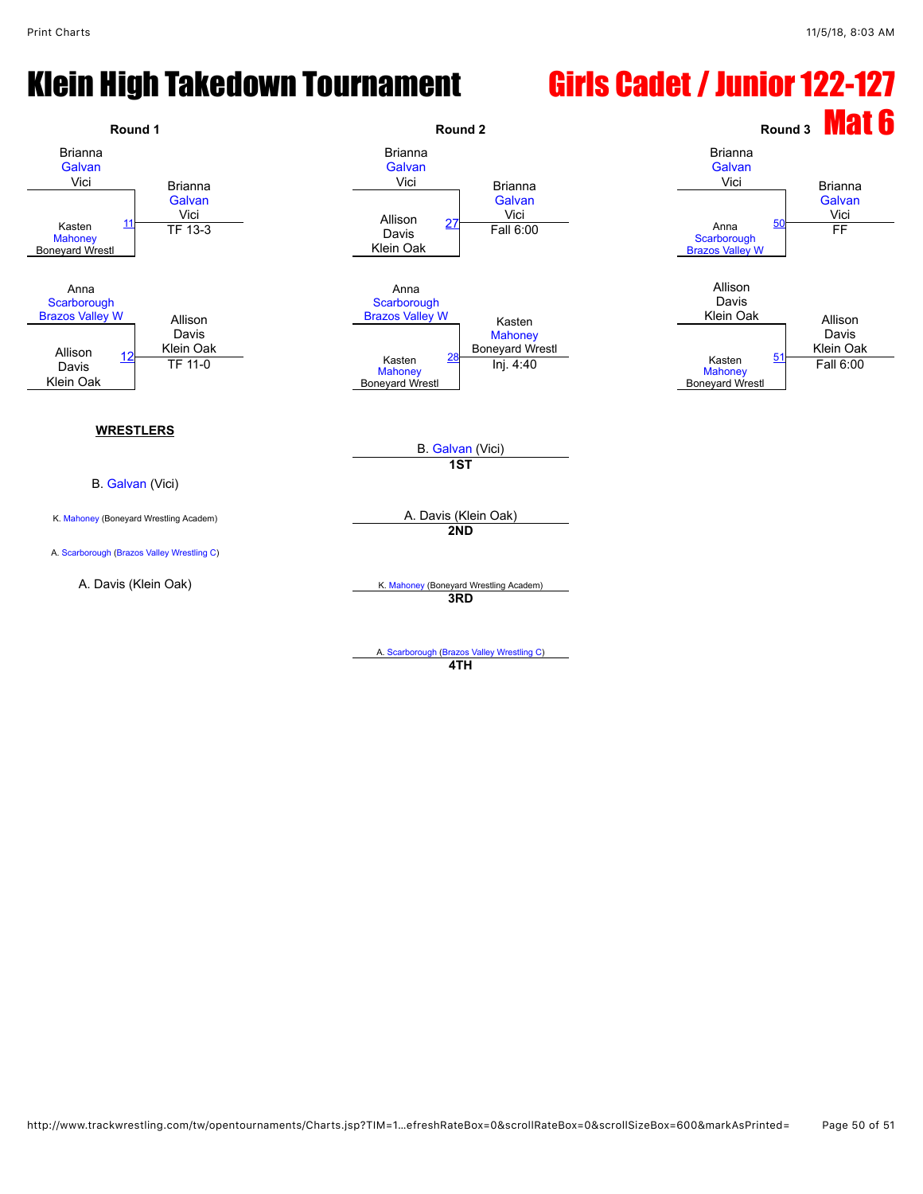# Klein High Takedown Tournament

## Girls Cadet / Junior 122-127

## Mat 6

### Round 1

| Match | Wrestler 1 | Wrestler 2 | Winner | Result |
|---|---|---|---|---|
| 11 | Brianna Galvan (Vici) | Kasten Mahoney (Boneyard Wrestl) | Brianna Galvan (Vici) | TF 13-3 |
| 12 | Anna Scarborough (Brazos Valley W) | Allison Davis (Klein Oak) | Allison Davis (Klein Oak) | TF 11-0 |

### Round 2

| Match | Wrestler 1 | Wrestler 2 | Winner | Result |
|---|---|---|---|---|
| 27 | Brianna Galvan (Vici) | Allison Davis (Klein Oak) | Brianna Galvan (Vici) | Fall 6:00 |
| 28 | Anna Scarborough (Brazos Valley W) | Kasten Mahoney (Boneyard Wrestl) | Kasten Mahoney (Boneyard Wrestl) | Inj. 4:40 |

### Round 3

| Match | Wrestler 1 | Wrestler 2 | Winner | Result |
|---|---|---|---|---|
| 50 | Brianna Galvan (Vici) | Anna Scarborough (Brazos Valley W) | Brianna Galvan (Vici) | FF |
| 51 | Allison Davis (Klein Oak) | Kasten Mahoney (Boneyard Wrestl) | Allison Davis (Klein Oak) | Fall 6:00 |

**WRESTLERS**

- B. Galvan (Vici)
- K. Mahoney (Boneyard Wrestling Academ)
- A. Scarborough (Brazos Valley Wrestling C)
- A. Davis (Klein Oak)

**Placings**

- **1ST**: B. Galvan (Vici)
- **2ND**: A. Davis (Klein Oak)
- **3RD**: K. Mahoney (Boneyard Wrestling Academ)
- **4TH**: A. Scarborough (Brazos Valley Wrestling C)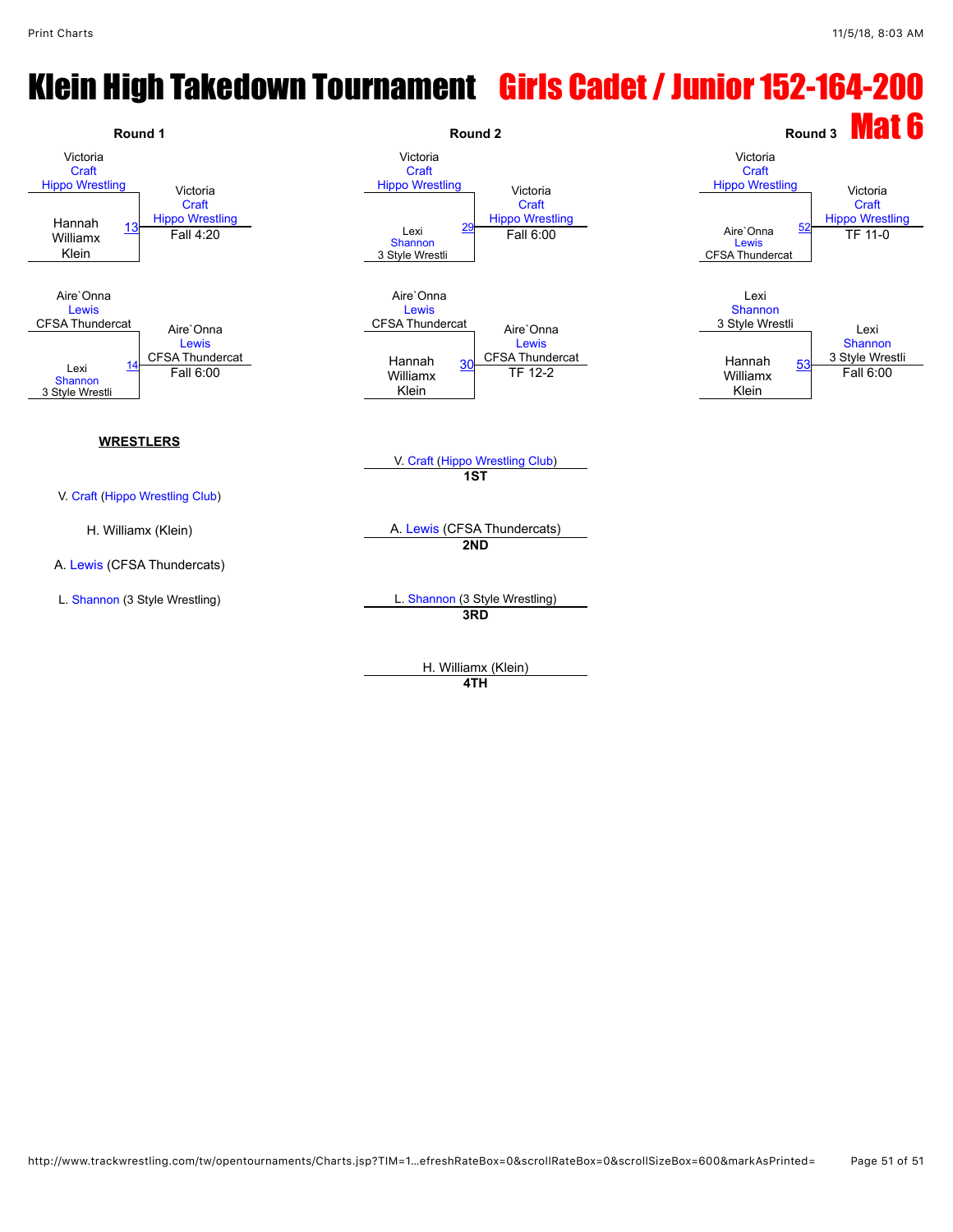# Klein High Takedown Tournament Girls Cadet / Junior 152-164-200

## Mat 6

### Round 1

Victoria Craft, Hippo Wrestling vs. Hannah Williamx, Klein — Bout 13 — Winner: Victoria Craft, Hippo Wrestling — Fall 4:20

Aire`Onna Lewis, CFSA Thundercat vs. Lexi Shannon, 3 Style Wrestli — Bout 14 — Winner: Aire`Onna Lewis, CFSA Thundercat — Fall 6:00

### Round 2

Victoria Craft, Hippo Wrestling vs. Lexi Shannon, 3 Style Wrestli — Bout 29 — Winner: Victoria Craft, Hippo Wrestling — Fall 6:00

Aire`Onna Lewis, CFSA Thundercat vs. Hannah Williamx, Klein — Bout 30 — Winner: Aire`Onna Lewis, CFSA Thundercat — TF 12-2

### Round 3

Victoria Craft, Hippo Wrestling vs. Aire`Onna Lewis, CFSA Thundercat — Bout 52 — Winner: Victoria Craft, Hippo Wrestling — TF 11-0

Lexi Shannon, 3 Style Wrestli vs. Hannah Williamx, Klein — Bout 53 — Winner: Lexi Shannon, 3 Style Wrestli — Fall 6:00

### WRESTLERS

V. Craft (Hippo Wrestling Club)

H. Williamx (Klein)

A. Lewis (CFSA Thundercats)

L. Shannon (3 Style Wrestling)

### Placements

**1ST**: V. Craft (Hippo Wrestling Club)

**2ND**: A. Lewis (CFSA Thundercats)

**3RD**: L. Shannon (3 Style Wrestling)

**4TH**: H. Williamx (Klein)